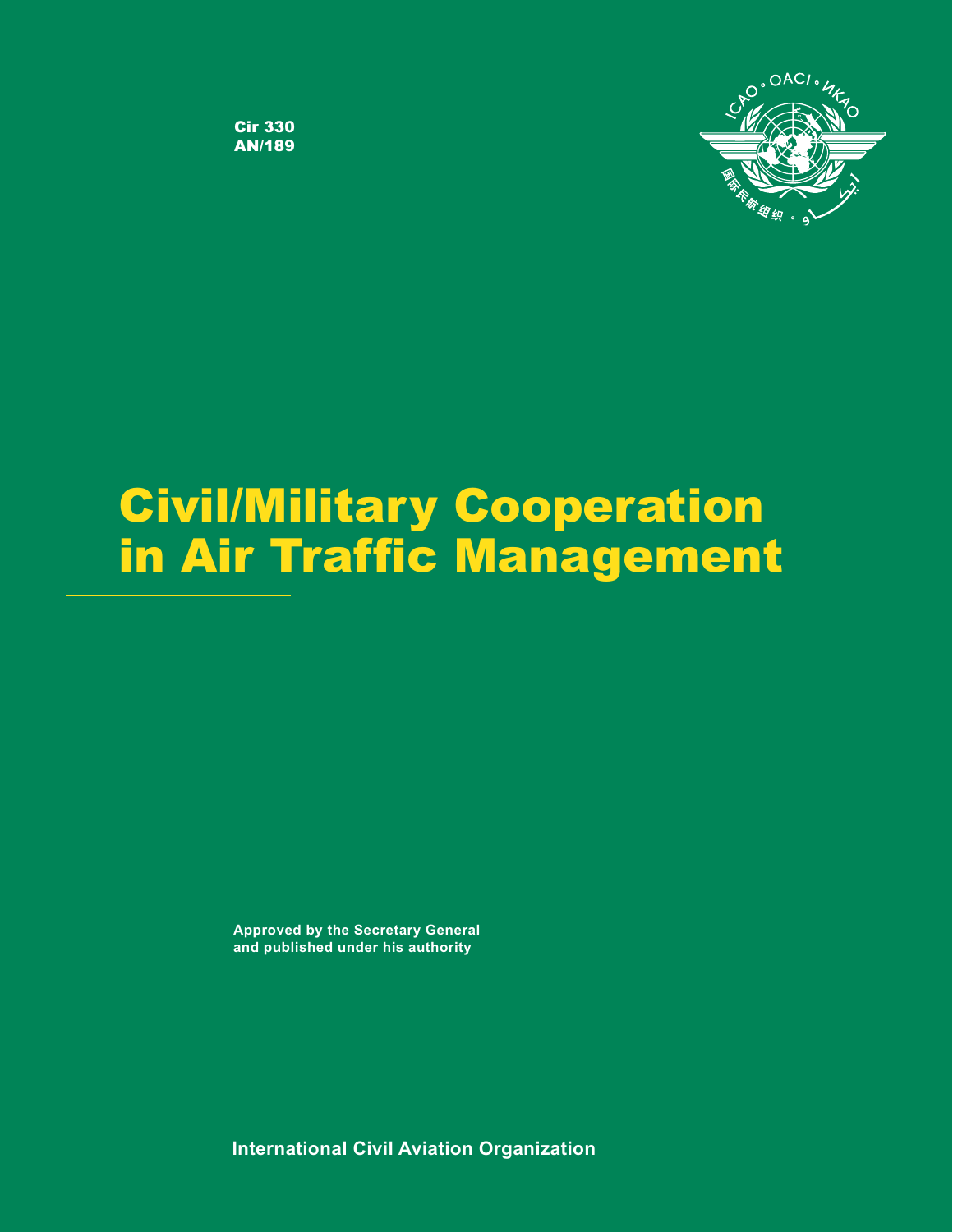Cir 330
AN/189

# Civil/Military Cooperation in Air Traffic Management

Approved by the Secretary General
and published under his authority

**International Civil Aviation Organization**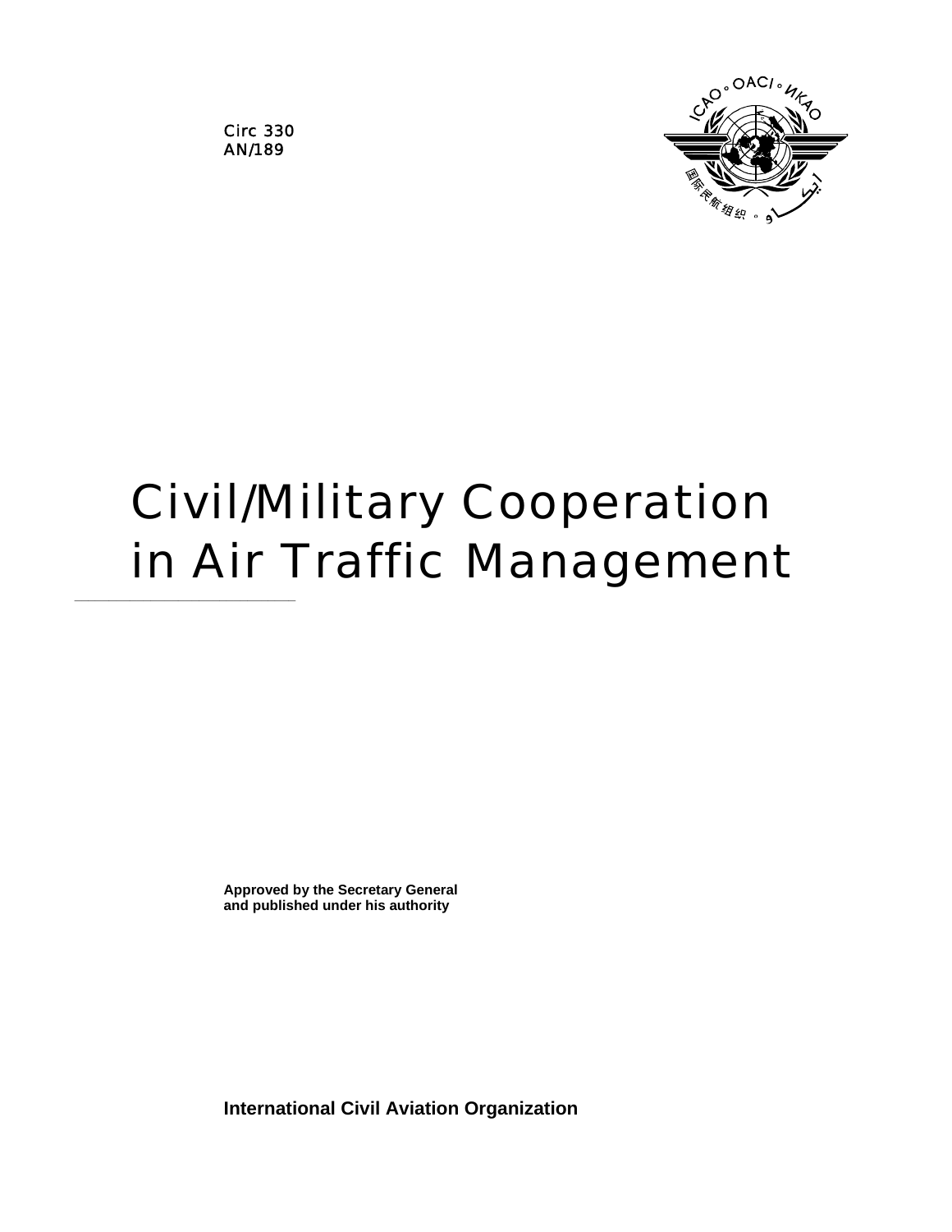Circ 330
AN/189

# Civil/Military Cooperation in Air Traffic Management

**Approved by the Secretary General and published under his authority**

**International Civil Aviation Organization**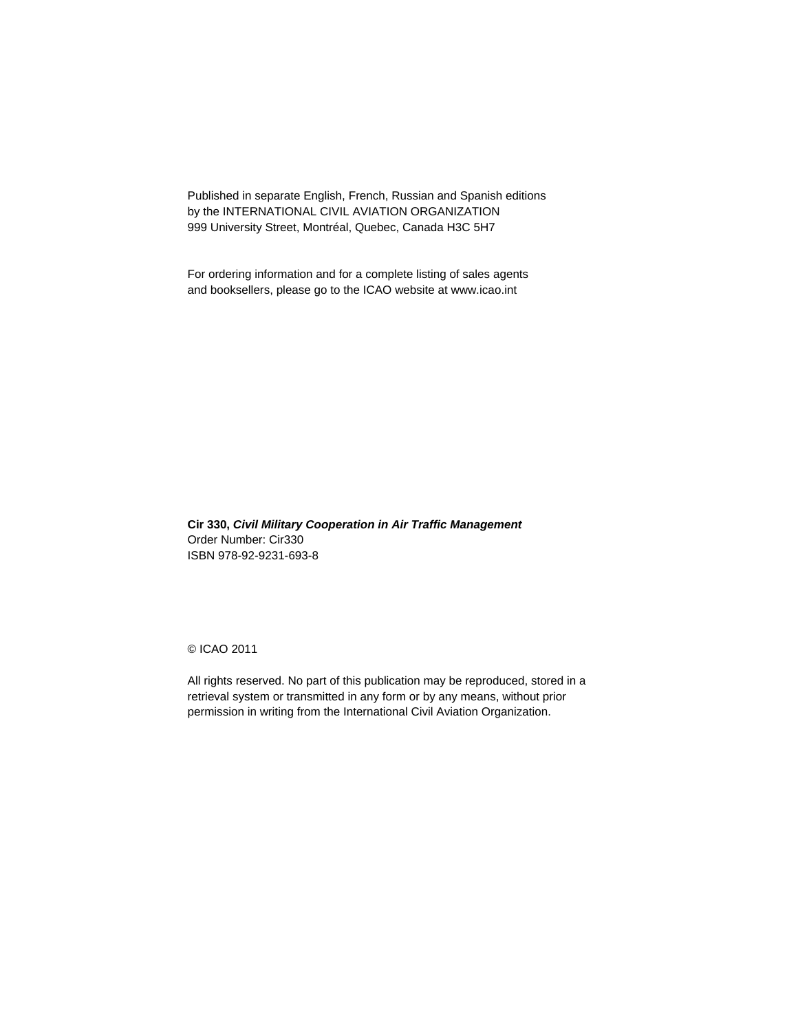Published in separate English, French, Russian and Spanish editions
by the INTERNATIONAL CIVIL AVIATION ORGANIZATION
999 University Street, Montréal, Quebec, Canada H3C 5H7

For ordering information and for a complete listing of sales agents
and booksellers, please go to the ICAO website at www.icao.int

**Cir 330, *Civil Military Cooperation in Air Traffic Management***
Order Number: Cir330
ISBN 978-92-9231-693-8

© ICAO 2011

All rights reserved. No part of this publication may be reproduced, stored in a
retrieval system or transmitted in any form or by any means, without prior
permission in writing from the International Civil Aviation Organization.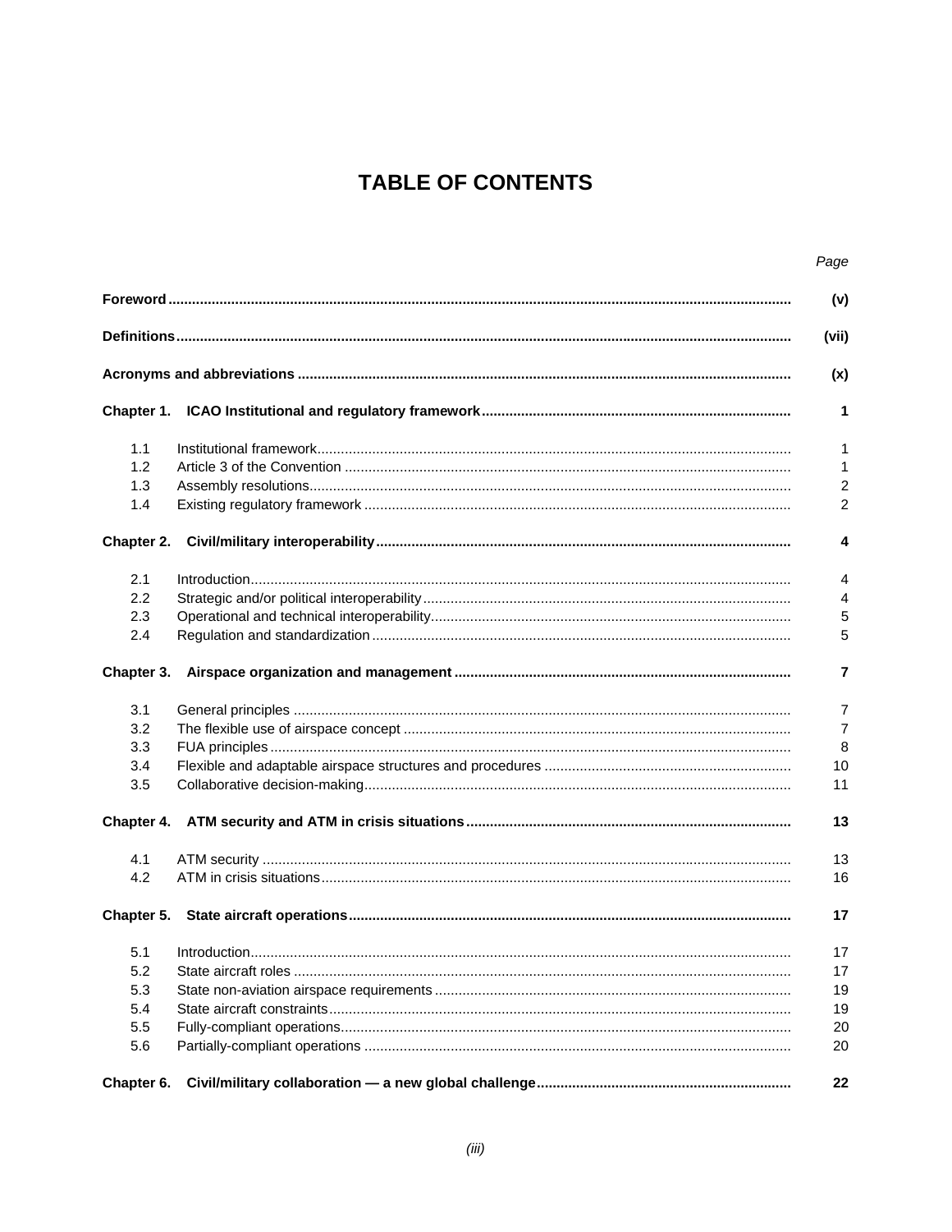# TABLE OF CONTENTS

| | | *Page* |
|---|---|---|
| **Foreword** | | **(v)** |
| **Definitions** | | **(vii)** |
| **Acronyms and abbreviations** | | **(x)** |
| **Chapter 1.** | **ICAO Institutional and regulatory framework** | **1** |
| 1.1 | Institutional framework | 1 |
| 1.2 | Article 3 of the Convention | 1 |
| 1.3 | Assembly resolutions | 2 |
| 1.4 | Existing regulatory framework | 2 |
| **Chapter 2.** | **Civil/military interoperability** | **4** |
| 2.1 | Introduction | 4 |
| 2.2 | Strategic and/or political interoperability | 4 |
| 2.3 | Operational and technical interoperability | 5 |
| 2.4 | Regulation and standardization | 5 |
| **Chapter 3.** | **Airspace organization and management** | **7** |
| 3.1 | General principles | 7 |
| 3.2 | The flexible use of airspace concept | 7 |
| 3.3 | FUA principles | 8 |
| 3.4 | Flexible and adaptable airspace structures and procedures | 10 |
| 3.5 | Collaborative decision-making | 11 |
| **Chapter 4.** | **ATM security and ATM in crisis situations** | **13** |
| 4.1 | ATM security | 13 |
| 4.2 | ATM in crisis situations | 16 |
| **Chapter 5.** | **State aircraft operations** | **17** |
| 5.1 | Introduction | 17 |
| 5.2 | State aircraft roles | 17 |
| 5.3 | State non-aviation airspace requirements | 19 |
| 5.4 | State aircraft constraints | 19 |
| 5.5 | Fully-compliant operations | 20 |
| 5.6 | Partially-compliant operations | 20 |
| **Chapter 6.** | **Civil/military collaboration — a new global challenge** | **22** |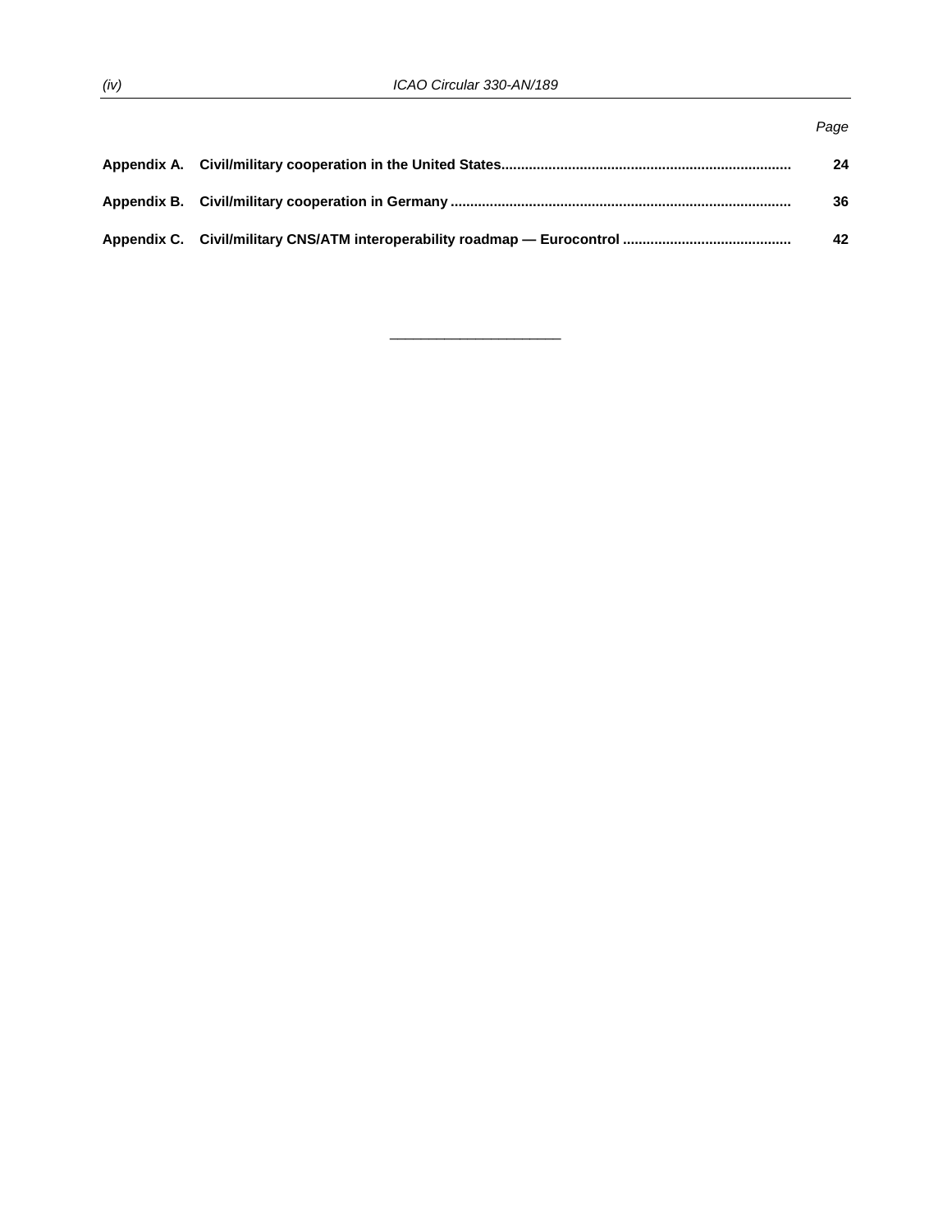| | | Page |
|---|---|---|
| **Appendix A.** | **Civil/military cooperation in the United States** | **24** |
| **Appendix B.** | **Civil/military cooperation in Germany** | **36** |
| **Appendix C.** | **Civil/military CNS/ATM interoperability roadmap — Eurocontrol** | **42** |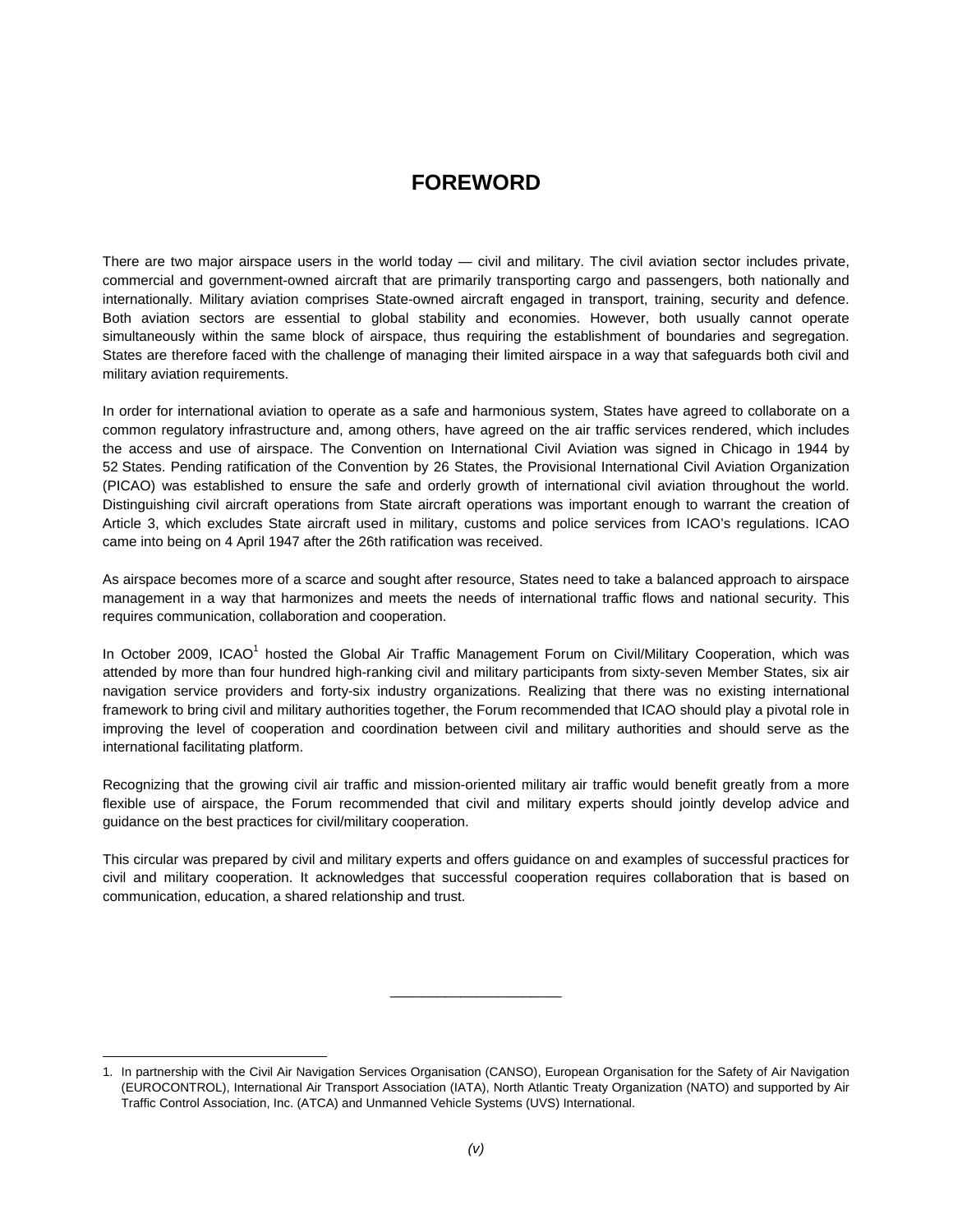# FOREWORD

There are two major airspace users in the world today — civil and military. The civil aviation sector includes private, commercial and government-owned aircraft that are primarily transporting cargo and passengers, both nationally and internationally. Military aviation comprises State-owned aircraft engaged in transport, training, security and defence. Both aviation sectors are essential to global stability and economies. However, both usually cannot operate simultaneously within the same block of airspace, thus requiring the establishment of boundaries and segregation. States are therefore faced with the challenge of managing their limited airspace in a way that safeguards both civil and military aviation requirements.

In order for international aviation to operate as a safe and harmonious system, States have agreed to collaborate on a common regulatory infrastructure and, among others, have agreed on the air traffic services rendered, which includes the access and use of airspace. The Convention on International Civil Aviation was signed in Chicago in 1944 by 52 States. Pending ratification of the Convention by 26 States, the Provisional International Civil Aviation Organization (PICAO) was established to ensure the safe and orderly growth of international civil aviation throughout the world. Distinguishing civil aircraft operations from State aircraft operations was important enough to warrant the creation of Article 3, which excludes State aircraft used in military, customs and police services from ICAO's regulations. ICAO came into being on 4 April 1947 after the 26th ratification was received.

As airspace becomes more of a scarce and sought after resource, States need to take a balanced approach to airspace management in a way that harmonizes and meets the needs of international traffic flows and national security. This requires communication, collaboration and cooperation.

In October 2009, ICAO[1] hosted the Global Air Traffic Management Forum on Civil/Military Cooperation, which was attended by more than four hundred high-ranking civil and military participants from sixty-seven Member States, six air navigation service providers and forty-six industry organizations. Realizing that there was no existing international framework to bring civil and military authorities together, the Forum recommended that ICAO should play a pivotal role in improving the level of cooperation and coordination between civil and military authorities and should serve as the international facilitating platform.

Recognizing that the growing civil air traffic and mission-oriented military air traffic would benefit greatly from a more flexible use of airspace, the Forum recommended that civil and military experts should jointly develop advice and guidance on the best practices for civil/military cooperation.

This circular was prepared by civil and military experts and offers guidance on and examples of successful practices for civil and military cooperation. It acknowledges that successful cooperation requires collaboration that is based on communication, education, a shared relationship and trust.

______________________

1. In partnership with the Civil Air Navigation Services Organisation (CANSO), European Organisation for the Safety of Air Navigation (EUROCONTROL), International Air Transport Association (IATA), North Atlantic Treaty Organization (NATO) and supported by Air Traffic Control Association, Inc. (ATCA) and Unmanned Vehicle Systems (UVS) International.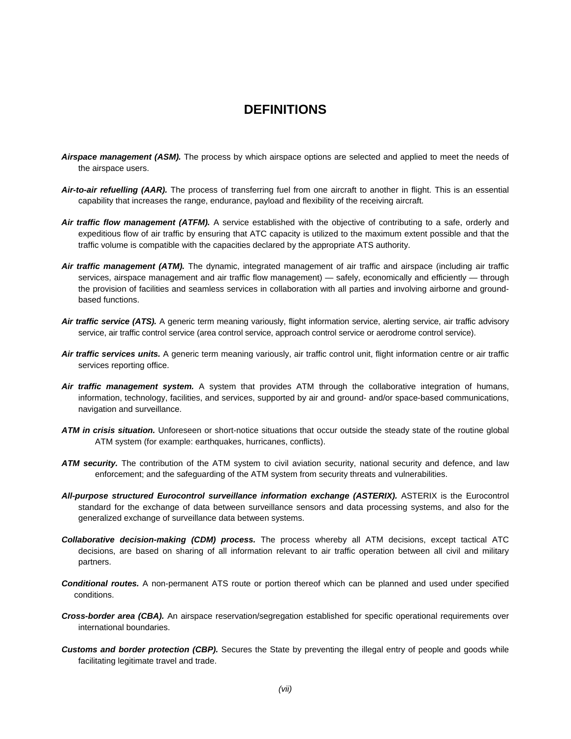# DEFINITIONS

***Airspace management (ASM).*** The process by which airspace options are selected and applied to meet the needs of the airspace users.

***Air-to-air refuelling (AAR).*** The process of transferring fuel from one aircraft to another in flight. This is an essential capability that increases the range, endurance, payload and flexibility of the receiving aircraft.

***Air traffic flow management (ATFM).*** A service established with the objective of contributing to a safe, orderly and expeditious flow of air traffic by ensuring that ATC capacity is utilized to the maximum extent possible and that the traffic volume is compatible with the capacities declared by the appropriate ATS authority.

***Air traffic management (ATM).*** The dynamic, integrated management of air traffic and airspace (including air traffic services, airspace management and air traffic flow management) — safely, economically and efficiently — through the provision of facilities and seamless services in collaboration with all parties and involving airborne and ground-based functions.

***Air traffic service (ATS).*** A generic term meaning variously, flight information service, alerting service, air traffic advisory service, air traffic control service (area control service, approach control service or aerodrome control service).

***Air traffic services units.*** A generic term meaning variously, air traffic control unit, flight information centre or air traffic services reporting office.

***Air traffic management system.*** A system that provides ATM through the collaborative integration of humans, information, technology, facilities, and services, supported by air and ground- and/or space-based communications, navigation and surveillance.

***ATM in crisis situation.*** Unforeseen or short-notice situations that occur outside the steady state of the routine global ATM system (for example: earthquakes, hurricanes, conflicts).

***ATM security.*** The contribution of the ATM system to civil aviation security, national security and defence, and law enforcement; and the safeguarding of the ATM system from security threats and vulnerabilities.

***All-purpose structured Eurocontrol surveillance information exchange (ASTERIX).*** ASTERIX is the Eurocontrol standard for the exchange of data between surveillance sensors and data processing systems, and also for the generalized exchange of surveillance data between systems.

***Collaborative decision-making (CDM) process.*** The process whereby all ATM decisions, except tactical ATC decisions, are based on sharing of all information relevant to air traffic operation between all civil and military partners.

***Conditional routes.*** A non-permanent ATS route or portion thereof which can be planned and used under specified conditions.

***Cross-border area (CBA).*** An airspace reservation/segregation established for specific operational requirements over international boundaries.

***Customs and border protection (CBP).*** Secures the State by preventing the illegal entry of people and goods while facilitating legitimate travel and trade.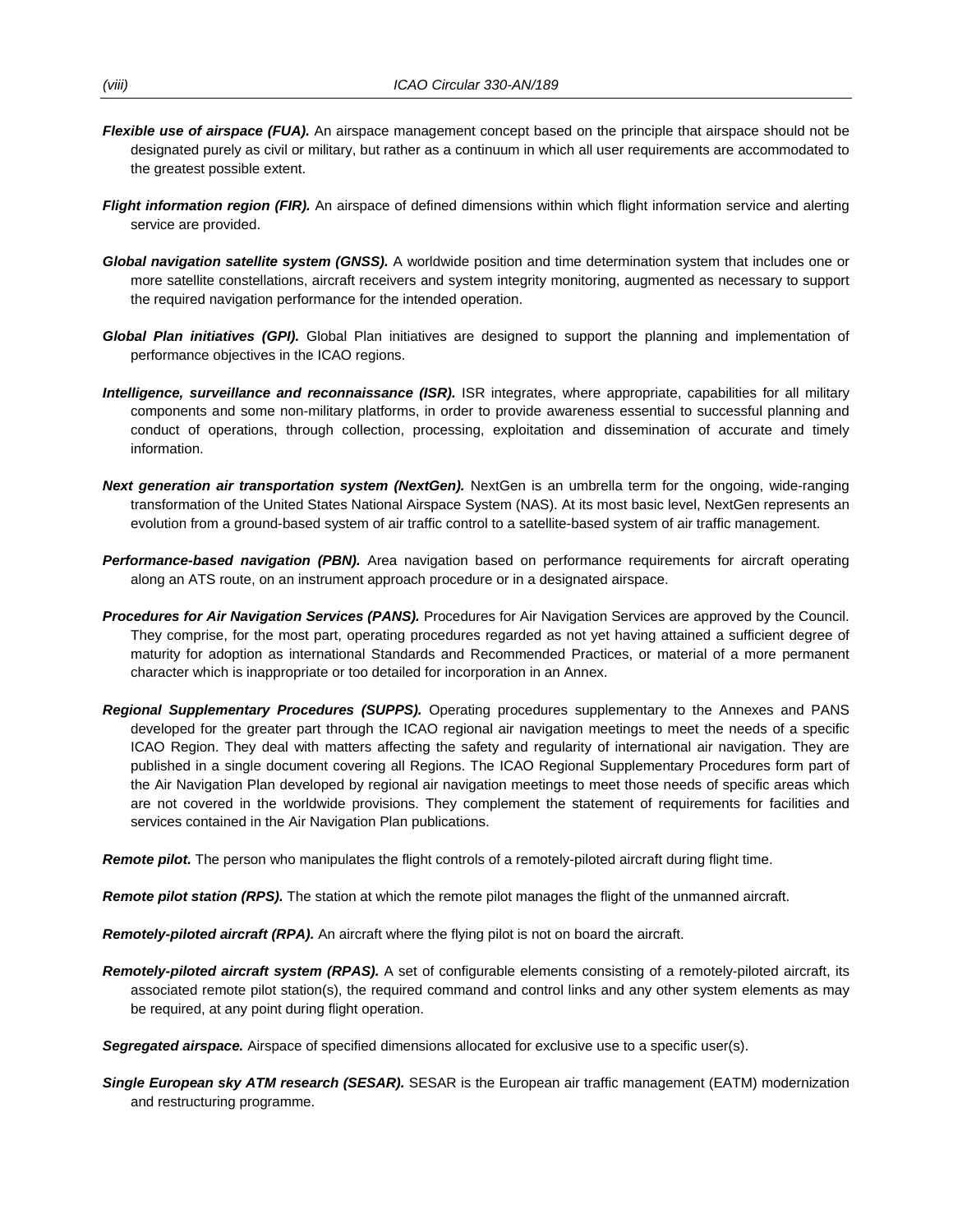***Flexible use of airspace (FUA).*** An airspace management concept based on the principle that airspace should not be designated purely as civil or military, but rather as a continuum in which all user requirements are accommodated to the greatest possible extent.

***Flight information region (FIR).*** An airspace of defined dimensions within which flight information service and alerting service are provided.

***Global navigation satellite system (GNSS).*** A worldwide position and time determination system that includes one or more satellite constellations, aircraft receivers and system integrity monitoring, augmented as necessary to support the required navigation performance for the intended operation.

***Global Plan initiatives (GPI).*** Global Plan initiatives are designed to support the planning and implementation of performance objectives in the ICAO regions.

***Intelligence, surveillance and reconnaissance (ISR).*** ISR integrates, where appropriate, capabilities for all military components and some non-military platforms, in order to provide awareness essential to successful planning and conduct of operations, through collection, processing, exploitation and dissemination of accurate and timely information.

***Next generation air transportation system (NextGen).*** NextGen is an umbrella term for the ongoing, wide-ranging transformation of the United States National Airspace System (NAS). At its most basic level, NextGen represents an evolution from a ground-based system of air traffic control to a satellite-based system of air traffic management.

***Performance-based navigation (PBN).*** Area navigation based on performance requirements for aircraft operating along an ATS route, on an instrument approach procedure or in a designated airspace.

***Procedures for Air Navigation Services (PANS).*** Procedures for Air Navigation Services are approved by the Council. They comprise, for the most part, operating procedures regarded as not yet having attained a sufficient degree of maturity for adoption as international Standards and Recommended Practices, or material of a more permanent character which is inappropriate or too detailed for incorporation in an Annex.

***Regional Supplementary Procedures (SUPPS).*** Operating procedures supplementary to the Annexes and PANS developed for the greater part through the ICAO regional air navigation meetings to meet the needs of a specific ICAO Region. They deal with matters affecting the safety and regularity of international air navigation. They are published in a single document covering all Regions. The ICAO Regional Supplementary Procedures form part of the Air Navigation Plan developed by regional air navigation meetings to meet those needs of specific areas which are not covered in the worldwide provisions. They complement the statement of requirements for facilities and services contained in the Air Navigation Plan publications.

***Remote pilot.*** The person who manipulates the flight controls of a remotely-piloted aircraft during flight time.

***Remote pilot station (RPS).*** The station at which the remote pilot manages the flight of the unmanned aircraft.

***Remotely-piloted aircraft (RPA).*** An aircraft where the flying pilot is not on board the aircraft.

***Remotely-piloted aircraft system (RPAS).*** A set of configurable elements consisting of a remotely-piloted aircraft, its associated remote pilot station(s), the required command and control links and any other system elements as may be required, at any point during flight operation.

***Segregated airspace.*** Airspace of specified dimensions allocated for exclusive use to a specific user(s).

***Single European sky ATM research (SESAR).*** SESAR is the European air traffic management (EATM) modernization and restructuring programme.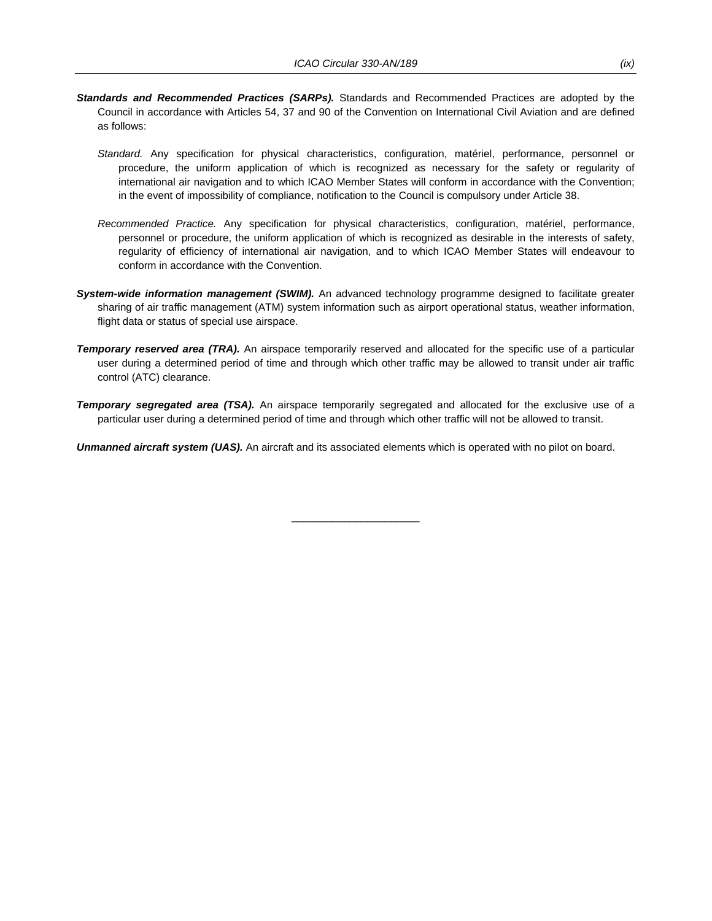***Standards and Recommended Practices (SARPs).*** Standards and Recommended Practices are adopted by the Council in accordance with Articles 54, 37 and 90 of the Convention on International Civil Aviation and are defined as follows:

*Standard.* Any specification for physical characteristics, configuration, matériel, performance, personnel or procedure, the uniform application of which is recognized as necessary for the safety or regularity of international air navigation and to which ICAO Member States will conform in accordance with the Convention; in the event of impossibility of compliance, notification to the Council is compulsory under Article 38.

*Recommended Practice.* Any specification for physical characteristics, configuration, matériel, performance, personnel or procedure, the uniform application of which is recognized as desirable in the interests of safety, regularity of efficiency of international air navigation, and to which ICAO Member States will endeavour to conform in accordance with the Convention.

***System-wide information management (SWIM).*** An advanced technology programme designed to facilitate greater sharing of air traffic management (ATM) system information such as airport operational status, weather information, flight data or status of special use airspace.

***Temporary reserved area (TRA).*** An airspace temporarily reserved and allocated for the specific use of a particular user during a determined period of time and through which other traffic may be allowed to transit under air traffic control (ATC) clearance.

***Temporary segregated area (TSA).*** An airspace temporarily segregated and allocated for the exclusive use of a particular user during a determined period of time and through which other traffic will not be allowed to transit.

***Unmanned aircraft system (UAS).*** An aircraft and its associated elements which is operated with no pilot on board.

______________________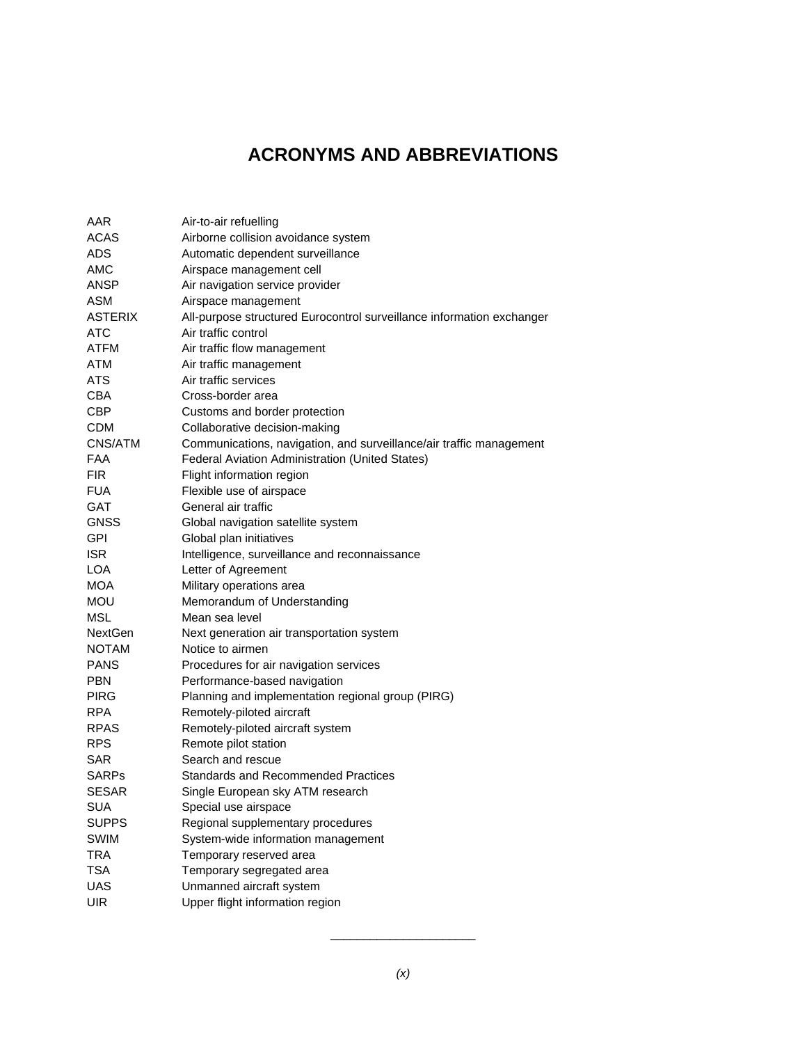# ACRONYMS AND ABBREVIATIONS

| | |
|---|---|
| AAR | Air-to-air refuelling |
| ACAS | Airborne collision avoidance system |
| ADS | Automatic dependent surveillance |
| AMC | Airspace management cell |
| ANSP | Air navigation service provider |
| ASM | Airspace management |
| ASTERIX | All-purpose structured Eurocontrol surveillance information exchanger |
| ATC | Air traffic control |
| ATFM | Air traffic flow management |
| ATM | Air traffic management |
| ATS | Air traffic services |
| CBA | Cross-border area |
| CBP | Customs and border protection |
| CDM | Collaborative decision-making |
| CNS/ATM | Communications, navigation, and surveillance/air traffic management |
| FAA | Federal Aviation Administration (United States) |
| FIR | Flight information region |
| FUA | Flexible use of airspace |
| GAT | General air traffic |
| GNSS | Global navigation satellite system |
| GPI | Global plan initiatives |
| ISR | Intelligence, surveillance and reconnaissance |
| LOA | Letter of Agreement |
| MOA | Military operations area |
| MOU | Memorandum of Understanding |
| MSL | Mean sea level |
| NextGen | Next generation air transportation system |
| NOTAM | Notice to airmen |
| PANS | Procedures for air navigation services |
| PBN | Performance-based navigation |
| PIRG | Planning and implementation regional group (PIRG) |
| RPA | Remotely-piloted aircraft |
| RPAS | Remotely-piloted aircraft system |
| RPS | Remote pilot station |
| SAR | Search and rescue |
| SARPs | Standards and Recommended Practices |
| SESAR | Single European sky ATM research |
| SUA | Special use airspace |
| SUPPS | Regional supplementary procedures |
| SWIM | System-wide information management |
| TRA | Temporary reserved area |
| TSA | Temporary segregated area |
| UAS | Unmanned aircraft system |
| UIR | Upper flight information region |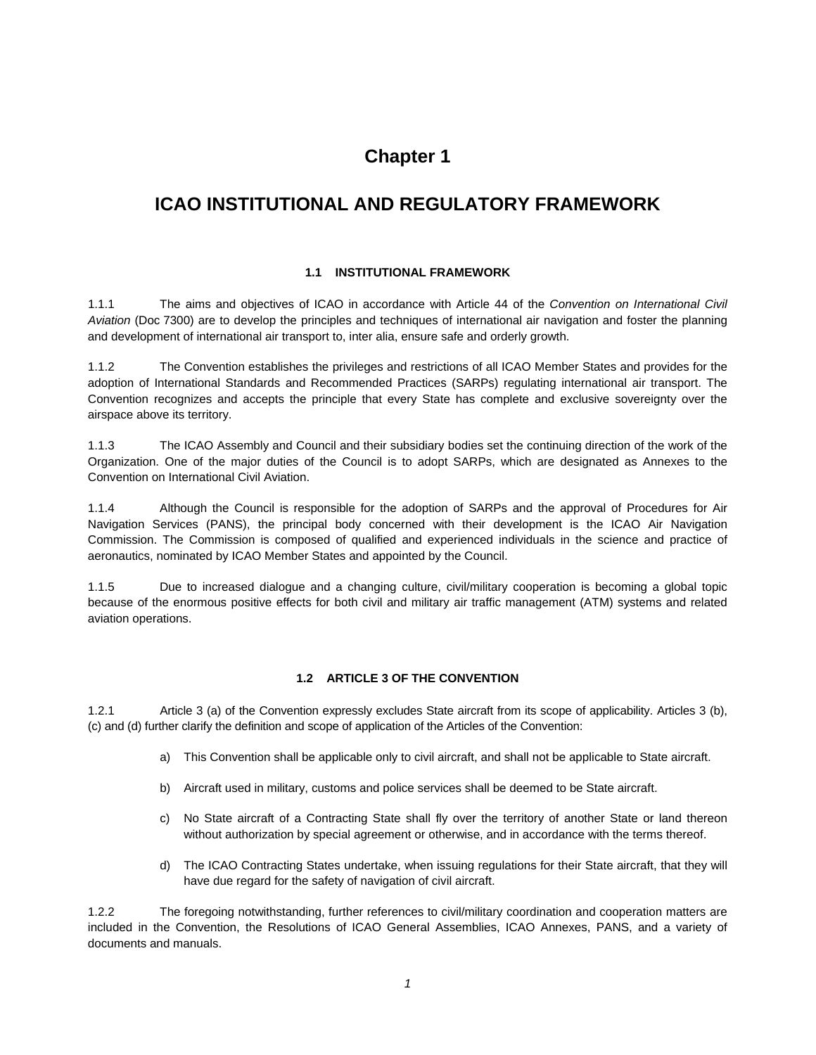# Chapter 1

# ICAO INSTITUTIONAL AND REGULATORY FRAMEWORK

### 1.1 INSTITUTIONAL FRAMEWORK

1.1.1 The aims and objectives of ICAO in accordance with Article 44 of the *Convention on International Civil Aviation* (Doc 7300) are to develop the principles and techniques of international air navigation and foster the planning and development of international air transport to, inter alia, ensure safe and orderly growth.

1.1.2 The Convention establishes the privileges and restrictions of all ICAO Member States and provides for the adoption of International Standards and Recommended Practices (SARPs) regulating international air transport. The Convention recognizes and accepts the principle that every State has complete and exclusive sovereignty over the airspace above its territory.

1.1.3 The ICAO Assembly and Council and their subsidiary bodies set the continuing direction of the work of the Organization. One of the major duties of the Council is to adopt SARPs, which are designated as Annexes to the Convention on International Civil Aviation.

1.1.4 Although the Council is responsible for the adoption of SARPs and the approval of Procedures for Air Navigation Services (PANS), the principal body concerned with their development is the ICAO Air Navigation Commission. The Commission is composed of qualified and experienced individuals in the science and practice of aeronautics, nominated by ICAO Member States and appointed by the Council.

1.1.5 Due to increased dialogue and a changing culture, civil/military cooperation is becoming a global topic because of the enormous positive effects for both civil and military air traffic management (ATM) systems and related aviation operations.

### 1.2 ARTICLE 3 OF THE CONVENTION

1.2.1 Article 3 (a) of the Convention expressly excludes State aircraft from its scope of applicability. Articles 3 (b), (c) and (d) further clarify the definition and scope of application of the Articles of the Convention:

a) This Convention shall be applicable only to civil aircraft, and shall not be applicable to State aircraft.

b) Aircraft used in military, customs and police services shall be deemed to be State aircraft.

c) No State aircraft of a Contracting State shall fly over the territory of another State or land thereon without authorization by special agreement or otherwise, and in accordance with the terms thereof.

d) The ICAO Contracting States undertake, when issuing regulations for their State aircraft, that they will have due regard for the safety of navigation of civil aircraft.

1.2.2 The foregoing notwithstanding, further references to civil/military coordination and cooperation matters are included in the Convention, the Resolutions of ICAO General Assemblies, ICAO Annexes, PANS, and a variety of documents and manuals.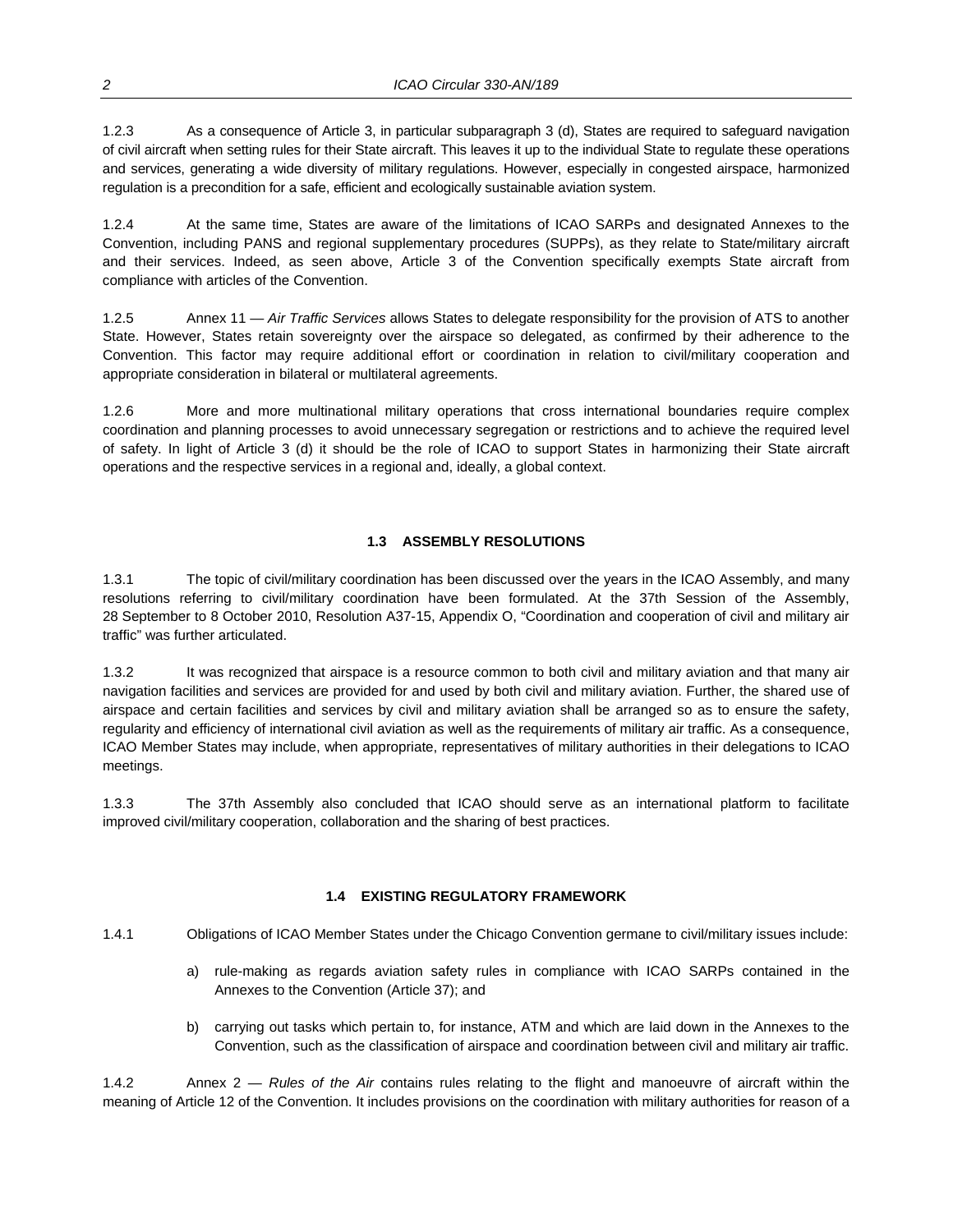1.2.3 As a consequence of Article 3, in particular subparagraph 3 (d), States are required to safeguard navigation of civil aircraft when setting rules for their State aircraft. This leaves it up to the individual State to regulate these operations and services, generating a wide diversity of military regulations. However, especially in congested airspace, harmonized regulation is a precondition for a safe, efficient and ecologically sustainable aviation system.

1.2.4 At the same time, States are aware of the limitations of ICAO SARPs and designated Annexes to the Convention, including PANS and regional supplementary procedures (SUPPs), as they relate to State/military aircraft and their services. Indeed, as seen above, Article 3 of the Convention specifically exempts State aircraft from compliance with articles of the Convention.

1.2.5 Annex 11 — *Air Traffic Services* allows States to delegate responsibility for the provision of ATS to another State. However, States retain sovereignty over the airspace so delegated, as confirmed by their adherence to the Convention. This factor may require additional effort or coordination in relation to civil/military cooperation and appropriate consideration in bilateral or multilateral agreements.

1.2.6 More and more multinational military operations that cross international boundaries require complex coordination and planning processes to avoid unnecessary segregation or restrictions and to achieve the required level of safety. In light of Article 3 (d) it should be the role of ICAO to support States in harmonizing their State aircraft operations and the respective services in a regional and, ideally, a global context.

## 1.3 ASSEMBLY RESOLUTIONS

1.3.1 The topic of civil/military coordination has been discussed over the years in the ICAO Assembly, and many resolutions referring to civil/military coordination have been formulated. At the 37th Session of the Assembly, 28 September to 8 October 2010, Resolution A37-15, Appendix O, "Coordination and cooperation of civil and military air traffic" was further articulated.

1.3.2 It was recognized that airspace is a resource common to both civil and military aviation and that many air navigation facilities and services are provided for and used by both civil and military aviation. Further, the shared use of airspace and certain facilities and services by civil and military aviation shall be arranged so as to ensure the safety, regularity and efficiency of international civil aviation as well as the requirements of military air traffic. As a consequence, ICAO Member States may include, when appropriate, representatives of military authorities in their delegations to ICAO meetings.

1.3.3 The 37th Assembly also concluded that ICAO should serve as an international platform to facilitate improved civil/military cooperation, collaboration and the sharing of best practices.

## 1.4 EXISTING REGULATORY FRAMEWORK

1.4.1 Obligations of ICAO Member States under the Chicago Convention germane to civil/military issues include:

a) rule-making as regards aviation safety rules in compliance with ICAO SARPs contained in the Annexes to the Convention (Article 37); and

b) carrying out tasks which pertain to, for instance, ATM and which are laid down in the Annexes to the Convention, such as the classification of airspace and coordination between civil and military air traffic.

1.4.2 Annex 2 — *Rules of the Air* contains rules relating to the flight and manoeuvre of aircraft within the meaning of Article 12 of the Convention. It includes provisions on the coordination with military authorities for reason of a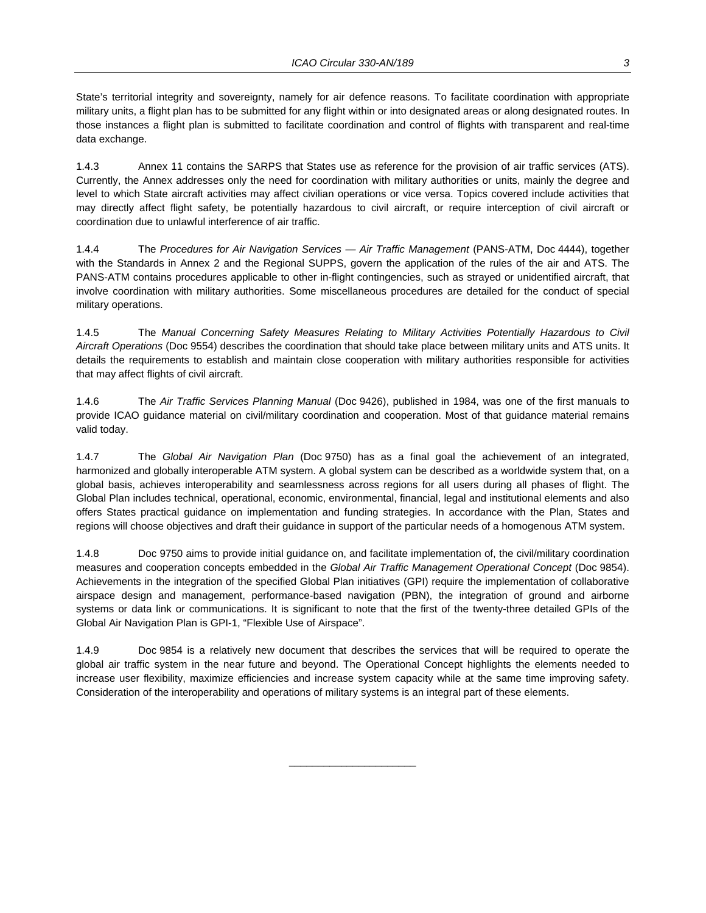State's territorial integrity and sovereignty, namely for air defence reasons. To facilitate coordination with appropriate military units, a flight plan has to be submitted for any flight within or into designated areas or along designated routes. In those instances a flight plan is submitted to facilitate coordination and control of flights with transparent and real-time data exchange.

1.4.3 Annex 11 contains the SARPS that States use as reference for the provision of air traffic services (ATS). Currently, the Annex addresses only the need for coordination with military authorities or units, mainly the degree and level to which State aircraft activities may affect civilian operations or vice versa. Topics covered include activities that may directly affect flight safety, be potentially hazardous to civil aircraft, or require interception of civil aircraft or coordination due to unlawful interference of air traffic.

1.4.4 The *Procedures for Air Navigation Services — Air Traffic Management* (PANS-ATM, Doc 4444), together with the Standards in Annex 2 and the Regional SUPPS, govern the application of the rules of the air and ATS. The PANS-ATM contains procedures applicable to other in-flight contingencies, such as strayed or unidentified aircraft, that involve coordination with military authorities. Some miscellaneous procedures are detailed for the conduct of special military operations.

1.4.5 The *Manual Concerning Safety Measures Relating to Military Activities Potentially Hazardous to Civil Aircraft Operations* (Doc 9554) describes the coordination that should take place between military units and ATS units. It details the requirements to establish and maintain close cooperation with military authorities responsible for activities that may affect flights of civil aircraft.

1.4.6 The *Air Traffic Services Planning Manual* (Doc 9426), published in 1984, was one of the first manuals to provide ICAO guidance material on civil/military coordination and cooperation. Most of that guidance material remains valid today.

1.4.7 The *Global Air Navigation Plan* (Doc 9750) has as a final goal the achievement of an integrated, harmonized and globally interoperable ATM system. A global system can be described as a worldwide system that, on a global basis, achieves interoperability and seamlessness across regions for all users during all phases of flight. The Global Plan includes technical, operational, economic, environmental, financial, legal and institutional elements and also offers States practical guidance on implementation and funding strategies. In accordance with the Plan, States and regions will choose objectives and draft their guidance in support of the particular needs of a homogenous ATM system.

1.4.8 Doc 9750 aims to provide initial guidance on, and facilitate implementation of, the civil/military coordination measures and cooperation concepts embedded in the *Global Air Traffic Management Operational Concept* (Doc 9854). Achievements in the integration of the specified Global Plan initiatives (GPI) require the implementation of collaborative airspace design and management, performance-based navigation (PBN), the integration of ground and airborne systems or data link or communications. It is significant to note that the first of the twenty-three detailed GPIs of the Global Air Navigation Plan is GPI-1, "Flexible Use of Airspace".

1.4.9 Doc 9854 is a relatively new document that describes the services that will be required to operate the global air traffic system in the near future and beyond. The Operational Concept highlights the elements needed to increase user flexibility, maximize efficiencies and increase system capacity while at the same time improving safety. Consideration of the interoperability and operations of military systems is an integral part of these elements.

______________________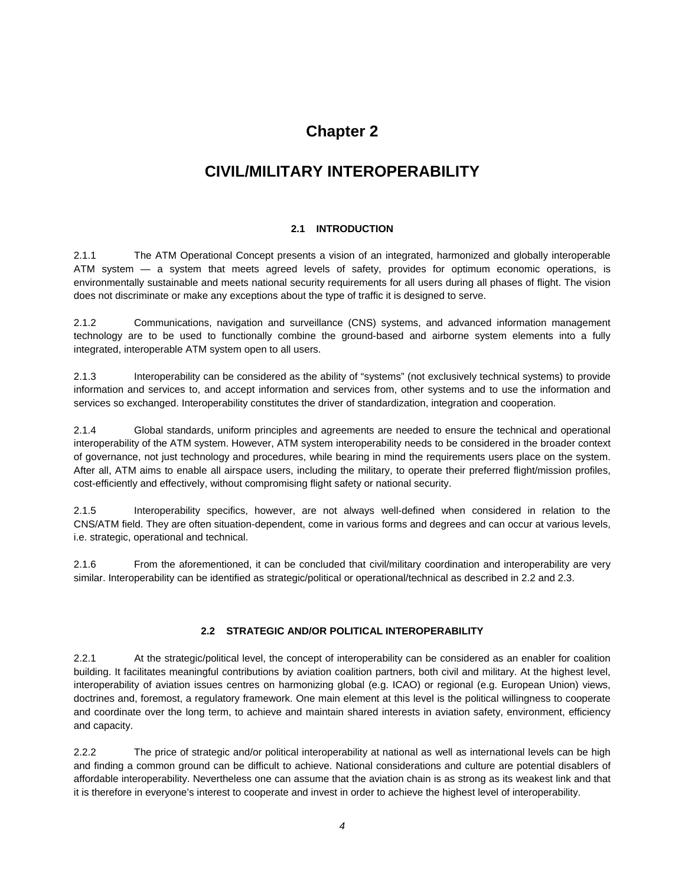# Chapter 2

# CIVIL/MILITARY INTEROPERABILITY

### 2.1 INTRODUCTION

2.1.1 The ATM Operational Concept presents a vision of an integrated, harmonized and globally interoperable ATM system — a system that meets agreed levels of safety, provides for optimum economic operations, is environmentally sustainable and meets national security requirements for all users during all phases of flight. The vision does not discriminate or make any exceptions about the type of traffic it is designed to serve.

2.1.2 Communications, navigation and surveillance (CNS) systems, and advanced information management technology are to be used to functionally combine the ground-based and airborne system elements into a fully integrated, interoperable ATM system open to all users.

2.1.3 Interoperability can be considered as the ability of "systems" (not exclusively technical systems) to provide information and services to, and accept information and services from, other systems and to use the information and services so exchanged. Interoperability constitutes the driver of standardization, integration and cooperation.

2.1.4 Global standards, uniform principles and agreements are needed to ensure the technical and operational interoperability of the ATM system. However, ATM system interoperability needs to be considered in the broader context of governance, not just technology and procedures, while bearing in mind the requirements users place on the system. After all, ATM aims to enable all airspace users, including the military, to operate their preferred flight/mission profiles, cost-efficiently and effectively, without compromising flight safety or national security.

2.1.5 Interoperability specifics, however, are not always well-defined when considered in relation to the CNS/ATM field. They are often situation-dependent, come in various forms and degrees and can occur at various levels, i.e. strategic, operational and technical.

2.1.6 From the aforementioned, it can be concluded that civil/military coordination and interoperability are very similar. Interoperability can be identified as strategic/political or operational/technical as described in 2.2 and 2.3.

### 2.2 STRATEGIC AND/OR POLITICAL INTEROPERABILITY

2.2.1 At the strategic/political level, the concept of interoperability can be considered as an enabler for coalition building. It facilitates meaningful contributions by aviation coalition partners, both civil and military. At the highest level, interoperability of aviation issues centres on harmonizing global (e.g. ICAO) or regional (e.g. European Union) views, doctrines and, foremost, a regulatory framework. One main element at this level is the political willingness to cooperate and coordinate over the long term, to achieve and maintain shared interests in aviation safety, environment, efficiency and capacity.

2.2.2 The price of strategic and/or political interoperability at national as well as international levels can be high and finding a common ground can be difficult to achieve. National considerations and culture are potential disablers of affordable interoperability. Nevertheless one can assume that the aviation chain is as strong as its weakest link and that it is therefore in everyone's interest to cooperate and invest in order to achieve the highest level of interoperability.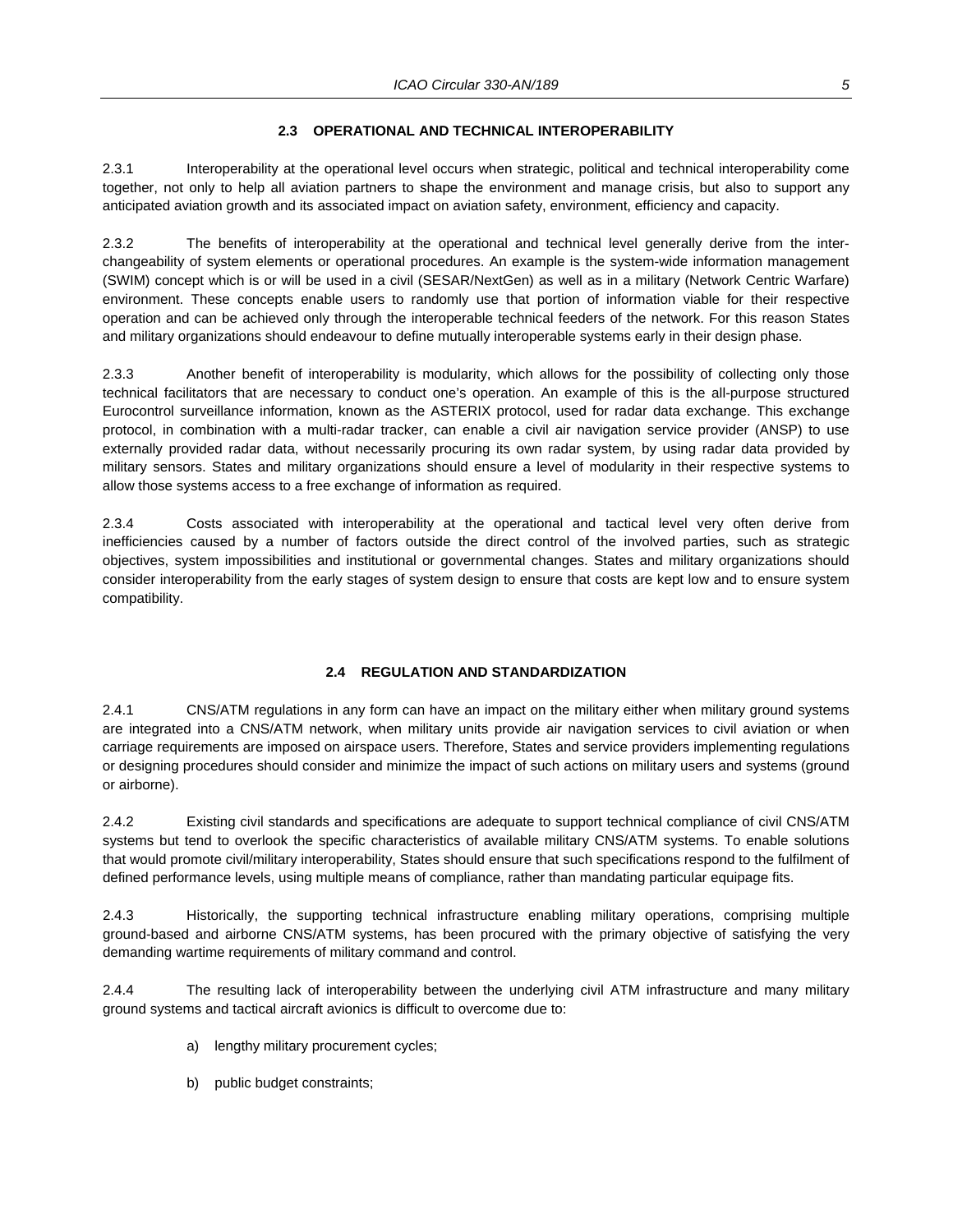### 2.3 OPERATIONAL AND TECHNICAL INTEROPERABILITY

2.3.1 Interoperability at the operational level occurs when strategic, political and technical interoperability come together, not only to help all aviation partners to shape the environment and manage crisis, but also to support any anticipated aviation growth and its associated impact on aviation safety, environment, efficiency and capacity.

2.3.2 The benefits of interoperability at the operational and technical level generally derive from the inter-changeability of system elements or operational procedures. An example is the system-wide information management (SWIM) concept which is or will be used in a civil (SESAR/NextGen) as well as in a military (Network Centric Warfare) environment. These concepts enable users to randomly use that portion of information viable for their respective operation and can be achieved only through the interoperable technical feeders of the network. For this reason States and military organizations should endeavour to define mutually interoperable systems early in their design phase.

2.3.3 Another benefit of interoperability is modularity, which allows for the possibility of collecting only those technical facilitators that are necessary to conduct one's operation. An example of this is the all-purpose structured Eurocontrol surveillance information, known as the ASTERIX protocol, used for radar data exchange. This exchange protocol, in combination with a multi-radar tracker, can enable a civil air navigation service provider (ANSP) to use externally provided radar data, without necessarily procuring its own radar system, by using radar data provided by military sensors. States and military organizations should ensure a level of modularity in their respective systems to allow those systems access to a free exchange of information as required.

2.3.4 Costs associated with interoperability at the operational and tactical level very often derive from inefficiencies caused by a number of factors outside the direct control of the involved parties, such as strategic objectives, system impossibilities and institutional or governmental changes. States and military organizations should consider interoperability from the early stages of system design to ensure that costs are kept low and to ensure system compatibility.

### 2.4 REGULATION AND STANDARDIZATION

2.4.1 CNS/ATM regulations in any form can have an impact on the military either when military ground systems are integrated into a CNS/ATM network, when military units provide air navigation services to civil aviation or when carriage requirements are imposed on airspace users. Therefore, States and service providers implementing regulations or designing procedures should consider and minimize the impact of such actions on military users and systems (ground or airborne).

2.4.2 Existing civil standards and specifications are adequate to support technical compliance of civil CNS/ATM systems but tend to overlook the specific characteristics of available military CNS/ATM systems. To enable solutions that would promote civil/military interoperability, States should ensure that such specifications respond to the fulfilment of defined performance levels, using multiple means of compliance, rather than mandating particular equipage fits.

2.4.3 Historically, the supporting technical infrastructure enabling military operations, comprising multiple ground-based and airborne CNS/ATM systems, has been procured with the primary objective of satisfying the very demanding wartime requirements of military command and control.

2.4.4 The resulting lack of interoperability between the underlying civil ATM infrastructure and many military ground systems and tactical aircraft avionics is difficult to overcome due to:

a) lengthy military procurement cycles;

b) public budget constraints;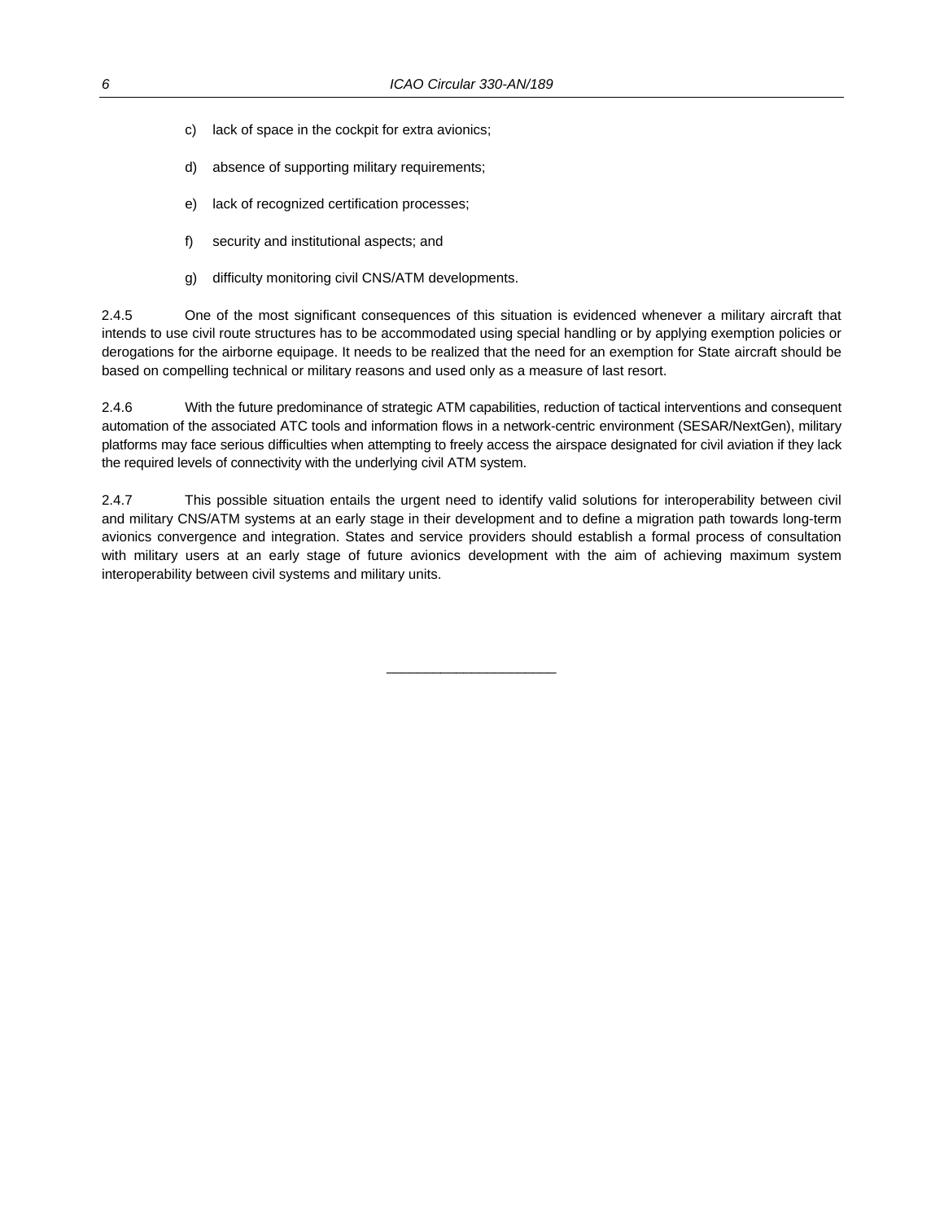c) lack of space in the cockpit for extra avionics;

d) absence of supporting military requirements;

e) lack of recognized certification processes;

f) security and institutional aspects; and

g) difficulty monitoring civil CNS/ATM developments.

2.4.5 One of the most significant consequences of this situation is evidenced whenever a military aircraft that intends to use civil route structures has to be accommodated using special handling or by applying exemption policies or derogations for the airborne equipage. It needs to be realized that the need for an exemption for State aircraft should be based on compelling technical or military reasons and used only as a measure of last resort.

2.4.6 With the future predominance of strategic ATM capabilities, reduction of tactical interventions and consequent automation of the associated ATC tools and information flows in a network-centric environment (SESAR/NextGen), military platforms may face serious difficulties when attempting to freely access the airspace designated for civil aviation if they lack the required levels of connectivity with the underlying civil ATM system.

2.4.7 This possible situation entails the urgent need to identify valid solutions for interoperability between civil and military CNS/ATM systems at an early stage in their development and to define a migration path towards long-term avionics convergence and integration. States and service providers should establish a formal process of consultation with military users at an early stage of future avionics development with the aim of achieving maximum system interoperability between civil systems and military units.

______________________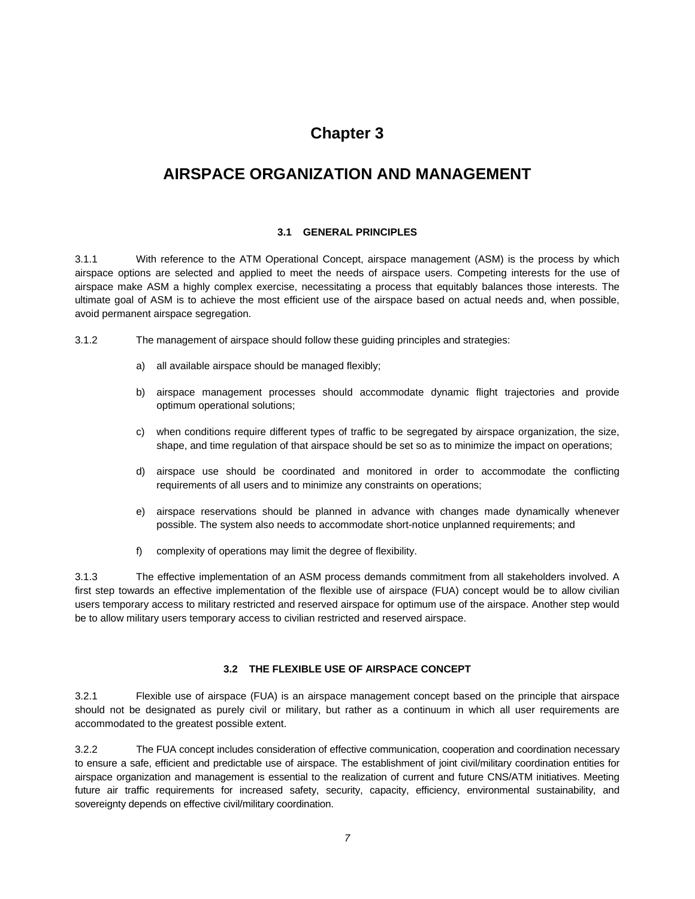# Chapter 3

# AIRSPACE ORGANIZATION AND MANAGEMENT

### 3.1 GENERAL PRINCIPLES

3.1.1 With reference to the ATM Operational Concept, airspace management (ASM) is the process by which airspace options are selected and applied to meet the needs of airspace users. Competing interests for the use of airspace make ASM a highly complex exercise, necessitating a process that equitably balances those interests. The ultimate goal of ASM is to achieve the most efficient use of the airspace based on actual needs and, when possible, avoid permanent airspace segregation.

3.1.2 The management of airspace should follow these guiding principles and strategies:

a) all available airspace should be managed flexibly;

b) airspace management processes should accommodate dynamic flight trajectories and provide optimum operational solutions;

c) when conditions require different types of traffic to be segregated by airspace organization, the size, shape, and time regulation of that airspace should be set so as to minimize the impact on operations;

d) airspace use should be coordinated and monitored in order to accommodate the conflicting requirements of all users and to minimize any constraints on operations;

e) airspace reservations should be planned in advance with changes made dynamically whenever possible. The system also needs to accommodate short-notice unplanned requirements; and

f) complexity of operations may limit the degree of flexibility.

3.1.3 The effective implementation of an ASM process demands commitment from all stakeholders involved. A first step towards an effective implementation of the flexible use of airspace (FUA) concept would be to allow civilian users temporary access to military restricted and reserved airspace for optimum use of the airspace. Another step would be to allow military users temporary access to civilian restricted and reserved airspace.

### 3.2 THE FLEXIBLE USE OF AIRSPACE CONCEPT

3.2.1 Flexible use of airspace (FUA) is an airspace management concept based on the principle that airspace should not be designated as purely civil or military, but rather as a continuum in which all user requirements are accommodated to the greatest possible extent.

3.2.2 The FUA concept includes consideration of effective communication, cooperation and coordination necessary to ensure a safe, efficient and predictable use of airspace. The establishment of joint civil/military coordination entities for airspace organization and management is essential to the realization of current and future CNS/ATM initiatives. Meeting future air traffic requirements for increased safety, security, capacity, efficiency, environmental sustainability, and sovereignty depends on effective civil/military coordination.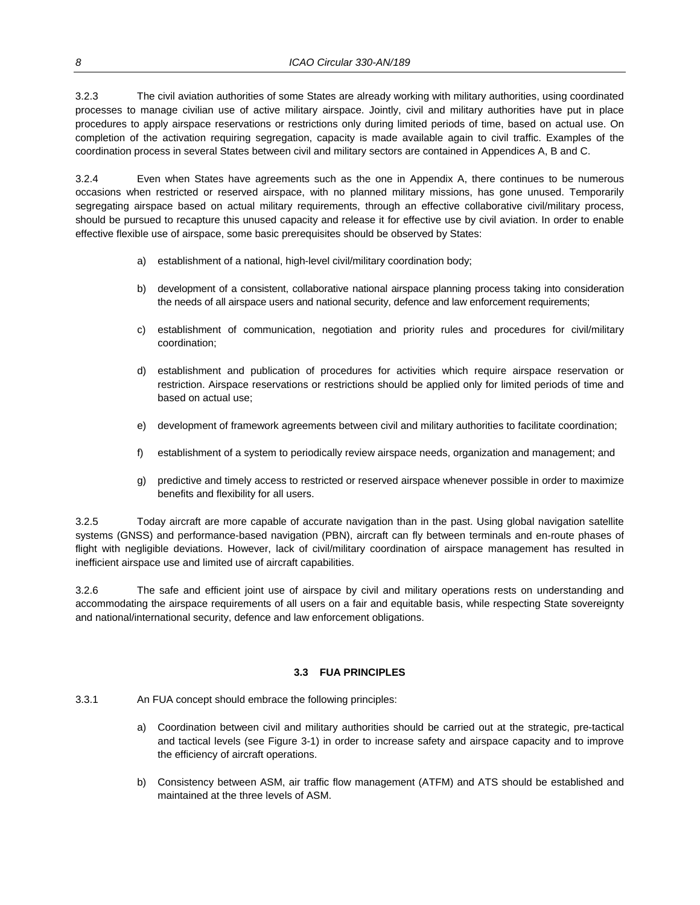3.2.3 The civil aviation authorities of some States are already working with military authorities, using coordinated processes to manage civilian use of active military airspace. Jointly, civil and military authorities have put in place procedures to apply airspace reservations or restrictions only during limited periods of time, based on actual use. On completion of the activation requiring segregation, capacity is made available again to civil traffic. Examples of the coordination process in several States between civil and military sectors are contained in Appendices A, B and C.

3.2.4 Even when States have agreements such as the one in Appendix A, there continues to be numerous occasions when restricted or reserved airspace, with no planned military missions, has gone unused. Temporarily segregating airspace based on actual military requirements, through an effective collaborative civil/military process, should be pursued to recapture this unused capacity and release it for effective use by civil aviation. In order to enable effective flexible use of airspace, some basic prerequisites should be observed by States:

a) establishment of a national, high-level civil/military coordination body;

b) development of a consistent, collaborative national airspace planning process taking into consideration the needs of all airspace users and national security, defence and law enforcement requirements;

c) establishment of communication, negotiation and priority rules and procedures for civil/military coordination;

d) establishment and publication of procedures for activities which require airspace reservation or restriction. Airspace reservations or restrictions should be applied only for limited periods of time and based on actual use;

e) development of framework agreements between civil and military authorities to facilitate coordination;

f) establishment of a system to periodically review airspace needs, organization and management; and

g) predictive and timely access to restricted or reserved airspace whenever possible in order to maximize benefits and flexibility for all users.

3.2.5 Today aircraft are more capable of accurate navigation than in the past. Using global navigation satellite systems (GNSS) and performance-based navigation (PBN), aircraft can fly between terminals and en-route phases of flight with negligible deviations. However, lack of civil/military coordination of airspace management has resulted in inefficient airspace use and limited use of aircraft capabilities.

3.2.6 The safe and efficient joint use of airspace by civil and military operations rests on understanding and accommodating the airspace requirements of all users on a fair and equitable basis, while respecting State sovereignty and national/international security, defence and law enforcement obligations.

## 3.3 FUA PRINCIPLES

3.3.1 An FUA concept should embrace the following principles:

a) Coordination between civil and military authorities should be carried out at the strategic, pre-tactical and tactical levels (see Figure 3-1) in order to increase safety and airspace capacity and to improve the efficiency of aircraft operations.

b) Consistency between ASM, air traffic flow management (ATFM) and ATS should be established and maintained at the three levels of ASM.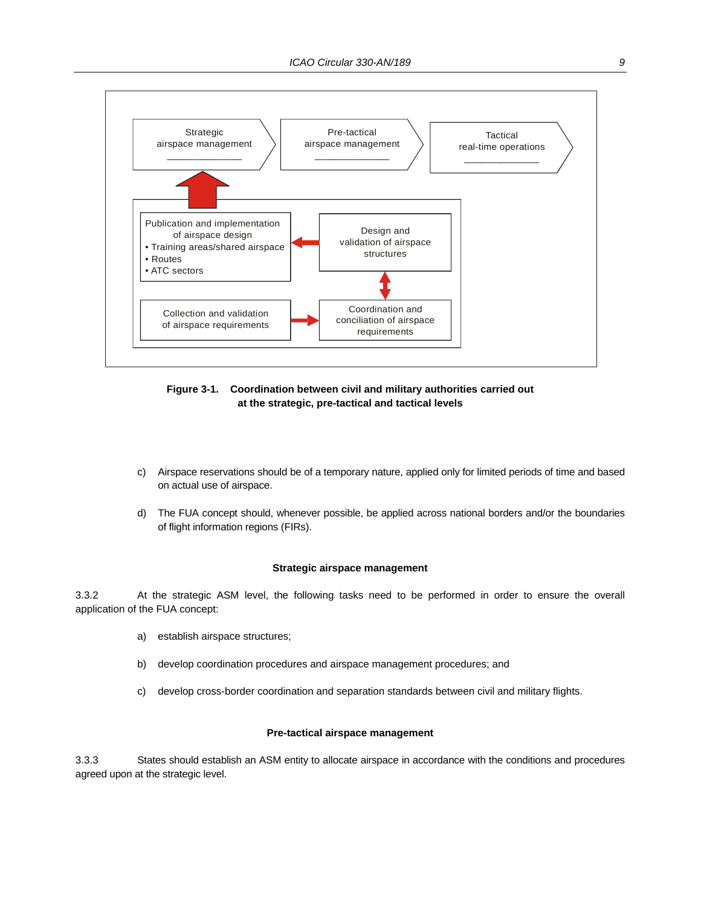Strategic airspace management

Pre-tactical airspace management

Tactical real-time operations

Publication and implementation of airspace design
- Training areas/shared airspace
- Routes
- ATC sectors

Design and validation of airspace structures

Collection and validation of airspace requirements

Coordination and conciliation of airspace requirements

**Figure 3-1. Coordination between civil and military authorities carried out at the strategic, pre-tactical and tactical levels**

c) Airspace reservations should be of a temporary nature, applied only for limited periods of time and based on actual use of airspace.

d) The FUA concept should, whenever possible, be applied across national borders and/or the boundaries of flight information regions (FIRs).

### Strategic airspace management

3.3.2 At the strategic ASM level, the following tasks need to be performed in order to ensure the overall application of the FUA concept:

a) establish airspace structures;

b) develop coordination procedures and airspace management procedures; and

c) develop cross-border coordination and separation standards between civil and military flights.

### Pre-tactical airspace management

3.3.3 States should establish an ASM entity to allocate airspace in accordance with the conditions and procedures agreed upon at the strategic level.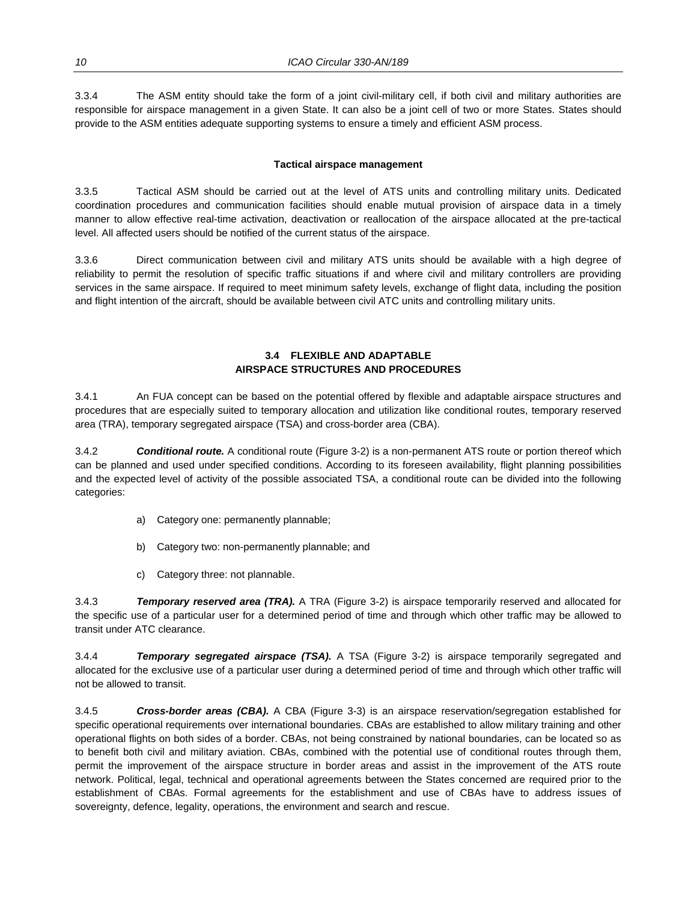3.3.4 The ASM entity should take the form of a joint civil-military cell, if both civil and military authorities are responsible for airspace management in a given State. It can also be a joint cell of two or more States. States should provide to the ASM entities adequate supporting systems to ensure a timely and efficient ASM process.

#### Tactical airspace management

3.3.5 Tactical ASM should be carried out at the level of ATS units and controlling military units. Dedicated coordination procedures and communication facilities should enable mutual provision of airspace data in a timely manner to allow effective real-time activation, deactivation or reallocation of the airspace allocated at the pre-tactical level. All affected users should be notified of the current status of the airspace.

3.3.6 Direct communication between civil and military ATS units should be available with a high degree of reliability to permit the resolution of specific traffic situations if and where civil and military controllers are providing services in the same airspace. If required to meet minimum safety levels, exchange of flight data, including the position and flight intention of the aircraft, should be available between civil ATC units and controlling military units.

### 3.4 FLEXIBLE AND ADAPTABLE AIRSPACE STRUCTURES AND PROCEDURES

3.4.1 An FUA concept can be based on the potential offered by flexible and adaptable airspace structures and procedures that are especially suited to temporary allocation and utilization like conditional routes, temporary reserved area (TRA), temporary segregated airspace (TSA) and cross-border area (CBA).

3.4.2 ***Conditional route.*** A conditional route (Figure 3-2) is a non-permanent ATS route or portion thereof which can be planned and used under specified conditions. According to its foreseen availability, flight planning possibilities and the expected level of activity of the possible associated TSA, a conditional route can be divided into the following categories:

a) Category one: permanently plannable;

b) Category two: non-permanently plannable; and

c) Category three: not plannable.

3.4.3 ***Temporary reserved area (TRA).*** A TRA (Figure 3-2) is airspace temporarily reserved and allocated for the specific use of a particular user for a determined period of time and through which other traffic may be allowed to transit under ATC clearance.

3.4.4 ***Temporary segregated airspace (TSA).*** A TSA (Figure 3-2) is airspace temporarily segregated and allocated for the exclusive use of a particular user during a determined period of time and through which other traffic will not be allowed to transit.

3.4.5 ***Cross-border areas (CBA).*** A CBA (Figure 3-3) is an airspace reservation/segregation established for specific operational requirements over international boundaries. CBAs are established to allow military training and other operational flights on both sides of a border. CBAs, not being constrained by national boundaries, can be located so as to benefit both civil and military aviation. CBAs, combined with the potential use of conditional routes through them, permit the improvement of the airspace structure in border areas and assist in the improvement of the ATS route network. Political, legal, technical and operational agreements between the States concerned are required prior to the establishment of CBAs. Formal agreements for the establishment and use of CBAs have to address issues of sovereignty, defence, legality, operations, the environment and search and rescue.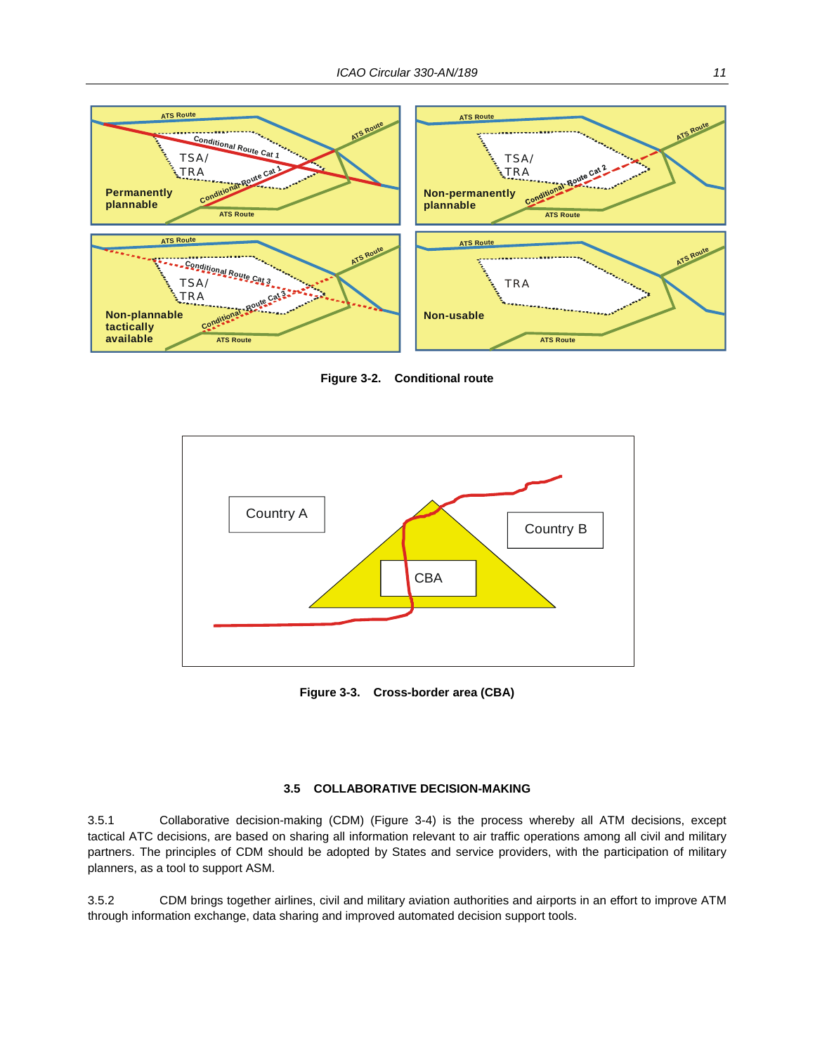Figure 3-2. Conditional route

Figure 3-3. Cross-border area (CBA)

### 3.5 COLLABORATIVE DECISION-MAKING

3.5.1 Collaborative decision-making (CDM) (Figure 3-4) is the process whereby all ATM decisions, except tactical ATC decisions, are based on sharing all information relevant to air traffic operations among all civil and military partners. The principles of CDM should be adopted by States and service providers, with the participation of military planners, as a tool to support ASM.

3.5.2 CDM brings together airlines, civil and military aviation authorities and airports in an effort to improve ATM through information exchange, data sharing and improved automated decision support tools.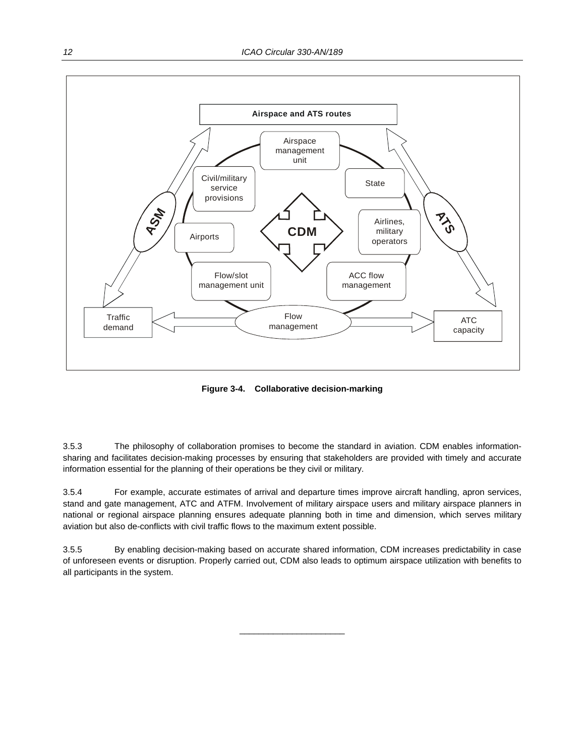**Figure 3-4. Collaborative decision-marking**

3.5.3 The philosophy of collaboration promises to become the standard in aviation. CDM enables information-sharing and facilitates decision-making processes by ensuring that stakeholders are provided with timely and accurate information essential for the planning of their operations be they civil or military.

3.5.4 For example, accurate estimates of arrival and departure times improve aircraft handling, apron services, stand and gate management, ATC and ATFM. Involvement of military airspace users and military airspace planners in national or regional airspace planning ensures adequate planning both in time and dimension, which serves military aviation but also de-conflicts with civil traffic flows to the maximum extent possible.

3.5.5 By enabling decision-making based on accurate shared information, CDM increases predictability in case of unforeseen events or disruption. Properly carried out, CDM also leads to optimum airspace utilization with benefits to all participants in the system.

______________________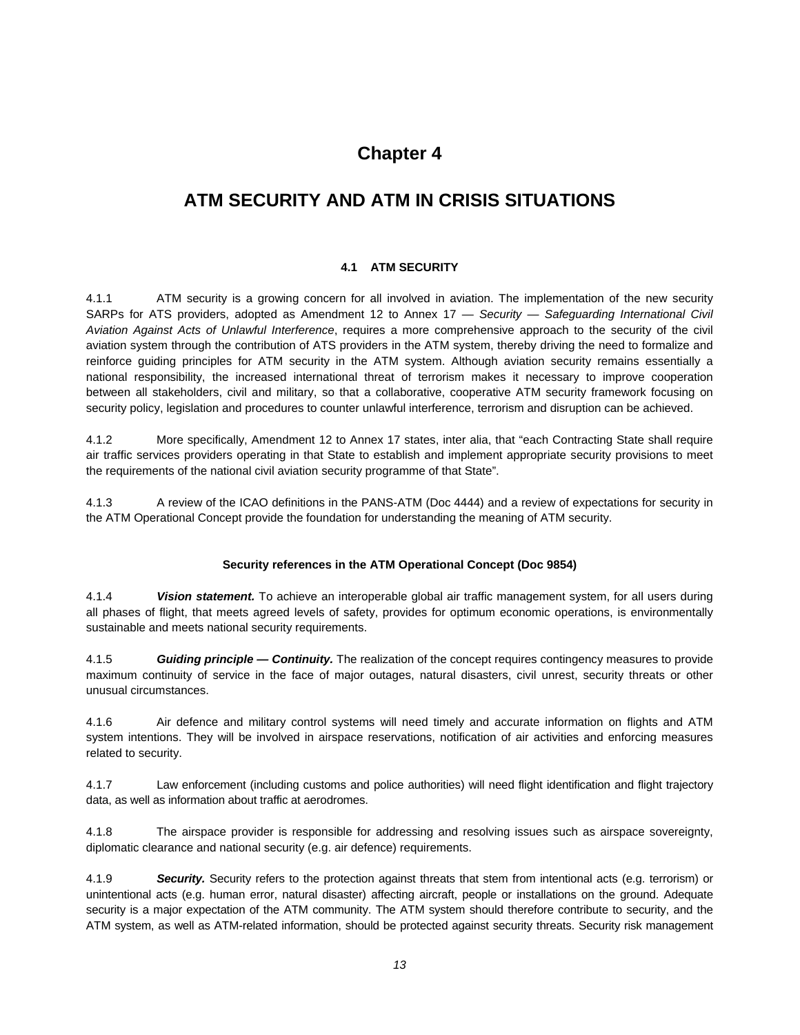# Chapter 4

# ATM SECURITY AND ATM IN CRISIS SITUATIONS

## 4.1 ATM SECURITY

4.1.1 ATM security is a growing concern for all involved in aviation. The implementation of the new security SARPs for ATS providers, adopted as Amendment 12 to Annex 17 — *Security — Safeguarding International Civil Aviation Against Acts of Unlawful Interference*, requires a more comprehensive approach to the security of the civil aviation system through the contribution of ATS providers in the ATM system, thereby driving the need to formalize and reinforce guiding principles for ATM security in the ATM system. Although aviation security remains essentially a national responsibility, the increased international threat of terrorism makes it necessary to improve cooperation between all stakeholders, civil and military, so that a collaborative, cooperative ATM security framework focusing on security policy, legislation and procedures to counter unlawful interference, terrorism and disruption can be achieved.

4.1.2 More specifically, Amendment 12 to Annex 17 states, inter alia, that "each Contracting State shall require air traffic services providers operating in that State to establish and implement appropriate security provisions to meet the requirements of the national civil aviation security programme of that State".

4.1.3 A review of the ICAO definitions in the PANS-ATM (Doc 4444) and a review of expectations for security in the ATM Operational Concept provide the foundation for understanding the meaning of ATM security.

### Security references in the ATM Operational Concept (Doc 9854)

4.1.4 ***Vision statement.*** To achieve an interoperable global air traffic management system, for all users during all phases of flight, that meets agreed levels of safety, provides for optimum economic operations, is environmentally sustainable and meets national security requirements.

4.1.5 ***Guiding principle — Continuity.*** The realization of the concept requires contingency measures to provide maximum continuity of service in the face of major outages, natural disasters, civil unrest, security threats or other unusual circumstances.

4.1.6 Air defence and military control systems will need timely and accurate information on flights and ATM system intentions. They will be involved in airspace reservations, notification of air activities and enforcing measures related to security.

4.1.7 Law enforcement (including customs and police authorities) will need flight identification and flight trajectory data, as well as information about traffic at aerodromes.

4.1.8 The airspace provider is responsible for addressing and resolving issues such as airspace sovereignty, diplomatic clearance and national security (e.g. air defence) requirements.

4.1.9 ***Security.*** Security refers to the protection against threats that stem from intentional acts (e.g. terrorism) or unintentional acts (e.g. human error, natural disaster) affecting aircraft, people or installations on the ground. Adequate security is a major expectation of the ATM community. The ATM system should therefore contribute to security, and the ATM system, as well as ATM-related information, should be protected against security threats. Security risk management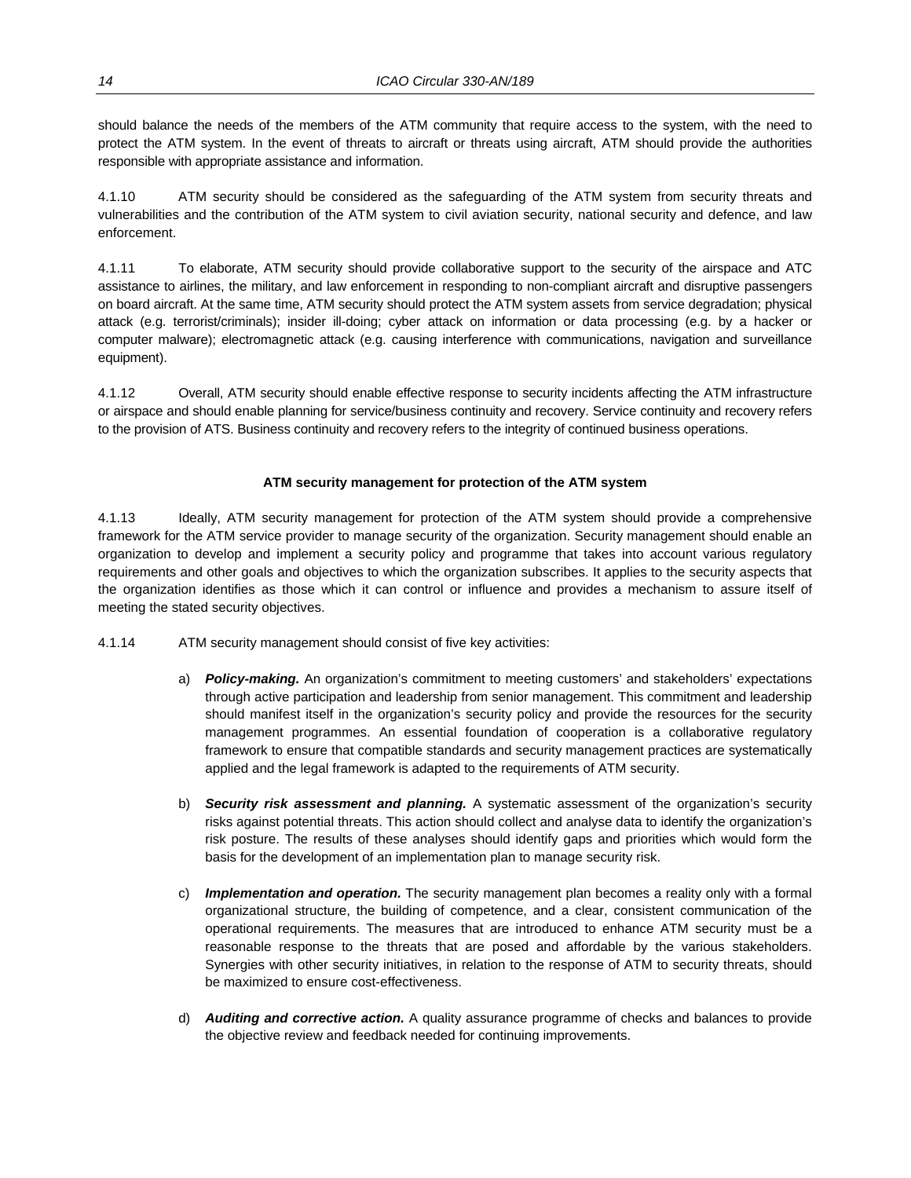should balance the needs of the members of the ATM community that require access to the system, with the need to protect the ATM system. In the event of threats to aircraft or threats using aircraft, ATM should provide the authorities responsible with appropriate assistance and information.

4.1.10 ATM security should be considered as the safeguarding of the ATM system from security threats and vulnerabilities and the contribution of the ATM system to civil aviation security, national security and defence, and law enforcement.

4.1.11 To elaborate, ATM security should provide collaborative support to the security of the airspace and ATC assistance to airlines, the military, and law enforcement in responding to non-compliant aircraft and disruptive passengers on board aircraft. At the same time, ATM security should protect the ATM system assets from service degradation; physical attack (e.g. terrorist/criminals); insider ill-doing; cyber attack on information or data processing (e.g. by a hacker or computer malware); electromagnetic attack (e.g. causing interference with communications, navigation and surveillance equipment).

4.1.12 Overall, ATM security should enable effective response to security incidents affecting the ATM infrastructure or airspace and should enable planning for service/business continuity and recovery. Service continuity and recovery refers to the provision of ATS. Business continuity and recovery refers to the integrity of continued business operations.

**ATM security management for protection of the ATM system**

4.1.13 Ideally, ATM security management for protection of the ATM system should provide a comprehensive framework for the ATM service provider to manage security of the organization. Security management should enable an organization to develop and implement a security policy and programme that takes into account various regulatory requirements and other goals and objectives to which the organization subscribes. It applies to the security aspects that the organization identifies as those which it can control or influence and provides a mechanism to assure itself of meeting the stated security objectives.

4.1.14 ATM security management should consist of five key activities:

a) ***Policy-making.*** An organization's commitment to meeting customers' and stakeholders' expectations through active participation and leadership from senior management. This commitment and leadership should manifest itself in the organization's security policy and provide the resources for the security management programmes. An essential foundation of cooperation is a collaborative regulatory framework to ensure that compatible standards and security management practices are systematically applied and the legal framework is adapted to the requirements of ATM security.

b) ***Security risk assessment and planning.*** A systematic assessment of the organization's security risks against potential threats. This action should collect and analyse data to identify the organization's risk posture. The results of these analyses should identify gaps and priorities which would form the basis for the development of an implementation plan to manage security risk.

c) ***Implementation and operation.*** The security management plan becomes a reality only with a formal organizational structure, the building of competence, and a clear, consistent communication of the operational requirements. The measures that are introduced to enhance ATM security must be a reasonable response to the threats that are posed and affordable by the various stakeholders. Synergies with other security initiatives, in relation to the response of ATM to security threats, should be maximized to ensure cost-effectiveness.

d) ***Auditing and corrective action.*** A quality assurance programme of checks and balances to provide the objective review and feedback needed for continuing improvements.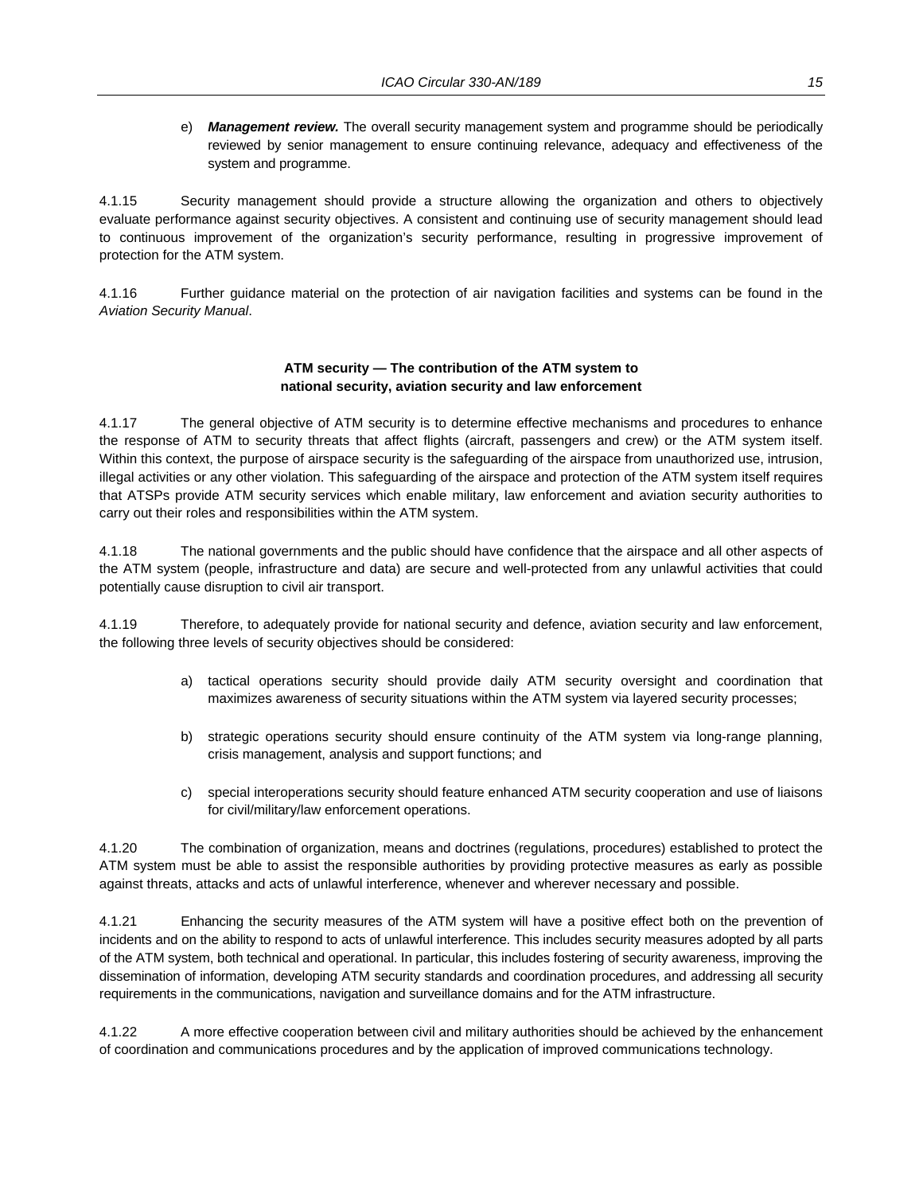e) ***Management review.*** The overall security management system and programme should be periodically reviewed by senior management to ensure continuing relevance, adequacy and effectiveness of the system and programme.

4.1.15 Security management should provide a structure allowing the organization and others to objectively evaluate performance against security objectives. A consistent and continuing use of security management should lead to continuous improvement of the organization's security performance, resulting in progressive improvement of protection for the ATM system.

4.1.16 Further guidance material on the protection of air navigation facilities and systems can be found in the *Aviation Security Manual*.

**ATM security — The contribution of the ATM system to national security, aviation security and law enforcement**

4.1.17 The general objective of ATM security is to determine effective mechanisms and procedures to enhance the response of ATM to security threats that affect flights (aircraft, passengers and crew) or the ATM system itself. Within this context, the purpose of airspace security is the safeguarding of the airspace from unauthorized use, intrusion, illegal activities or any other violation. This safeguarding of the airspace and protection of the ATM system itself requires that ATSPs provide ATM security services which enable military, law enforcement and aviation security authorities to carry out their roles and responsibilities within the ATM system.

4.1.18 The national governments and the public should have confidence that the airspace and all other aspects of the ATM system (people, infrastructure and data) are secure and well-protected from any unlawful activities that could potentially cause disruption to civil air transport.

4.1.19 Therefore, to adequately provide for national security and defence, aviation security and law enforcement, the following three levels of security objectives should be considered:

a) tactical operations security should provide daily ATM security oversight and coordination that maximizes awareness of security situations within the ATM system via layered security processes;

b) strategic operations security should ensure continuity of the ATM system via long-range planning, crisis management, analysis and support functions; and

c) special interoperations security should feature enhanced ATM security cooperation and use of liaisons for civil/military/law enforcement operations.

4.1.20 The combination of organization, means and doctrines (regulations, procedures) established to protect the ATM system must be able to assist the responsible authorities by providing protective measures as early as possible against threats, attacks and acts of unlawful interference, whenever and wherever necessary and possible.

4.1.21 Enhancing the security measures of the ATM system will have a positive effect both on the prevention of incidents and on the ability to respond to acts of unlawful interference. This includes security measures adopted by all parts of the ATM system, both technical and operational. In particular, this includes fostering of security awareness, improving the dissemination of information, developing ATM security standards and coordination procedures, and addressing all security requirements in the communications, navigation and surveillance domains and for the ATM infrastructure.

4.1.22 A more effective cooperation between civil and military authorities should be achieved by the enhancement of coordination and communications procedures and by the application of improved communications technology.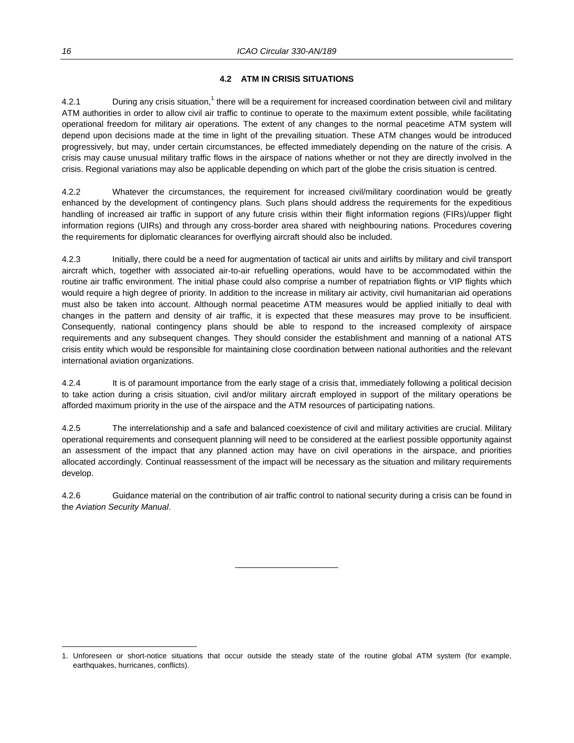### 4.2 ATM IN CRISIS SITUATIONS

4.2.1 During any crisis situation,[1] there will be a requirement for increased coordination between civil and military ATM authorities in order to allow civil air traffic to continue to operate to the maximum extent possible, while facilitating operational freedom for military air operations. The extent of any changes to the normal peacetime ATM system will depend upon decisions made at the time in light of the prevailing situation. These ATM changes would be introduced progressively, but may, under certain circumstances, be effected immediately depending on the nature of the crisis. A crisis may cause unusual military traffic flows in the airspace of nations whether or not they are directly involved in the crisis. Regional variations may also be applicable depending on which part of the globe the crisis situation is centred.

4.2.2 Whatever the circumstances, the requirement for increased civil/military coordination would be greatly enhanced by the development of contingency plans. Such plans should address the requirements for the expeditious handling of increased air traffic in support of any future crisis within their flight information regions (FIRs)/upper flight information regions (UIRs) and through any cross-border area shared with neighbouring nations. Procedures covering the requirements for diplomatic clearances for overflying aircraft should also be included.

4.2.3 Initially, there could be a need for augmentation of tactical air units and airlifts by military and civil transport aircraft which, together with associated air-to-air refuelling operations, would have to be accommodated within the routine air traffic environment. The initial phase could also comprise a number of repatriation flights or VIP flights which would require a high degree of priority. In addition to the increase in military air activity, civil humanitarian aid operations must also be taken into account. Although normal peacetime ATM measures would be applied initially to deal with changes in the pattern and density of air traffic, it is expected that these measures may prove to be insufficient. Consequently, national contingency plans should be able to respond to the increased complexity of airspace requirements and any subsequent changes. They should consider the establishment and manning of a national ATS crisis entity which would be responsible for maintaining close coordination between national authorities and the relevant international aviation organizations.

4.2.4 It is of paramount importance from the early stage of a crisis that, immediately following a political decision to take action during a crisis situation, civil and/or military aircraft employed in support of the military operations be afforded maximum priority in the use of the airspace and the ATM resources of participating nations.

4.2.5 The interrelationship and a safe and balanced coexistence of civil and military activities are crucial. Military operational requirements and consequent planning will need to be considered at the earliest possible opportunity against an assessment of the impact that any planned action may have on civil operations in the airspace, and priorities allocated accordingly. Continual reassessment of the impact will be necessary as the situation and military requirements develop.

4.2.6 Guidance material on the contribution of air traffic control to national security during a crisis can be found in the *Aviation Security Manual*.

---

1. Unforeseen or short-notice situations that occur outside the steady state of the routine global ATM system (for example, earthquakes, hurricanes, conflicts).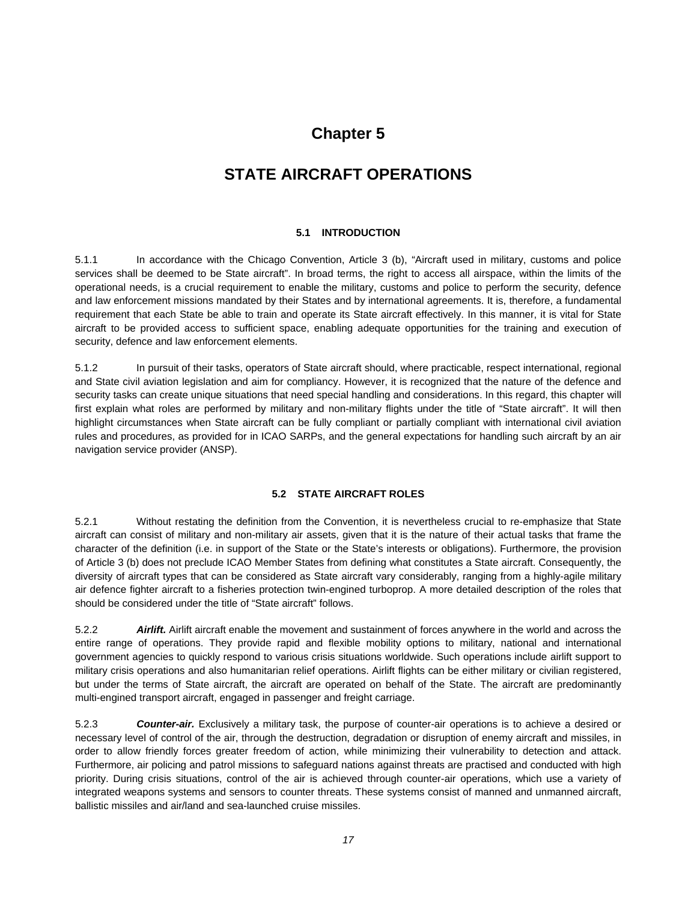# Chapter 5

# STATE AIRCRAFT OPERATIONS

### 5.1 INTRODUCTION

5.1.1 In accordance with the Chicago Convention, Article 3 (b), "Aircraft used in military, customs and police services shall be deemed to be State aircraft". In broad terms, the right to access all airspace, within the limits of the operational needs, is a crucial requirement to enable the military, customs and police to perform the security, defence and law enforcement missions mandated by their States and by international agreements. It is, therefore, a fundamental requirement that each State be able to train and operate its State aircraft effectively. In this manner, it is vital for State aircraft to be provided access to sufficient space, enabling adequate opportunities for the training and execution of security, defence and law enforcement elements.

5.1.2 In pursuit of their tasks, operators of State aircraft should, where practicable, respect international, regional and State civil aviation legislation and aim for compliancy. However, it is recognized that the nature of the defence and security tasks can create unique situations that need special handling and considerations. In this regard, this chapter will first explain what roles are performed by military and non-military flights under the title of "State aircraft". It will then highlight circumstances when State aircraft can be fully compliant or partially compliant with international civil aviation rules and procedures, as provided for in ICAO SARPs, and the general expectations for handling such aircraft by an air navigation service provider (ANSP).

### 5.2 STATE AIRCRAFT ROLES

5.2.1 Without restating the definition from the Convention, it is nevertheless crucial to re-emphasize that State aircraft can consist of military and non-military air assets, given that it is the nature of their actual tasks that frame the character of the definition (i.e. in support of the State or the State's interests or obligations). Furthermore, the provision of Article 3 (b) does not preclude ICAO Member States from defining what constitutes a State aircraft. Consequently, the diversity of aircraft types that can be considered as State aircraft vary considerably, ranging from a highly-agile military air defence fighter aircraft to a fisheries protection twin-engined turboprop. A more detailed description of the roles that should be considered under the title of "State aircraft" follows.

5.2.2 ***Airlift.*** Airlift aircraft enable the movement and sustainment of forces anywhere in the world and across the entire range of operations. They provide rapid and flexible mobility options to military, national and international government agencies to quickly respond to various crisis situations worldwide. Such operations include airlift support to military crisis operations and also humanitarian relief operations. Airlift flights can be either military or civilian registered, but under the terms of State aircraft, the aircraft are operated on behalf of the State. The aircraft are predominantly multi-engined transport aircraft, engaged in passenger and freight carriage.

5.2.3 ***Counter-air.*** Exclusively a military task, the purpose of counter-air operations is to achieve a desired or necessary level of control of the air, through the destruction, degradation or disruption of enemy aircraft and missiles, in order to allow friendly forces greater freedom of action, while minimizing their vulnerability to detection and attack. Furthermore, air policing and patrol missions to safeguard nations against threats are practised and conducted with high priority. During crisis situations, control of the air is achieved through counter-air operations, which use a variety of integrated weapons systems and sensors to counter threats. These systems consist of manned and unmanned aircraft, ballistic missiles and air/land and sea-launched cruise missiles.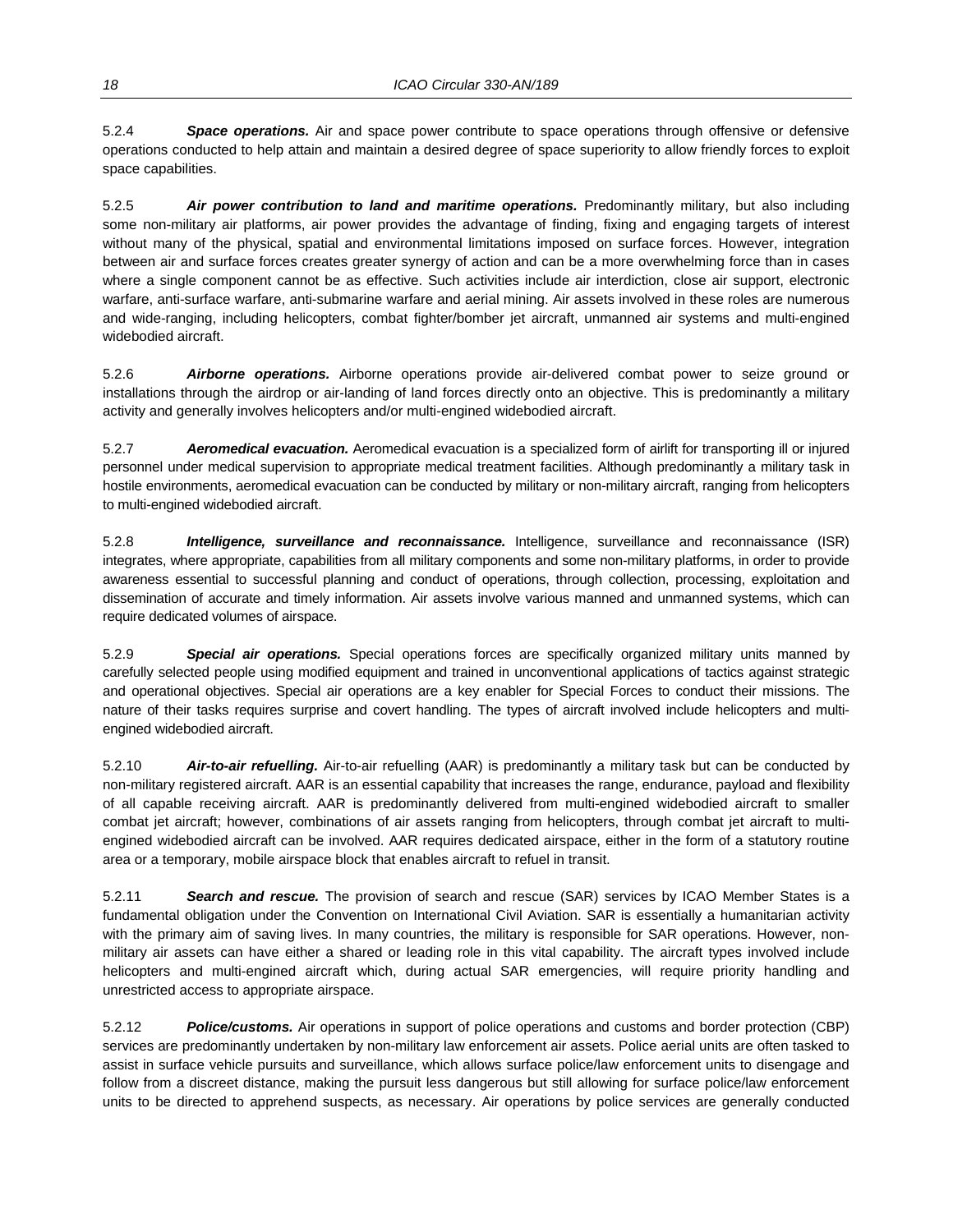5.2.4 ***Space operations.*** Air and space power contribute to space operations through offensive or defensive operations conducted to help attain and maintain a desired degree of space superiority to allow friendly forces to exploit space capabilities.

5.2.5 ***Air power contribution to land and maritime operations.*** Predominantly military, but also including some non-military air platforms, air power provides the advantage of finding, fixing and engaging targets of interest without many of the physical, spatial and environmental limitations imposed on surface forces. However, integration between air and surface forces creates greater synergy of action and can be a more overwhelming force than in cases where a single component cannot be as effective. Such activities include air interdiction, close air support, electronic warfare, anti-surface warfare, anti-submarine warfare and aerial mining. Air assets involved in these roles are numerous and wide-ranging, including helicopters, combat fighter/bomber jet aircraft, unmanned air systems and multi-engined widebodied aircraft.

5.2.6 ***Airborne operations.*** Airborne operations provide air-delivered combat power to seize ground or installations through the airdrop or air-landing of land forces directly onto an objective. This is predominantly a military activity and generally involves helicopters and/or multi-engined widebodied aircraft.

5.2.7 ***Aeromedical evacuation.*** Aeromedical evacuation is a specialized form of airlift for transporting ill or injured personnel under medical supervision to appropriate medical treatment facilities. Although predominantly a military task in hostile environments, aeromedical evacuation can be conducted by military or non-military aircraft, ranging from helicopters to multi-engined widebodied aircraft.

5.2.8 ***Intelligence, surveillance and reconnaissance.*** Intelligence, surveillance and reconnaissance (ISR) integrates, where appropriate, capabilities from all military components and some non-military platforms, in order to provide awareness essential to successful planning and conduct of operations, through collection, processing, exploitation and dissemination of accurate and timely information. Air assets involve various manned and unmanned systems, which can require dedicated volumes of airspace.

5.2.9 ***Special air operations.*** Special operations forces are specifically organized military units manned by carefully selected people using modified equipment and trained in unconventional applications of tactics against strategic and operational objectives. Special air operations are a key enabler for Special Forces to conduct their missions. The nature of their tasks requires surprise and covert handling. The types of aircraft involved include helicopters and multi-engined widebodied aircraft.

5.2.10 ***Air-to-air refuelling.*** Air-to-air refuelling (AAR) is predominantly a military task but can be conducted by non-military registered aircraft. AAR is an essential capability that increases the range, endurance, payload and flexibility of all capable receiving aircraft. AAR is predominantly delivered from multi-engined widebodied aircraft to smaller combat jet aircraft; however, combinations of air assets ranging from helicopters, through combat jet aircraft to multi-engined widebodied aircraft can be involved. AAR requires dedicated airspace, either in the form of a statutory routine area or a temporary, mobile airspace block that enables aircraft to refuel in transit.

5.2.11 ***Search and rescue.*** The provision of search and rescue (SAR) services by ICAO Member States is a fundamental obligation under the Convention on International Civil Aviation. SAR is essentially a humanitarian activity with the primary aim of saving lives. In many countries, the military is responsible for SAR operations. However, non-military air assets can have either a shared or leading role in this vital capability. The aircraft types involved include helicopters and multi-engined aircraft which, during actual SAR emergencies, will require priority handling and unrestricted access to appropriate airspace.

5.2.12 ***Police/customs.*** Air operations in support of police operations and customs and border protection (CBP) services are predominantly undertaken by non-military law enforcement air assets. Police aerial units are often tasked to assist in surface vehicle pursuits and surveillance, which allows surface police/law enforcement units to disengage and follow from a discreet distance, making the pursuit less dangerous but still allowing for surface police/law enforcement units to be directed to apprehend suspects, as necessary. Air operations by police services are generally conducted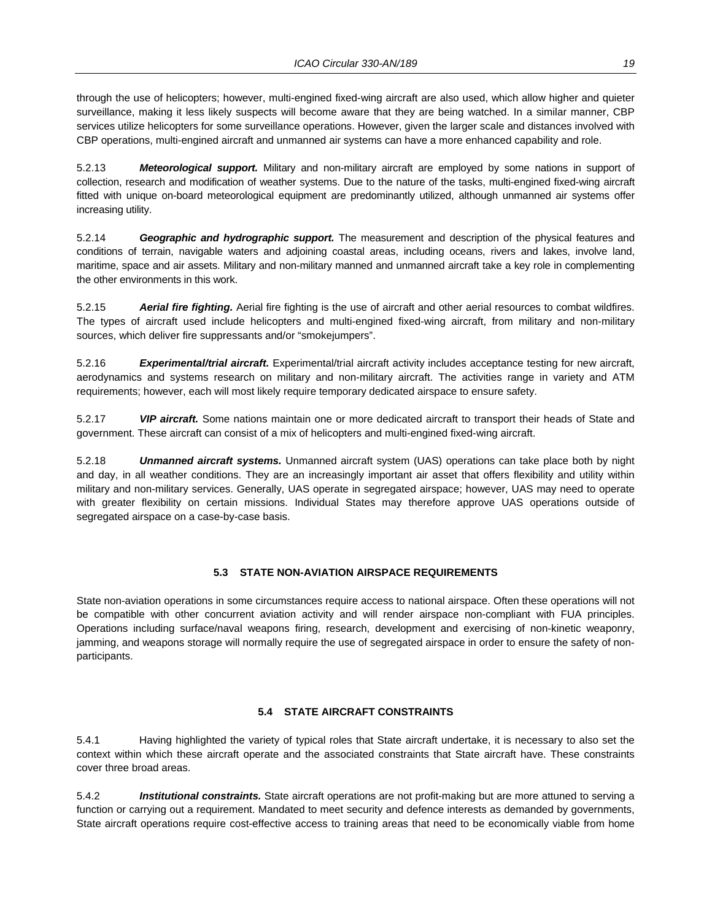through the use of helicopters; however, multi-engined fixed-wing aircraft are also used, which allow higher and quieter surveillance, making it less likely suspects will become aware that they are being watched. In a similar manner, CBP services utilize helicopters for some surveillance operations. However, given the larger scale and distances involved with CBP operations, multi-engined aircraft and unmanned air systems can have a more enhanced capability and role.

5.2.13 ***Meteorological support.*** Military and non-military aircraft are employed by some nations in support of collection, research and modification of weather systems. Due to the nature of the tasks, multi-engined fixed-wing aircraft fitted with unique on-board meteorological equipment are predominantly utilized, although unmanned air systems offer increasing utility.

5.2.14 ***Geographic and hydrographic support.*** The measurement and description of the physical features and conditions of terrain, navigable waters and adjoining coastal areas, including oceans, rivers and lakes, involve land, maritime, space and air assets. Military and non-military manned and unmanned aircraft take a key role in complementing the other environments in this work.

5.2.15 ***Aerial fire fighting.*** Aerial fire fighting is the use of aircraft and other aerial resources to combat wildfires. The types of aircraft used include helicopters and multi-engined fixed-wing aircraft, from military and non-military sources, which deliver fire suppressants and/or "smokejumpers".

5.2.16 ***Experimental/trial aircraft.*** Experimental/trial aircraft activity includes acceptance testing for new aircraft, aerodynamics and systems research on military and non-military aircraft. The activities range in variety and ATM requirements; however, each will most likely require temporary dedicated airspace to ensure safety.

5.2.17 ***VIP aircraft.*** Some nations maintain one or more dedicated aircraft to transport their heads of State and government. These aircraft can consist of a mix of helicopters and multi-engined fixed-wing aircraft.

5.2.18 ***Unmanned aircraft systems.*** Unmanned aircraft system (UAS) operations can take place both by night and day, in all weather conditions. They are an increasingly important air asset that offers flexibility and utility within military and non-military services. Generally, UAS operate in segregated airspace; however, UAS may need to operate with greater flexibility on certain missions. Individual States may therefore approve UAS operations outside of segregated airspace on a case-by-case basis.

## 5.3 STATE NON-AVIATION AIRSPACE REQUIREMENTS

State non-aviation operations in some circumstances require access to national airspace. Often these operations will not be compatible with other concurrent aviation activity and will render airspace non-compliant with FUA principles. Operations including surface/naval weapons firing, research, development and exercising of non-kinetic weaponry, jamming, and weapons storage will normally require the use of segregated airspace in order to ensure the safety of non-participants.

## 5.4 STATE AIRCRAFT CONSTRAINTS

5.4.1 Having highlighted the variety of typical roles that State aircraft undertake, it is necessary to also set the context within which these aircraft operate and the associated constraints that State aircraft have. These constraints cover three broad areas.

5.4.2 ***Institutional constraints.*** State aircraft operations are not profit-making but are more attuned to serving a function or carrying out a requirement. Mandated to meet security and defence interests as demanded by governments, State aircraft operations require cost-effective access to training areas that need to be economically viable from home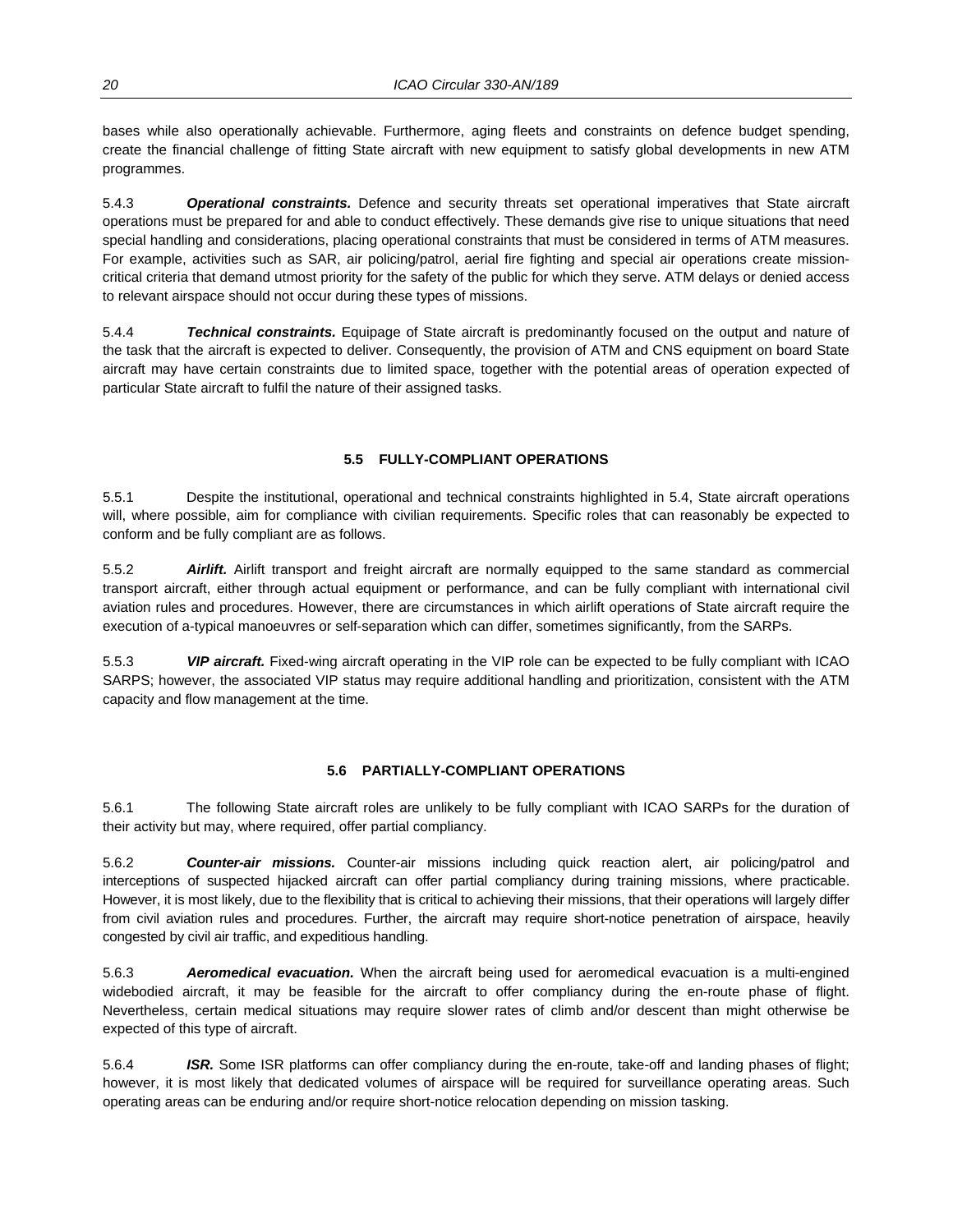bases while also operationally achievable. Furthermore, aging fleets and constraints on defence budget spending, create the financial challenge of fitting State aircraft with new equipment to satisfy global developments in new ATM programmes.

5.4.3 ***Operational constraints.*** Defence and security threats set operational imperatives that State aircraft operations must be prepared for and able to conduct effectively. These demands give rise to unique situations that need special handling and considerations, placing operational constraints that must be considered in terms of ATM measures. For example, activities such as SAR, air policing/patrol, aerial fire fighting and special air operations create mission-critical criteria that demand utmost priority for the safety of the public for which they serve. ATM delays or denied access to relevant airspace should not occur during these types of missions.

5.4.4 ***Technical constraints.*** Equipage of State aircraft is predominantly focused on the output and nature of the task that the aircraft is expected to deliver. Consequently, the provision of ATM and CNS equipment on board State aircraft may have certain constraints due to limited space, together with the potential areas of operation expected of particular State aircraft to fulfil the nature of their assigned tasks.

### 5.5 FULLY-COMPLIANT OPERATIONS

5.5.1 Despite the institutional, operational and technical constraints highlighted in 5.4, State aircraft operations will, where possible, aim for compliance with civilian requirements. Specific roles that can reasonably be expected to conform and be fully compliant are as follows.

5.5.2 ***Airlift.*** Airlift transport and freight aircraft are normally equipped to the same standard as commercial transport aircraft, either through actual equipment or performance, and can be fully compliant with international civil aviation rules and procedures. However, there are circumstances in which airlift operations of State aircraft require the execution of a-typical manoeuvres or self-separation which can differ, sometimes significantly, from the SARPs.

5.5.3 ***VIP aircraft.*** Fixed-wing aircraft operating in the VIP role can be expected to be fully compliant with ICAO SARPS; however, the associated VIP status may require additional handling and prioritization, consistent with the ATM capacity and flow management at the time.

### 5.6 PARTIALLY-COMPLIANT OPERATIONS

5.6.1 The following State aircraft roles are unlikely to be fully compliant with ICAO SARPs for the duration of their activity but may, where required, offer partial compliancy.

5.6.2 ***Counter-air missions.*** Counter-air missions including quick reaction alert, air policing/patrol and interceptions of suspected hijacked aircraft can offer partial compliancy during training missions, where practicable. However, it is most likely, due to the flexibility that is critical to achieving their missions, that their operations will largely differ from civil aviation rules and procedures. Further, the aircraft may require short-notice penetration of airspace, heavily congested by civil air traffic, and expeditious handling.

5.6.3 ***Aeromedical evacuation.*** When the aircraft being used for aeromedical evacuation is a multi-engined widebodied aircraft, it may be feasible for the aircraft to offer compliancy during the en-route phase of flight. Nevertheless, certain medical situations may require slower rates of climb and/or descent than might otherwise be expected of this type of aircraft.

5.6.4 ***ISR.*** Some ISR platforms can offer compliancy during the en-route, take-off and landing phases of flight; however, it is most likely that dedicated volumes of airspace will be required for surveillance operating areas. Such operating areas can be enduring and/or require short-notice relocation depending on mission tasking.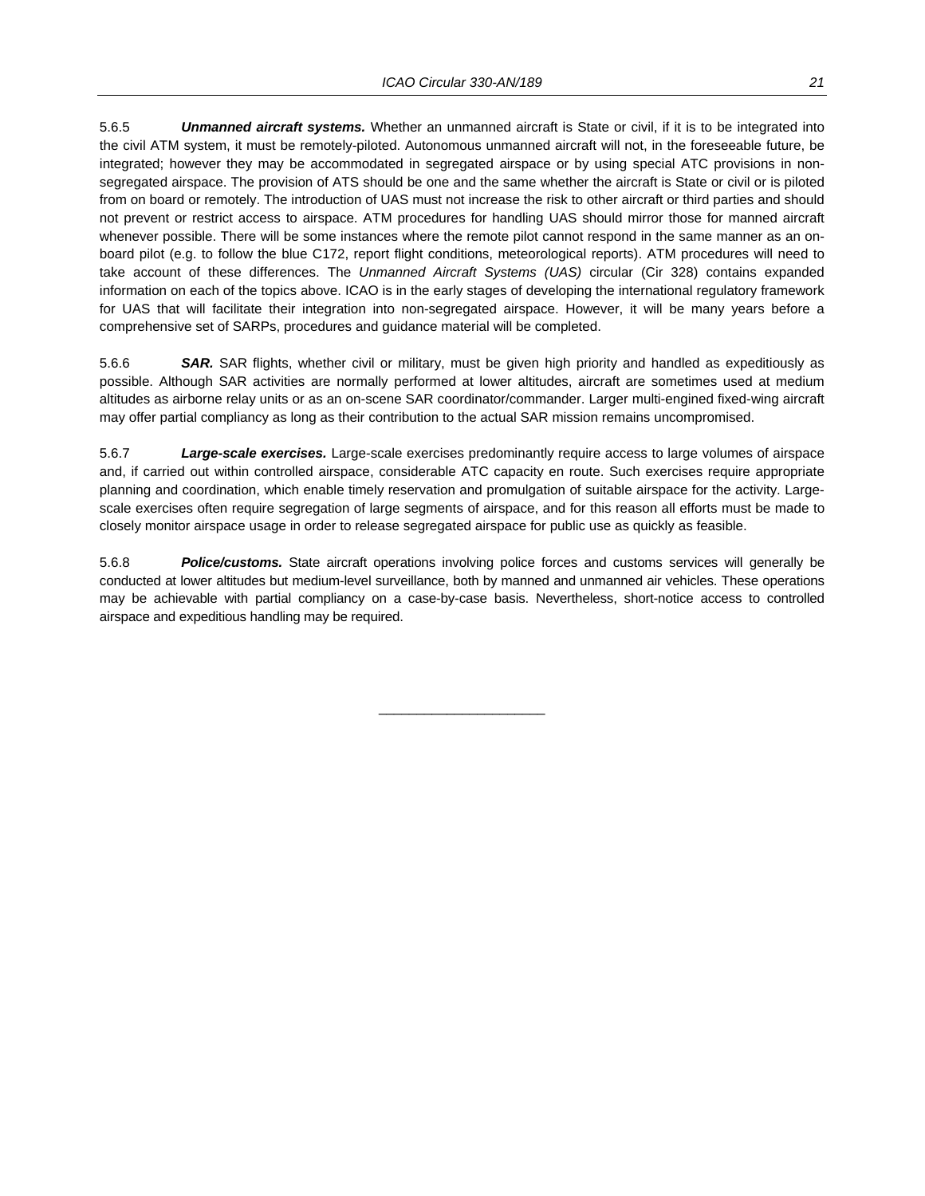5.6.5 ***Unmanned aircraft systems.*** Whether an unmanned aircraft is State or civil, if it is to be integrated into the civil ATM system, it must be remotely-piloted. Autonomous unmanned aircraft will not, in the foreseeable future, be integrated; however they may be accommodated in segregated airspace or by using special ATC provisions in non-segregated airspace. The provision of ATS should be one and the same whether the aircraft is State or civil or is piloted from on board or remotely. The introduction of UAS must not increase the risk to other aircraft or third parties and should not prevent or restrict access to airspace. ATM procedures for handling UAS should mirror those for manned aircraft whenever possible. There will be some instances where the remote pilot cannot respond in the same manner as an on-board pilot (e.g. to follow the blue C172, report flight conditions, meteorological reports). ATM procedures will need to take account of these differences. The *Unmanned Aircraft Systems (UAS)* circular (Cir 328) contains expanded information on each of the topics above. ICAO is in the early stages of developing the international regulatory framework for UAS that will facilitate their integration into non-segregated airspace. However, it will be many years before a comprehensive set of SARPs, procedures and guidance material will be completed.

5.6.6 ***SAR.*** SAR flights, whether civil or military, must be given high priority and handled as expeditiously as possible. Although SAR activities are normally performed at lower altitudes, aircraft are sometimes used at medium altitudes as airborne relay units or as an on-scene SAR coordinator/commander. Larger multi-engined fixed-wing aircraft may offer partial compliancy as long as their contribution to the actual SAR mission remains uncompromised.

5.6.7 ***Large-scale exercises.*** Large-scale exercises predominantly require access to large volumes of airspace and, if carried out within controlled airspace, considerable ATC capacity en route. Such exercises require appropriate planning and coordination, which enable timely reservation and promulgation of suitable airspace for the activity. Large-scale exercises often require segregation of large segments of airspace, and for this reason all efforts must be made to closely monitor airspace usage in order to release segregated airspace for public use as quickly as feasible.

5.6.8 ***Police/customs.*** State aircraft operations involving police forces and customs services will generally be conducted at lower altitudes but medium-level surveillance, both by manned and unmanned air vehicles. These operations may be achievable with partial compliancy on a case-by-case basis. Nevertheless, short-notice access to controlled airspace and expeditious handling may be required.

---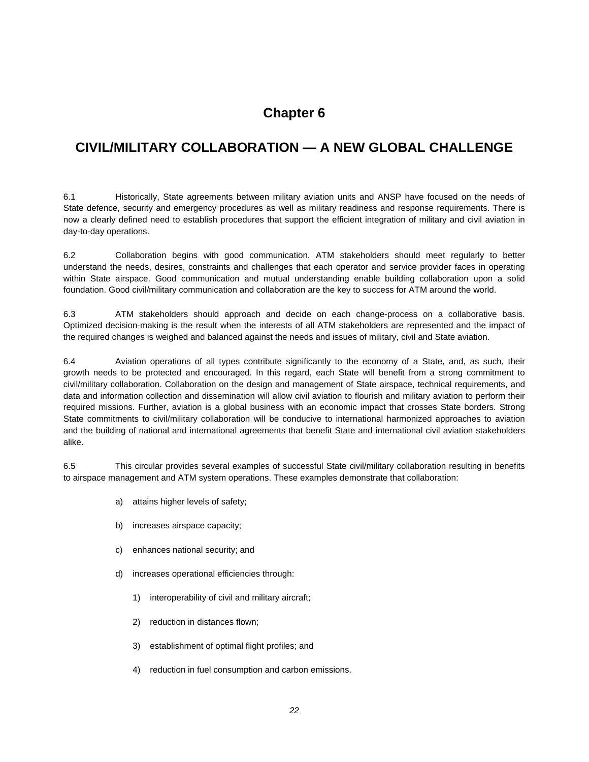# Chapter 6

## CIVIL/MILITARY COLLABORATION — A NEW GLOBAL CHALLENGE

6.1 Historically, State agreements between military aviation units and ANSP have focused on the needs of State defence, security and emergency procedures as well as military readiness and response requirements. There is now a clearly defined need to establish procedures that support the efficient integration of military and civil aviation in day-to-day operations.

6.2 Collaboration begins with good communication. ATM stakeholders should meet regularly to better understand the needs, desires, constraints and challenges that each operator and service provider faces in operating within State airspace. Good communication and mutual understanding enable building collaboration upon a solid foundation. Good civil/military communication and collaboration are the key to success for ATM around the world.

6.3 ATM stakeholders should approach and decide on each change-process on a collaborative basis. Optimized decision-making is the result when the interests of all ATM stakeholders are represented and the impact of the required changes is weighed and balanced against the needs and issues of military, civil and State aviation.

6.4 Aviation operations of all types contribute significantly to the economy of a State, and, as such, their growth needs to be protected and encouraged. In this regard, each State will benefit from a strong commitment to civil/military collaboration. Collaboration on the design and management of State airspace, technical requirements, and data and information collection and dissemination will allow civil aviation to flourish and military aviation to perform their required missions. Further, aviation is a global business with an economic impact that crosses State borders. Strong State commitments to civil/military collaboration will be conducive to international harmonized approaches to aviation and the building of national and international agreements that benefit State and international civil aviation stakeholders alike.

6.5 This circular provides several examples of successful State civil/military collaboration resulting in benefits to airspace management and ATM system operations. These examples demonstrate that collaboration:

a) attains higher levels of safety;

b) increases airspace capacity;

c) enhances national security; and

d) increases operational efficiencies through:

   1) interoperability of civil and military aircraft;

   2) reduction in distances flown;

   3) establishment of optimal flight profiles; and

   4) reduction in fuel consumption and carbon emissions.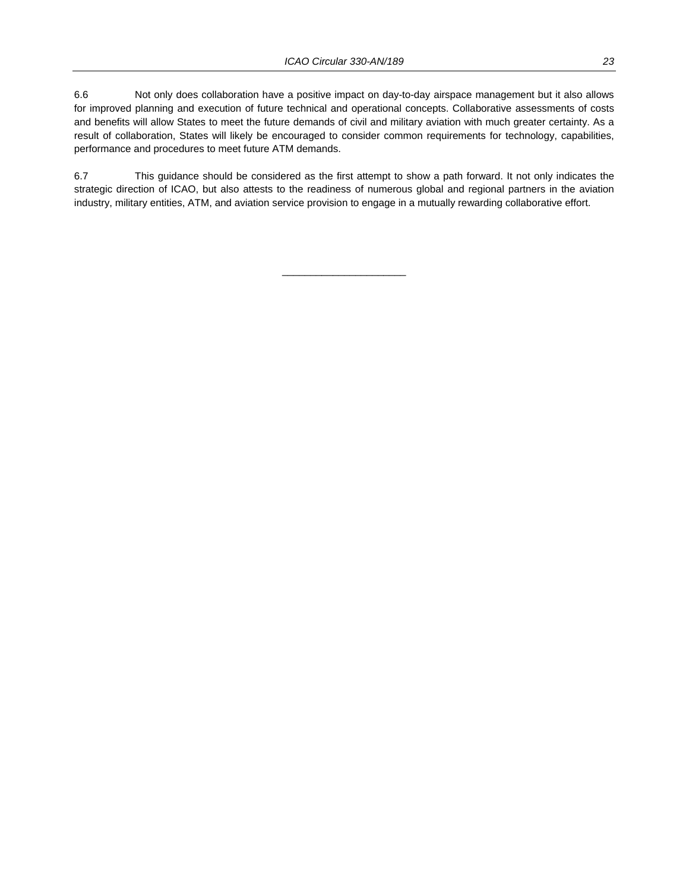6.6 Not only does collaboration have a positive impact on day-to-day airspace management but it also allows for improved planning and execution of future technical and operational concepts. Collaborative assessments of costs and benefits will allow States to meet the future demands of civil and military aviation with much greater certainty. As a result of collaboration, States will likely be encouraged to consider common requirements for technology, capabilities, performance and procedures to meet future ATM demands.

6.7 This guidance should be considered as the first attempt to show a path forward. It not only indicates the strategic direction of ICAO, but also attests to the readiness of numerous global and regional partners in the aviation industry, military entities, ATM, and aviation service provision to engage in a mutually rewarding collaborative effort.

______________________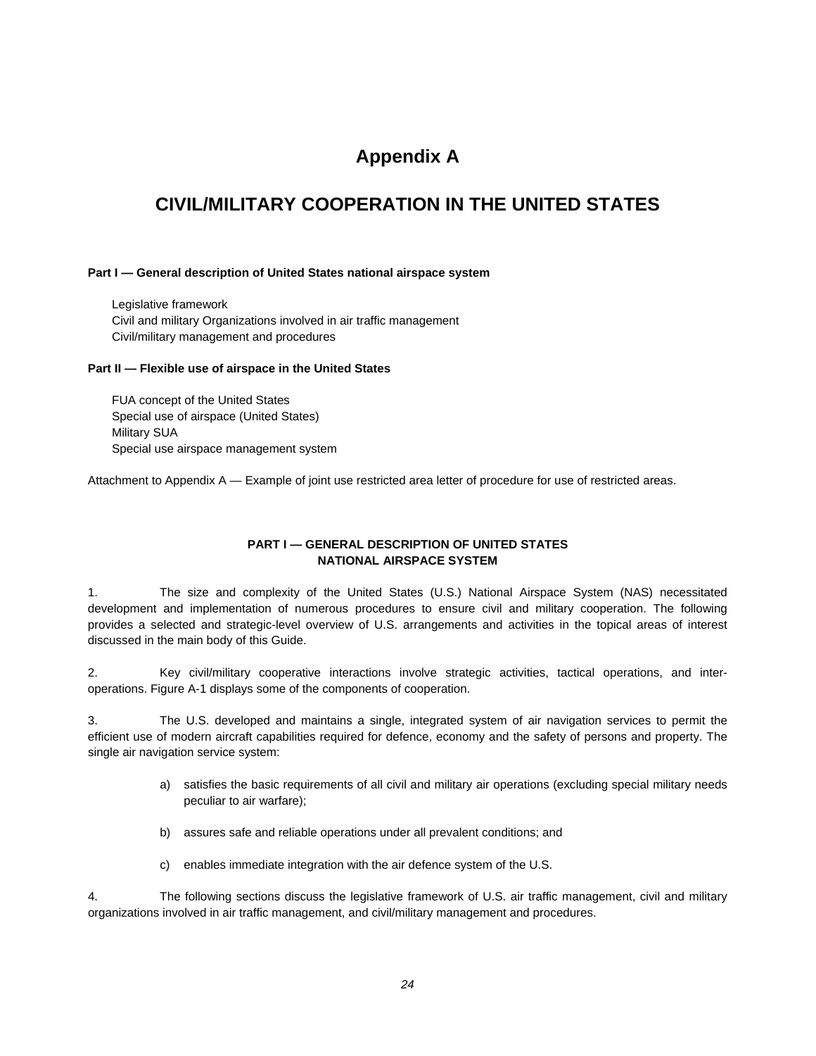# Appendix A

# CIVIL/MILITARY COOPERATION IN THE UNITED STATES

**Part I — General description of United States national airspace system**

Legislative framework
Civil and military Organizations involved in air traffic management
Civil/military management and procedures

**Part II — Flexible use of airspace in the United States**

FUA concept of the United States
Special use of airspace (United States)
Military SUA
Special use airspace management system

Attachment to Appendix A — Example of joint use restricted area letter of procedure for use of restricted areas.

## PART I — GENERAL DESCRIPTION OF UNITED STATES NATIONAL AIRSPACE SYSTEM

1. The size and complexity of the United States (U.S.) National Airspace System (NAS) necessitated development and implementation of numerous procedures to ensure civil and military cooperation. The following provides a selected and strategic-level overview of U.S. arrangements and activities in the topical areas of interest discussed in the main body of this Guide.

2. Key civil/military cooperative interactions involve strategic activities, tactical operations, and inter-operations. Figure A-1 displays some of the components of cooperation.

3. The U.S. developed and maintains a single, integrated system of air navigation services to permit the efficient use of modern aircraft capabilities required for defence, economy and the safety of persons and property. The single air navigation service system:

a) satisfies the basic requirements of all civil and military air operations (excluding special military needs peculiar to air warfare);

b) assures safe and reliable operations under all prevalent conditions; and

c) enables immediate integration with the air defence system of the U.S.

4. The following sections discuss the legislative framework of U.S. air traffic management, civil and military organizations involved in air traffic management, and civil/military management and procedures.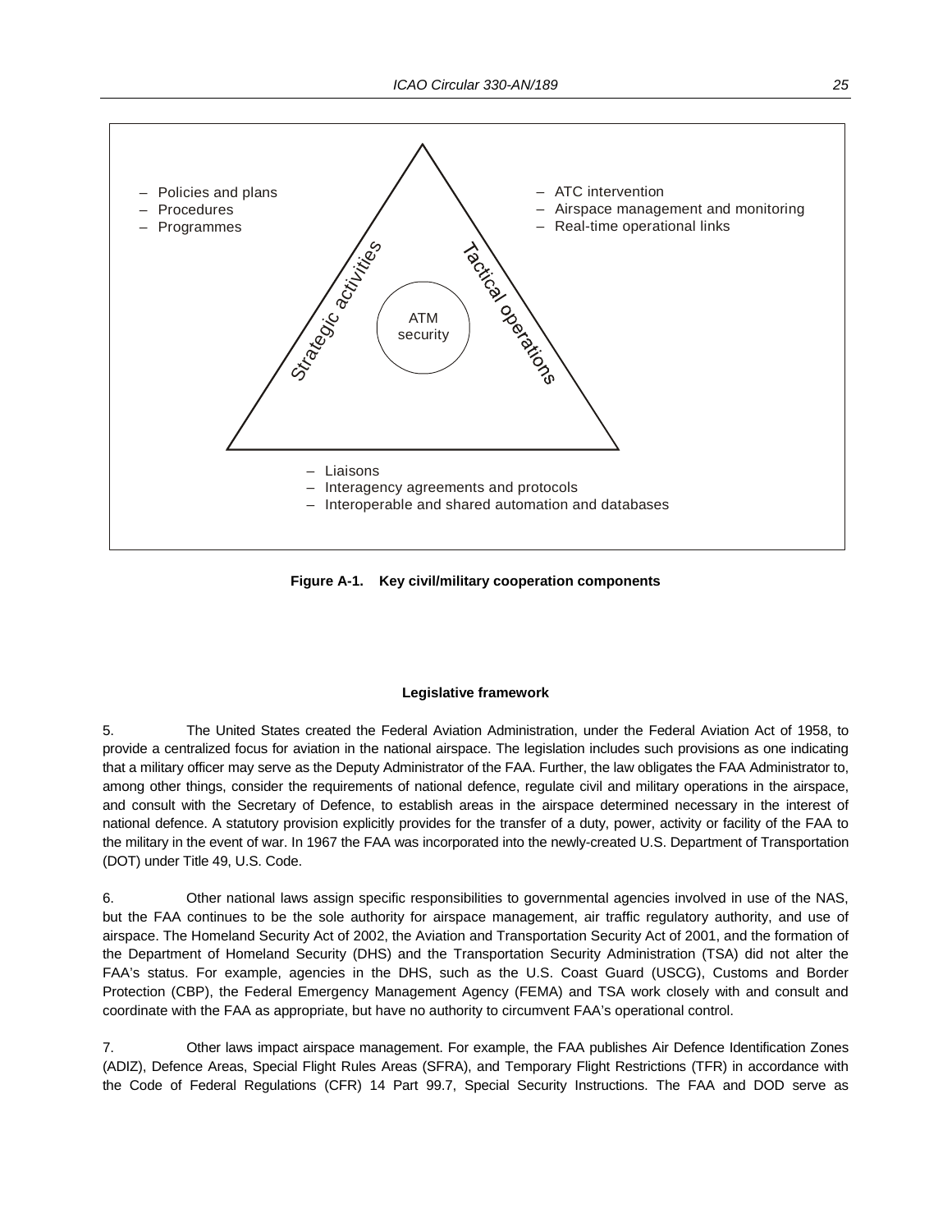- Policies and plans
- Procedures
- Programmes

- ATC intervention
- Airspace management and monitoring
- Real-time operational links

Strategic activities

Tactical operations

ATM security

- Liaisons
- Interagency agreements and protocols
- Interoperable and shared automation and databases

**Figure A-1. Key civil/military cooperation components**

**Legislative framework**

5. The United States created the Federal Aviation Administration, under the Federal Aviation Act of 1958, to provide a centralized focus for aviation in the national airspace. The legislation includes such provisions as one indicating that a military officer may serve as the Deputy Administrator of the FAA. Further, the law obligates the FAA Administrator to, among other things, consider the requirements of national defence, regulate civil and military operations in the airspace, and consult with the Secretary of Defence, to establish areas in the airspace determined necessary in the interest of national defence. A statutory provision explicitly provides for the transfer of a duty, power, activity or facility of the FAA to the military in the event of war. In 1967 the FAA was incorporated into the newly-created U.S. Department of Transportation (DOT) under Title 49, U.S. Code.

6. Other national laws assign specific responsibilities to governmental agencies involved in use of the NAS, but the FAA continues to be the sole authority for airspace management, air traffic regulatory authority, and use of airspace. The Homeland Security Act of 2002, the Aviation and Transportation Security Act of 2001, and the formation of the Department of Homeland Security (DHS) and the Transportation Security Administration (TSA) did not alter the FAA's status. For example, agencies in the DHS, such as the U.S. Coast Guard (USCG), Customs and Border Protection (CBP), the Federal Emergency Management Agency (FEMA) and TSA work closely with and consult and coordinate with the FAA as appropriate, but have no authority to circumvent FAA's operational control.

7. Other laws impact airspace management. For example, the FAA publishes Air Defence Identification Zones (ADIZ), Defence Areas, Special Flight Rules Areas (SFRA), and Temporary Flight Restrictions (TFR) in accordance with the Code of Federal Regulations (CFR) 14 Part 99.7, Special Security Instructions. The FAA and DOD serve as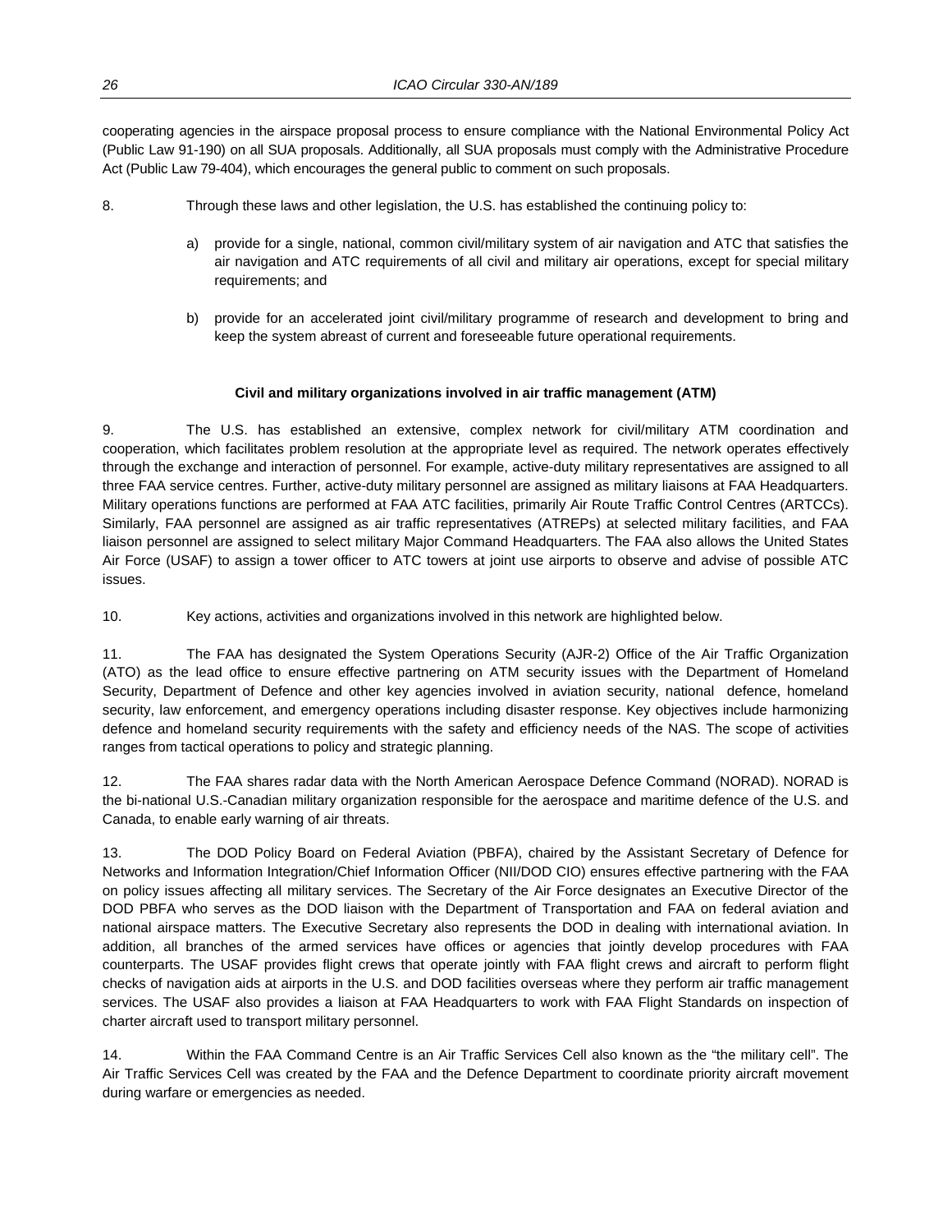cooperating agencies in the airspace proposal process to ensure compliance with the National Environmental Policy Act (Public Law 91-190) on all SUA proposals. Additionally, all SUA proposals must comply with the Administrative Procedure Act (Public Law 79-404), which encourages the general public to comment on such proposals.

8. Through these laws and other legislation, the U.S. has established the continuing policy to:

a) provide for a single, national, common civil/military system of air navigation and ATC that satisfies the air navigation and ATC requirements of all civil and military air operations, except for special military requirements; and

b) provide for an accelerated joint civil/military programme of research and development to bring and keep the system abreast of current and foreseeable future operational requirements.

**Civil and military organizations involved in air traffic management (ATM)**

9. The U.S. has established an extensive, complex network for civil/military ATM coordination and cooperation, which facilitates problem resolution at the appropriate level as required. The network operates effectively through the exchange and interaction of personnel. For example, active-duty military representatives are assigned to all three FAA service centres. Further, active-duty military personnel are assigned as military liaisons at FAA Headquarters. Military operations functions are performed at FAA ATC facilities, primarily Air Route Traffic Control Centres (ARTCCs). Similarly, FAA personnel are assigned as air traffic representatives (ATREPs) at selected military facilities, and FAA liaison personnel are assigned to select military Major Command Headquarters. The FAA also allows the United States Air Force (USAF) to assign a tower officer to ATC towers at joint use airports to observe and advise of possible ATC issues.

10. Key actions, activities and organizations involved in this network are highlighted below.

11. The FAA has designated the System Operations Security (AJR-2) Office of the Air Traffic Organization (ATO) as the lead office to ensure effective partnering on ATM security issues with the Department of Homeland Security, Department of Defence and other key agencies involved in aviation security, national defence, homeland security, law enforcement, and emergency operations including disaster response. Key objectives include harmonizing defence and homeland security requirements with the safety and efficiency needs of the NAS. The scope of activities ranges from tactical operations to policy and strategic planning.

12. The FAA shares radar data with the North American Aerospace Defence Command (NORAD). NORAD is the bi-national U.S.-Canadian military organization responsible for the aerospace and maritime defence of the U.S. and Canada, to enable early warning of air threats.

13. The DOD Policy Board on Federal Aviation (PBFA), chaired by the Assistant Secretary of Defence for Networks and Information Integration/Chief Information Officer (NII/DOD CIO) ensures effective partnering with the FAA on policy issues affecting all military services. The Secretary of the Air Force designates an Executive Director of the DOD PBFA who serves as the DOD liaison with the Department of Transportation and FAA on federal aviation and national airspace matters. The Executive Secretary also represents the DOD in dealing with international aviation. In addition, all branches of the armed services have offices or agencies that jointly develop procedures with FAA counterparts. The USAF provides flight crews that operate jointly with FAA flight crews and aircraft to perform flight checks of navigation aids at airports in the U.S. and DOD facilities overseas where they perform air traffic management services. The USAF also provides a liaison at FAA Headquarters to work with FAA Flight Standards on inspection of charter aircraft used to transport military personnel.

14. Within the FAA Command Centre is an Air Traffic Services Cell also known as the “the military cell”. The Air Traffic Services Cell was created by the FAA and the Defence Department to coordinate priority aircraft movement during warfare or emergencies as needed.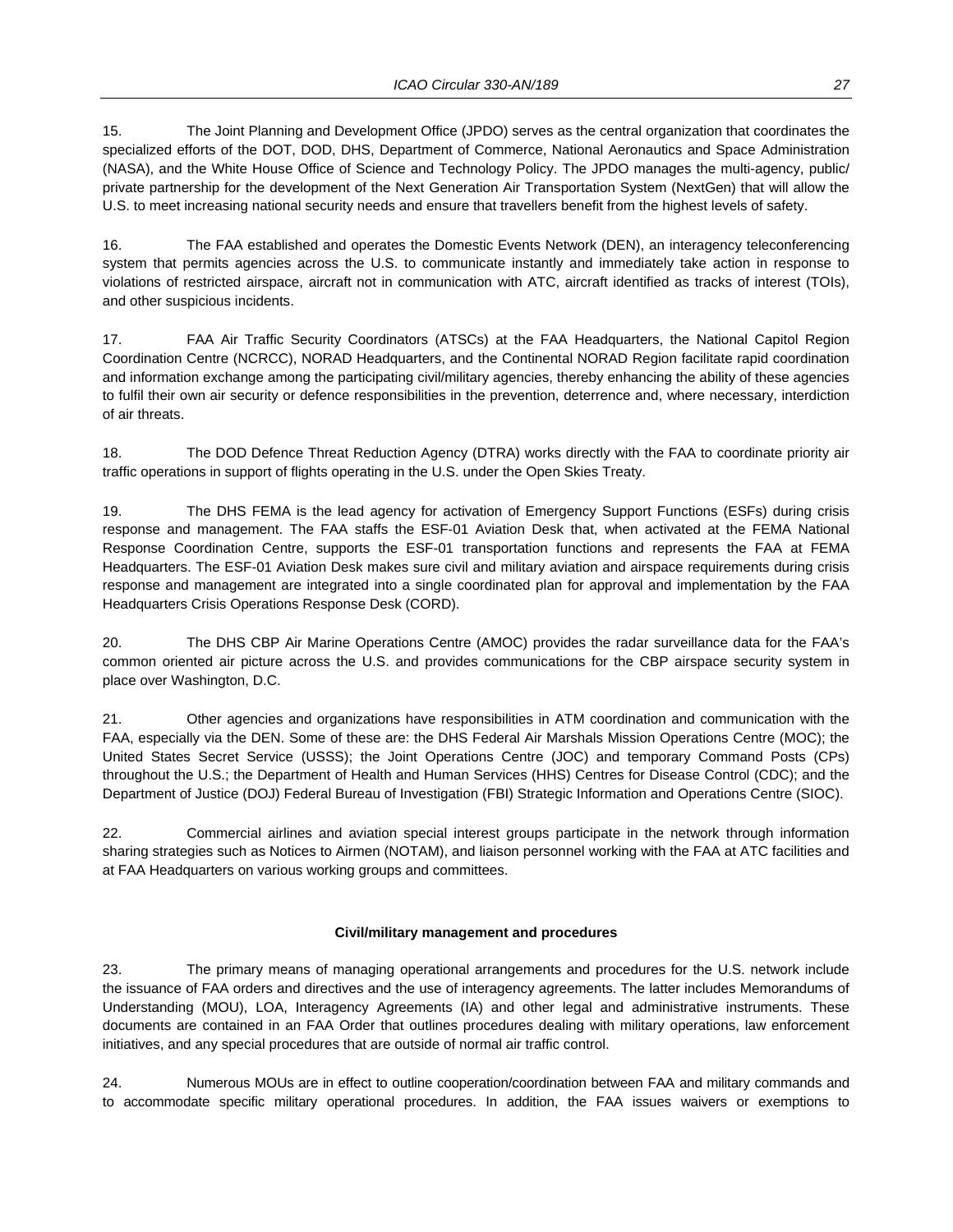15. The Joint Planning and Development Office (JPDO) serves as the central organization that coordinates the specialized efforts of the DOT, DOD, DHS, Department of Commerce, National Aeronautics and Space Administration (NASA), and the White House Office of Science and Technology Policy. The JPDO manages the multi-agency, public/ private partnership for the development of the Next Generation Air Transportation System (NextGen) that will allow the U.S. to meet increasing national security needs and ensure that travellers benefit from the highest levels of safety.

16. The FAA established and operates the Domestic Events Network (DEN), an interagency teleconferencing system that permits agencies across the U.S. to communicate instantly and immediately take action in response to violations of restricted airspace, aircraft not in communication with ATC, aircraft identified as tracks of interest (TOIs), and other suspicious incidents.

17. FAA Air Traffic Security Coordinators (ATSCs) at the FAA Headquarters, the National Capitol Region Coordination Centre (NCRCC), NORAD Headquarters, and the Continental NORAD Region facilitate rapid coordination and information exchange among the participating civil/military agencies, thereby enhancing the ability of these agencies to fulfil their own air security or defence responsibilities in the prevention, deterrence and, where necessary, interdiction of air threats.

18. The DOD Defence Threat Reduction Agency (DTRA) works directly with the FAA to coordinate priority air traffic operations in support of flights operating in the U.S. under the Open Skies Treaty.

19. The DHS FEMA is the lead agency for activation of Emergency Support Functions (ESFs) during crisis response and management. The FAA staffs the ESF-01 Aviation Desk that, when activated at the FEMA National Response Coordination Centre, supports the ESF-01 transportation functions and represents the FAA at FEMA Headquarters. The ESF-01 Aviation Desk makes sure civil and military aviation and airspace requirements during crisis response and management are integrated into a single coordinated plan for approval and implementation by the FAA Headquarters Crisis Operations Response Desk (CORD).

20. The DHS CBP Air Marine Operations Centre (AMOC) provides the radar surveillance data for the FAA's common oriented air picture across the U.S. and provides communications for the CBP airspace security system in place over Washington, D.C.

21. Other agencies and organizations have responsibilities in ATM coordination and communication with the FAA, especially via the DEN. Some of these are: the DHS Federal Air Marshals Mission Operations Centre (MOC); the United States Secret Service (USSS); the Joint Operations Centre (JOC) and temporary Command Posts (CPs) throughout the U.S.; the Department of Health and Human Services (HHS) Centres for Disease Control (CDC); and the Department of Justice (DOJ) Federal Bureau of Investigation (FBI) Strategic Information and Operations Centre (SIOC).

22. Commercial airlines and aviation special interest groups participate in the network through information sharing strategies such as Notices to Airmen (NOTAM), and liaison personnel working with the FAA at ATC facilities and at FAA Headquarters on various working groups and committees.

**Civil/military management and procedures**

23. The primary means of managing operational arrangements and procedures for the U.S. network include the issuance of FAA orders and directives and the use of interagency agreements. The latter includes Memorandums of Understanding (MOU), LOA, Interagency Agreements (IA) and other legal and administrative instruments. These documents are contained in an FAA Order that outlines procedures dealing with military operations, law enforcement initiatives, and any special procedures that are outside of normal air traffic control.

24. Numerous MOUs are in effect to outline cooperation/coordination between FAA and military commands and to accommodate specific military operational procedures. In addition, the FAA issues waivers or exemptions to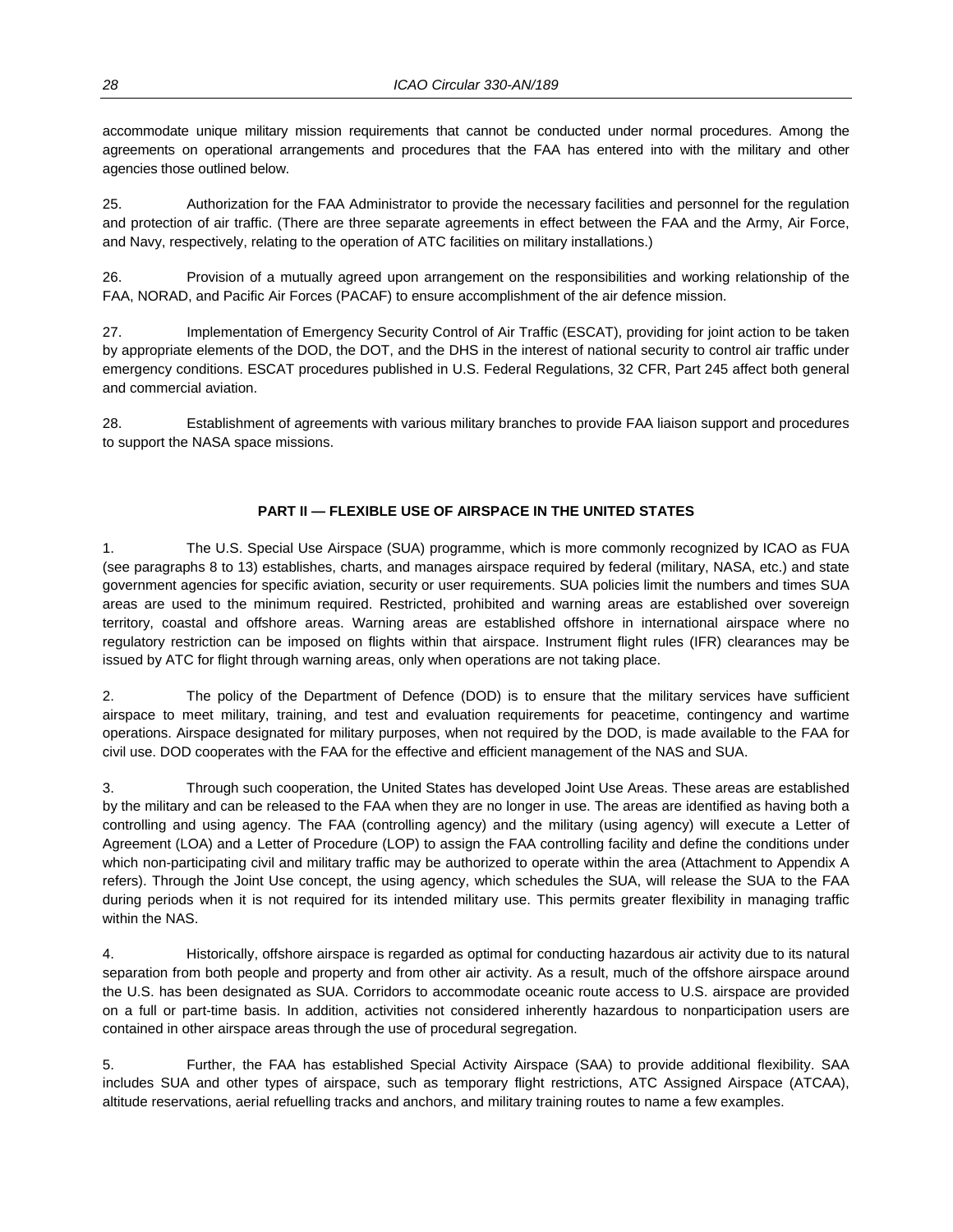accommodate unique military mission requirements that cannot be conducted under normal procedures. Among the agreements on operational arrangements and procedures that the FAA has entered into with the military and other agencies those outlined below.

25. Authorization for the FAA Administrator to provide the necessary facilities and personnel for the regulation and protection of air traffic. (There are three separate agreements in effect between the FAA and the Army, Air Force, and Navy, respectively, relating to the operation of ATC facilities on military installations.)

26. Provision of a mutually agreed upon arrangement on the responsibilities and working relationship of the FAA, NORAD, and Pacific Air Forces (PACAF) to ensure accomplishment of the air defence mission.

27. Implementation of Emergency Security Control of Air Traffic (ESCAT), providing for joint action to be taken by appropriate elements of the DOD, the DOT, and the DHS in the interest of national security to control air traffic under emergency conditions. ESCAT procedures published in U.S. Federal Regulations, 32 CFR, Part 245 affect both general and commercial aviation.

28. Establishment of agreements with various military branches to provide FAA liaison support and procedures to support the NASA space missions.

## PART II — FLEXIBLE USE OF AIRSPACE IN THE UNITED STATES

1. The U.S. Special Use Airspace (SUA) programme, which is more commonly recognized by ICAO as FUA (see paragraphs 8 to 13) establishes, charts, and manages airspace required by federal (military, NASA, etc.) and state government agencies for specific aviation, security or user requirements. SUA policies limit the numbers and times SUA areas are used to the minimum required. Restricted, prohibited and warning areas are established over sovereign territory, coastal and offshore areas. Warning areas are established offshore in international airspace where no regulatory restriction can be imposed on flights within that airspace. Instrument flight rules (IFR) clearances may be issued by ATC for flight through warning areas, only when operations are not taking place.

2. The policy of the Department of Defence (DOD) is to ensure that the military services have sufficient airspace to meet military, training, and test and evaluation requirements for peacetime, contingency and wartime operations. Airspace designated for military purposes, when not required by the DOD, is made available to the FAA for civil use. DOD cooperates with the FAA for the effective and efficient management of the NAS and SUA.

3. Through such cooperation, the United States has developed Joint Use Areas. These areas are established by the military and can be released to the FAA when they are no longer in use. The areas are identified as having both a controlling and using agency. The FAA (controlling agency) and the military (using agency) will execute a Letter of Agreement (LOA) and a Letter of Procedure (LOP) to assign the FAA controlling facility and define the conditions under which non-participating civil and military traffic may be authorized to operate within the area (Attachment to Appendix A refers). Through the Joint Use concept, the using agency, which schedules the SUA, will release the SUA to the FAA during periods when it is not required for its intended military use. This permits greater flexibility in managing traffic within the NAS.

4. Historically, offshore airspace is regarded as optimal for conducting hazardous air activity due to its natural separation from both people and property and from other air activity. As a result, much of the offshore airspace around the U.S. has been designated as SUA. Corridors to accommodate oceanic route access to U.S. airspace are provided on a full or part-time basis. In addition, activities not considered inherently hazardous to nonparticipation users are contained in other airspace areas through the use of procedural segregation.

5. Further, the FAA has established Special Activity Airspace (SAA) to provide additional flexibility. SAA includes SUA and other types of airspace, such as temporary flight restrictions, ATC Assigned Airspace (ATCAA), altitude reservations, aerial refuelling tracks and anchors, and military training routes to name a few examples.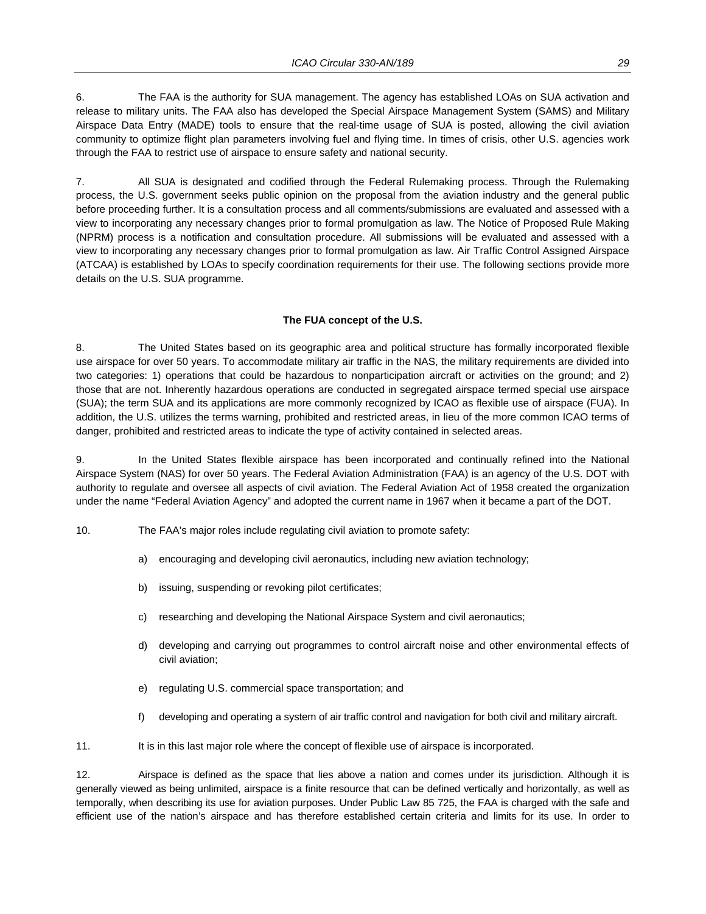6. The FAA is the authority for SUA management. The agency has established LOAs on SUA activation and release to military units. The FAA also has developed the Special Airspace Management System (SAMS) and Military Airspace Data Entry (MADE) tools to ensure that the real-time usage of SUA is posted, allowing the civil aviation community to optimize flight plan parameters involving fuel and flying time. In times of crisis, other U.S. agencies work through the FAA to restrict use of airspace to ensure safety and national security.

7. All SUA is designated and codified through the Federal Rulemaking process. Through the Rulemaking process, the U.S. government seeks public opinion on the proposal from the aviation industry and the general public before proceeding further. It is a consultation process and all comments/submissions are evaluated and assessed with a view to incorporating any necessary changes prior to formal promulgation as law. The Notice of Proposed Rule Making (NPRM) process is a notification and consultation procedure. All submissions will be evaluated and assessed with a view to incorporating any necessary changes prior to formal promulgation as law. Air Traffic Control Assigned Airspace (ATCAA) is established by LOAs to specify coordination requirements for their use. The following sections provide more details on the U.S. SUA programme.

**The FUA concept of the U.S.**

8. The United States based on its geographic area and political structure has formally incorporated flexible use airspace for over 50 years. To accommodate military air traffic in the NAS, the military requirements are divided into two categories: 1) operations that could be hazardous to nonparticipation aircraft or activities on the ground; and 2) those that are not. Inherently hazardous operations are conducted in segregated airspace termed special use airspace (SUA); the term SUA and its applications are more commonly recognized by ICAO as flexible use of airspace (FUA). In addition, the U.S. utilizes the terms warning, prohibited and restricted areas, in lieu of the more common ICAO terms of danger, prohibited and restricted areas to indicate the type of activity contained in selected areas.

9. In the United States flexible airspace has been incorporated and continually refined into the National Airspace System (NAS) for over 50 years. The Federal Aviation Administration (FAA) is an agency of the U.S. DOT with authority to regulate and oversee all aspects of civil aviation. The Federal Aviation Act of 1958 created the organization under the name "Federal Aviation Agency" and adopted the current name in 1967 when it became a part of the DOT.

10. The FAA's major roles include regulating civil aviation to promote safety:

a) encouraging and developing civil aeronautics, including new aviation technology;

b) issuing, suspending or revoking pilot certificates;

c) researching and developing the National Airspace System and civil aeronautics;

d) developing and carrying out programmes to control aircraft noise and other environmental effects of civil aviation;

e) regulating U.S. commercial space transportation; and

f) developing and operating a system of air traffic control and navigation for both civil and military aircraft.

11. It is in this last major role where the concept of flexible use of airspace is incorporated.

12. Airspace is defined as the space that lies above a nation and comes under its jurisdiction. Although it is generally viewed as being unlimited, airspace is a finite resource that can be defined vertically and horizontally, as well as temporally, when describing its use for aviation purposes. Under Public Law 85 725, the FAA is charged with the safe and efficient use of the nation's airspace and has therefore established certain criteria and limits for its use. In order to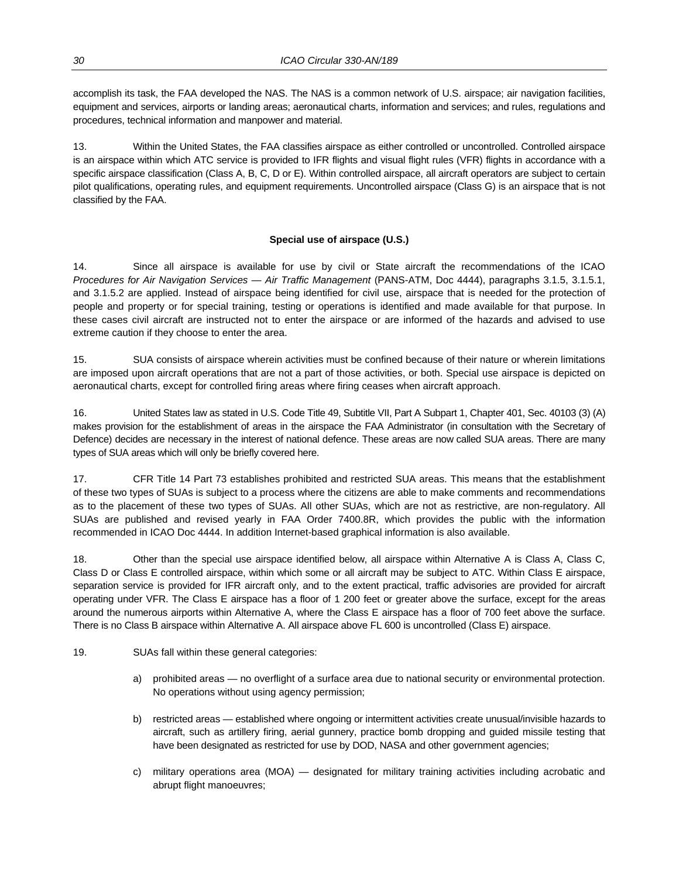accomplish its task, the FAA developed the NAS. The NAS is a common network of U.S. airspace; air navigation facilities, equipment and services, airports or landing areas; aeronautical charts, information and services; and rules, regulations and procedures, technical information and manpower and material.

13. Within the United States, the FAA classifies airspace as either controlled or uncontrolled. Controlled airspace is an airspace within which ATC service is provided to IFR flights and visual flight rules (VFR) flights in accordance with a specific airspace classification (Class A, B, C, D or E). Within controlled airspace, all aircraft operators are subject to certain pilot qualifications, operating rules, and equipment requirements. Uncontrolled airspace (Class G) is an airspace that is not classified by the FAA.

**Special use of airspace (U.S.)**

14. Since all airspace is available for use by civil or State aircraft the recommendations of the ICAO *Procedures for Air Navigation Services — Air Traffic Management* (PANS-ATM, Doc 4444), paragraphs 3.1.5, 3.1.5.1, and 3.1.5.2 are applied. Instead of airspace being identified for civil use, airspace that is needed for the protection of people and property or for special training, testing or operations is identified and made available for that purpose. In these cases civil aircraft are instructed not to enter the airspace or are informed of the hazards and advised to use extreme caution if they choose to enter the area.

15. SUA consists of airspace wherein activities must be confined because of their nature or wherein limitations are imposed upon aircraft operations that are not a part of those activities, or both. Special use airspace is depicted on aeronautical charts, except for controlled firing areas where firing ceases when aircraft approach.

16. United States law as stated in U.S. Code Title 49, Subtitle VII, Part A Subpart 1, Chapter 401, Sec. 40103 (3) (A) makes provision for the establishment of areas in the airspace the FAA Administrator (in consultation with the Secretary of Defence) decides are necessary in the interest of national defence. These areas are now called SUA areas. There are many types of SUA areas which will only be briefly covered here.

17. CFR Title 14 Part 73 establishes prohibited and restricted SUA areas. This means that the establishment of these two types of SUAs is subject to a process where the citizens are able to make comments and recommendations as to the placement of these two types of SUAs. All other SUAs, which are not as restrictive, are non-regulatory. All SUAs are published and revised yearly in FAA Order 7400.8R, which provides the public with the information recommended in ICAO Doc 4444. In addition Internet-based graphical information is also available.

18. Other than the special use airspace identified below, all airspace within Alternative A is Class A, Class C, Class D or Class E controlled airspace, within which some or all aircraft may be subject to ATC. Within Class E airspace, separation service is provided for IFR aircraft only, and to the extent practical, traffic advisories are provided for aircraft operating under VFR. The Class E airspace has a floor of 1 200 feet or greater above the surface, except for the areas around the numerous airports within Alternative A, where the Class E airspace has a floor of 700 feet above the surface. There is no Class B airspace within Alternative A. All airspace above FL 600 is uncontrolled (Class E) airspace.

19. SUAs fall within these general categories:

a) prohibited areas — no overflight of a surface area due to national security or environmental protection. No operations without using agency permission;

b) restricted areas — established where ongoing or intermittent activities create unusual/invisible hazards to aircraft, such as artillery firing, aerial gunnery, practice bomb dropping and guided missile testing that have been designated as restricted for use by DOD, NASA and other government agencies;

c) military operations area (MOA) — designated for military training activities including acrobatic and abrupt flight manoeuvres;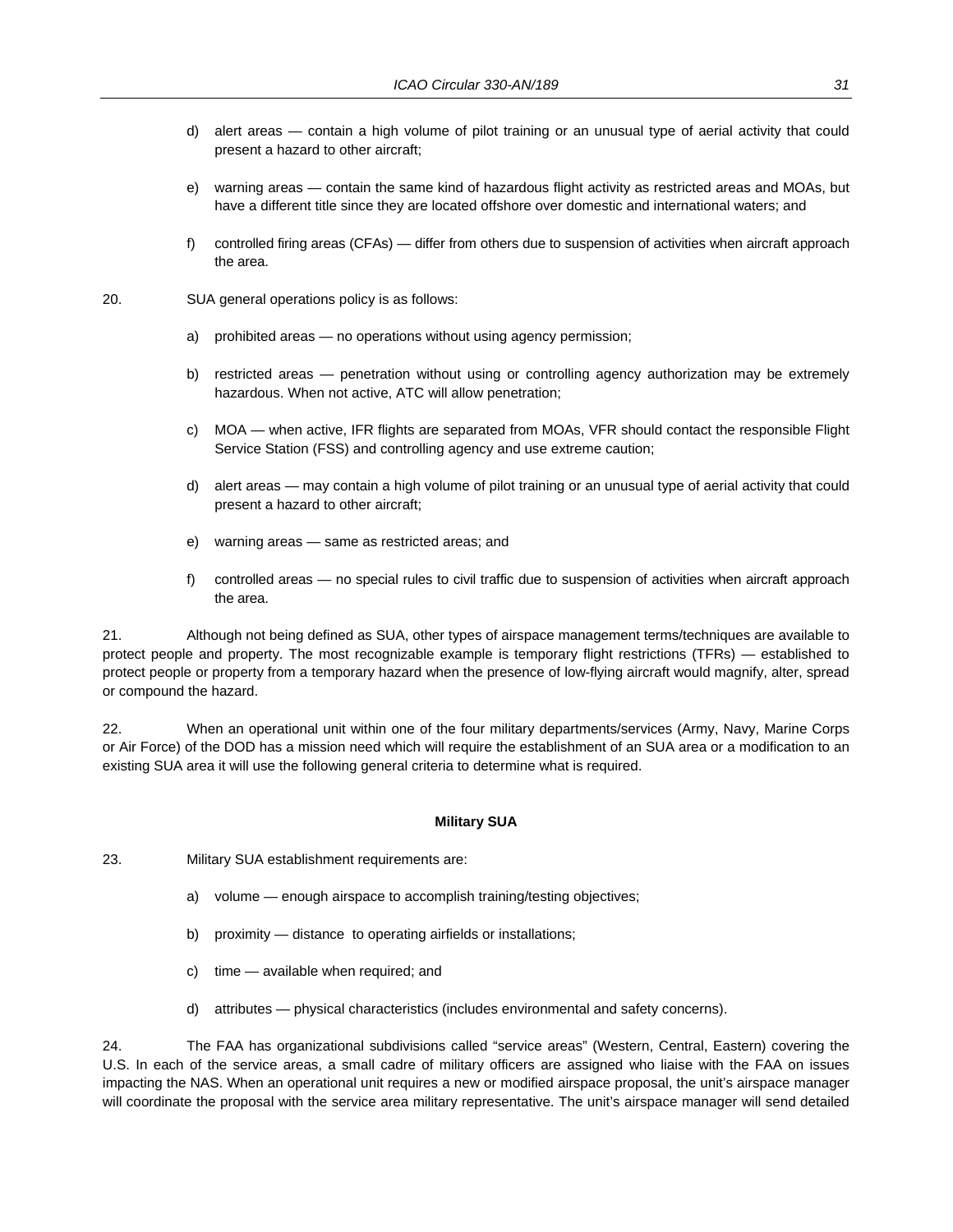d) alert areas — contain a high volume of pilot training or an unusual type of aerial activity that could present a hazard to other aircraft;

e) warning areas — contain the same kind of hazardous flight activity as restricted areas and MOAs, but have a different title since they are located offshore over domestic and international waters; and

f) controlled firing areas (CFAs) — differ from others due to suspension of activities when aircraft approach the area.

20. SUA general operations policy is as follows:

a) prohibited areas — no operations without using agency permission;

b) restricted areas — penetration without using or controlling agency authorization may be extremely hazardous. When not active, ATC will allow penetration;

c) MOA — when active, IFR flights are separated from MOAs, VFR should contact the responsible Flight Service Station (FSS) and controlling agency and use extreme caution;

d) alert areas — may contain a high volume of pilot training or an unusual type of aerial activity that could present a hazard to other aircraft;

e) warning areas — same as restricted areas; and

f) controlled areas — no special rules to civil traffic due to suspension of activities when aircraft approach the area.

21. Although not being defined as SUA, other types of airspace management terms/techniques are available to protect people and property. The most recognizable example is temporary flight restrictions (TFRs) — established to protect people or property from a temporary hazard when the presence of low-flying aircraft would magnify, alter, spread or compound the hazard.

22. When an operational unit within one of the four military departments/services (Army, Navy, Marine Corps or Air Force) of the DOD has a mission need which will require the establishment of an SUA area or a modification to an existing SUA area it will use the following general criteria to determine what is required.

**Military SUA**

23. Military SUA establishment requirements are:

a) volume — enough airspace to accomplish training/testing objectives;

b) proximity — distance to operating airfields or installations;

c) time — available when required; and

d) attributes — physical characteristics (includes environmental and safety concerns).

24. The FAA has organizational subdivisions called “service areas” (Western, Central, Eastern) covering the U.S. In each of the service areas, a small cadre of military officers are assigned who liaise with the FAA on issues impacting the NAS. When an operational unit requires a new or modified airspace proposal, the unit’s airspace manager will coordinate the proposal with the service area military representative. The unit’s airspace manager will send detailed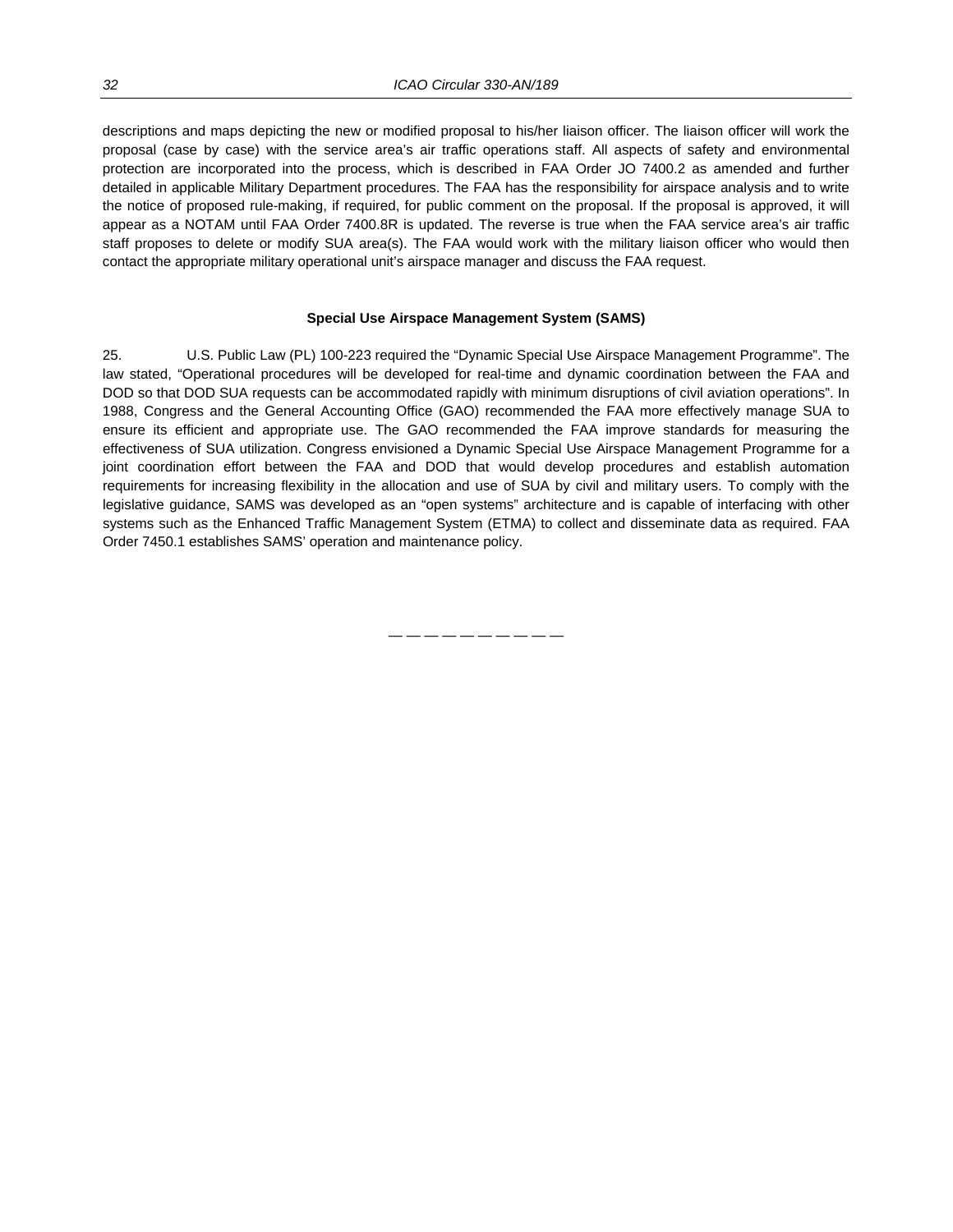descriptions and maps depicting the new or modified proposal to his/her liaison officer. The liaison officer will work the proposal (case by case) with the service area's air traffic operations staff. All aspects of safety and environmental protection are incorporated into the process, which is described in FAA Order JO 7400.2 as amended and further detailed in applicable Military Department procedures. The FAA has the responsibility for airspace analysis and to write the notice of proposed rule-making, if required, for public comment on the proposal. If the proposal is approved, it will appear as a NOTAM until FAA Order 7400.8R is updated. The reverse is true when the FAA service area's air traffic staff proposes to delete or modify SUA area(s). The FAA would work with the military liaison officer who would then contact the appropriate military operational unit's airspace manager and discuss the FAA request.

**Special Use Airspace Management System (SAMS)**

25. U.S. Public Law (PL) 100-223 required the "Dynamic Special Use Airspace Management Programme". The law stated, "Operational procedures will be developed for real-time and dynamic coordination between the FAA and DOD so that DOD SUA requests can be accommodated rapidly with minimum disruptions of civil aviation operations". In 1988, Congress and the General Accounting Office (GAO) recommended the FAA more effectively manage SUA to ensure its efficient and appropriate use. The GAO recommended the FAA improve standards for measuring the effectiveness of SUA utilization. Congress envisioned a Dynamic Special Use Airspace Management Programme for a joint coordination effort between the FAA and DOD that would develop procedures and establish automation requirements for increasing flexibility in the allocation and use of SUA by civil and military users. To comply with the legislative guidance, SAMS was developed as an "open systems" architecture and is capable of interfacing with other systems such as the Enhanced Traffic Management System (ETMA) to collect and disseminate data as required. FAA Order 7450.1 establishes SAMS' operation and maintenance policy.

— — — — — — — — — —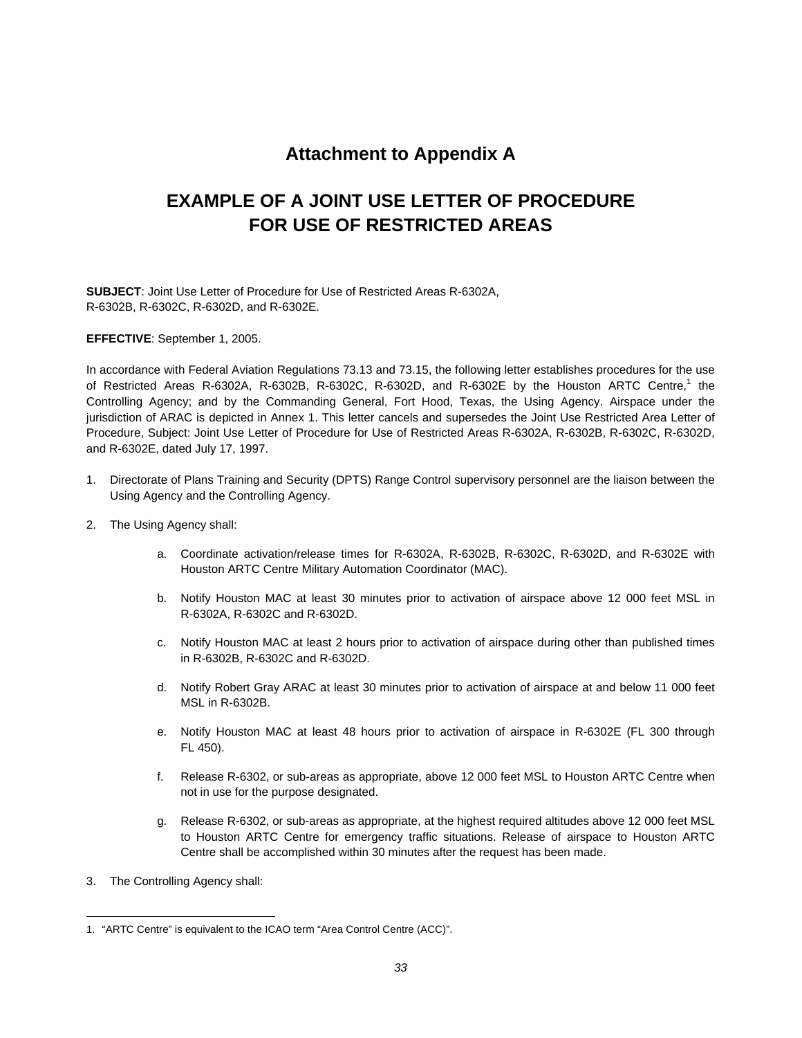# Attachment to Appendix A

## EXAMPLE OF A JOINT USE LETTER OF PROCEDURE FOR USE OF RESTRICTED AREAS

**SUBJECT**: Joint Use Letter of Procedure for Use of Restricted Areas R-6302A, R-6302B, R-6302C, R-6302D, and R-6302E.

**EFFECTIVE**: September 1, 2005.

In accordance with Federal Aviation Regulations 73.13 and 73.15, the following letter establishes procedures for the use of Restricted Areas R-6302A, R-6302B, R-6302C, R-6302D, and R-6302E by the Houston ARTC Centre,[1] the Controlling Agency; and by the Commanding General, Fort Hood, Texas, the Using Agency. Airspace under the jurisdiction of ARAC is depicted in Annex 1. This letter cancels and supersedes the Joint Use Restricted Area Letter of Procedure, Subject: Joint Use Letter of Procedure for Use of Restricted Areas R-6302A, R-6302B, R-6302C, R-6302D, and R-6302E, dated July 17, 1997.

1. Directorate of Plans Training and Security (DPTS) Range Control supervisory personnel are the liaison between the Using Agency and the Controlling Agency.

2. The Using Agency shall:

    a. Coordinate activation/release times for R-6302A, R-6302B, R-6302C, R-6302D, and R-6302E with Houston ARTC Centre Military Automation Coordinator (MAC).

    b. Notify Houston MAC at least 30 minutes prior to activation of airspace above 12 000 feet MSL in R-6302A, R-6302C and R-6302D.

    c. Notify Houston MAC at least 2 hours prior to activation of airspace during other than published times in R-6302B, R-6302C and R-6302D.

    d. Notify Robert Gray ARAC at least 30 minutes prior to activation of airspace at and below 11 000 feet MSL in R-6302B.

    e. Notify Houston MAC at least 48 hours prior to activation of airspace in R-6302E (FL 300 through FL 450).

    f. Release R-6302, or sub-areas as appropriate, above 12 000 feet MSL to Houston ARTC Centre when not in use for the purpose designated.

    g. Release R-6302, or sub-areas as appropriate, at the highest required altitudes above 12 000 feet MSL to Houston ARTC Centre for emergency traffic situations. Release of airspace to Houston ARTC Centre shall be accomplished within 30 minutes after the request has been made.

3. The Controlling Agency shall:

---

1. "ARTC Centre" is equivalent to the ICAO term "Area Control Centre (ACC)".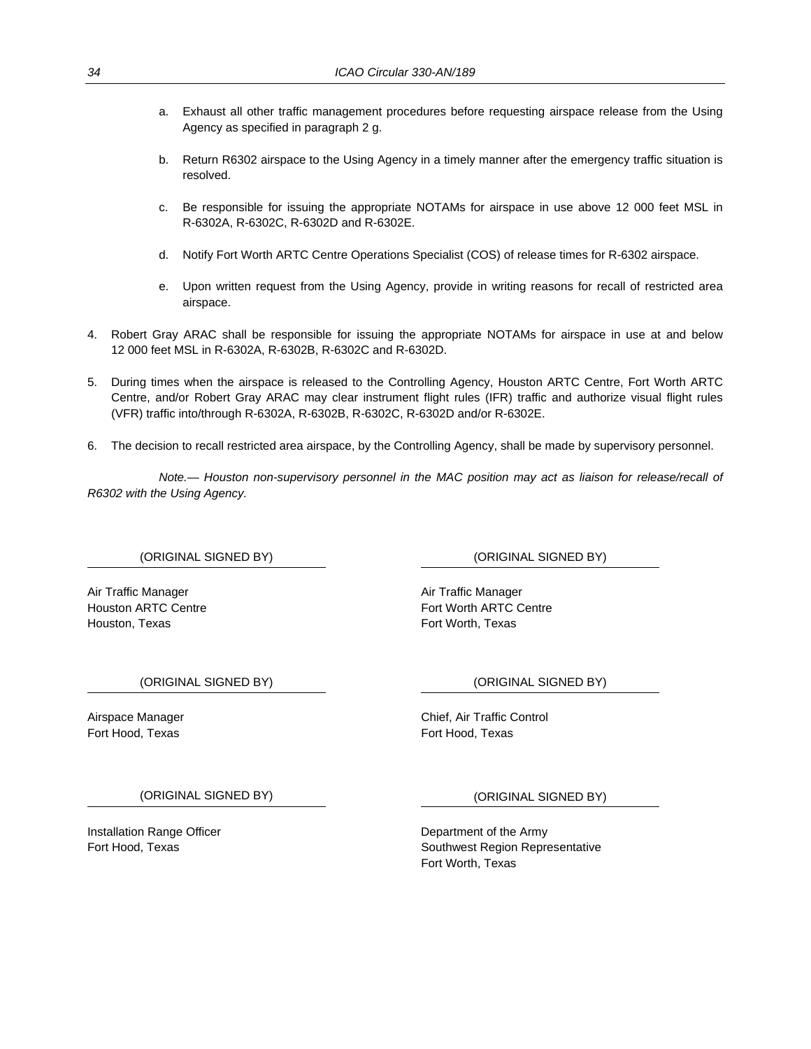a. Exhaust all other traffic management procedures before requesting airspace release from the Using Agency as specified in paragraph 2 g.

b. Return R6302 airspace to the Using Agency in a timely manner after the emergency traffic situation is resolved.

c. Be responsible for issuing the appropriate NOTAMs for airspace in use above 12 000 feet MSL in R-6302A, R-6302C, R-6302D and R-6302E.

d. Notify Fort Worth ARTC Centre Operations Specialist (COS) of release times for R-6302 airspace.

e. Upon written request from the Using Agency, provide in writing reasons for recall of restricted area airspace.

4. Robert Gray ARAC shall be responsible for issuing the appropriate NOTAMs for airspace in use at and below 12 000 feet MSL in R-6302A, R-6302B, R-6302C and R-6302D.

5. During times when the airspace is released to the Controlling Agency, Houston ARTC Centre, Fort Worth ARTC Centre, and/or Robert Gray ARAC may clear instrument flight rules (IFR) traffic and authorize visual flight rules (VFR) traffic into/through R-6302A, R-6302B, R-6302C, R-6302D and/or R-6302E.

6. The decision to recall restricted area airspace, by the Controlling Agency, shall be made by supervisory personnel.

*Note.— Houston non-supervisory personnel in the MAC position may act as liaison for release/recall of R6302 with the Using Agency.*

(ORIGINAL SIGNED BY)

Air Traffic Manager
Houston ARTC Centre
Houston, Texas

(ORIGINAL SIGNED BY)

Air Traffic Manager
Fort Worth ARTC Centre
Fort Worth, Texas

(ORIGINAL SIGNED BY)

Airspace Manager
Fort Hood, Texas

(ORIGINAL SIGNED BY)

Chief, Air Traffic Control
Fort Hood, Texas

(ORIGINAL SIGNED BY)

Installation Range Officer
Fort Hood, Texas

(ORIGINAL SIGNED BY)

Department of the Army
Southwest Region Representative
Fort Worth, Texas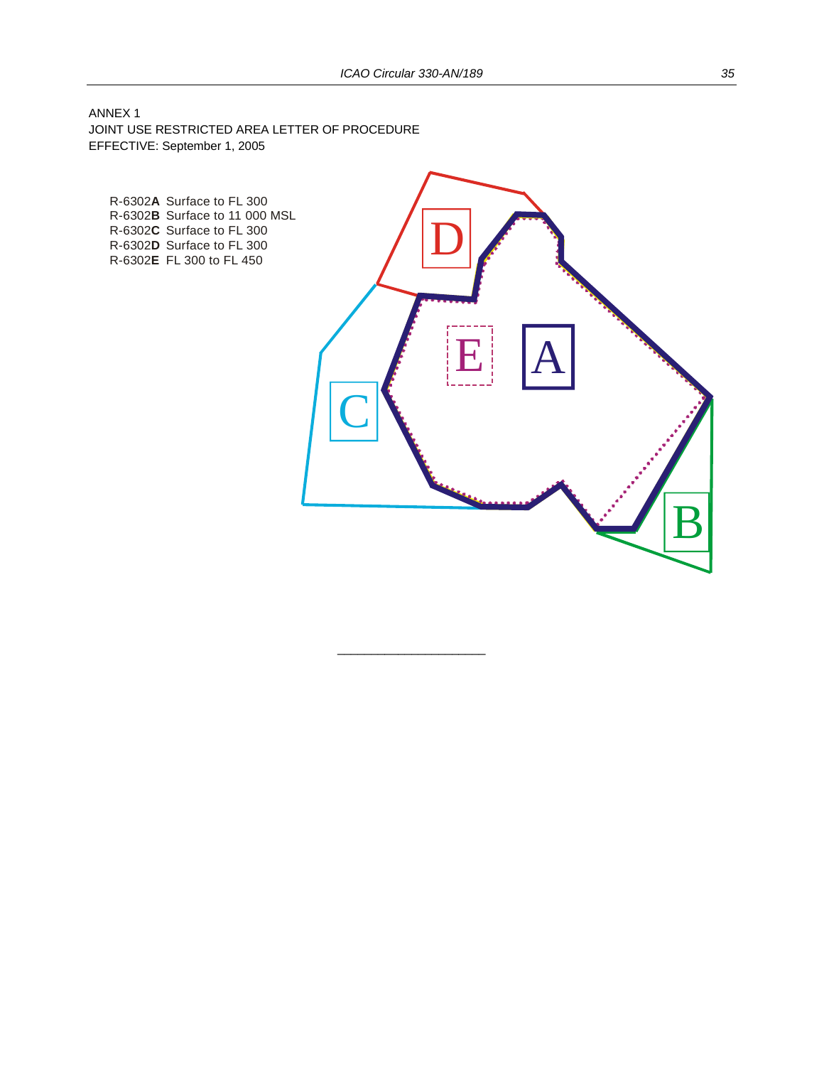ANNEX 1

JOINT USE RESTRICTED AREA LETTER OF PROCEDURE

EFFECTIVE: September 1, 2005

R-6302**A** Surface to FL 300
R-6302**B** Surface to 11 000 MSL
R-6302**C** Surface to FL 300
R-6302**D** Surface to FL 300
R-6302**E** FL 300 to FL 450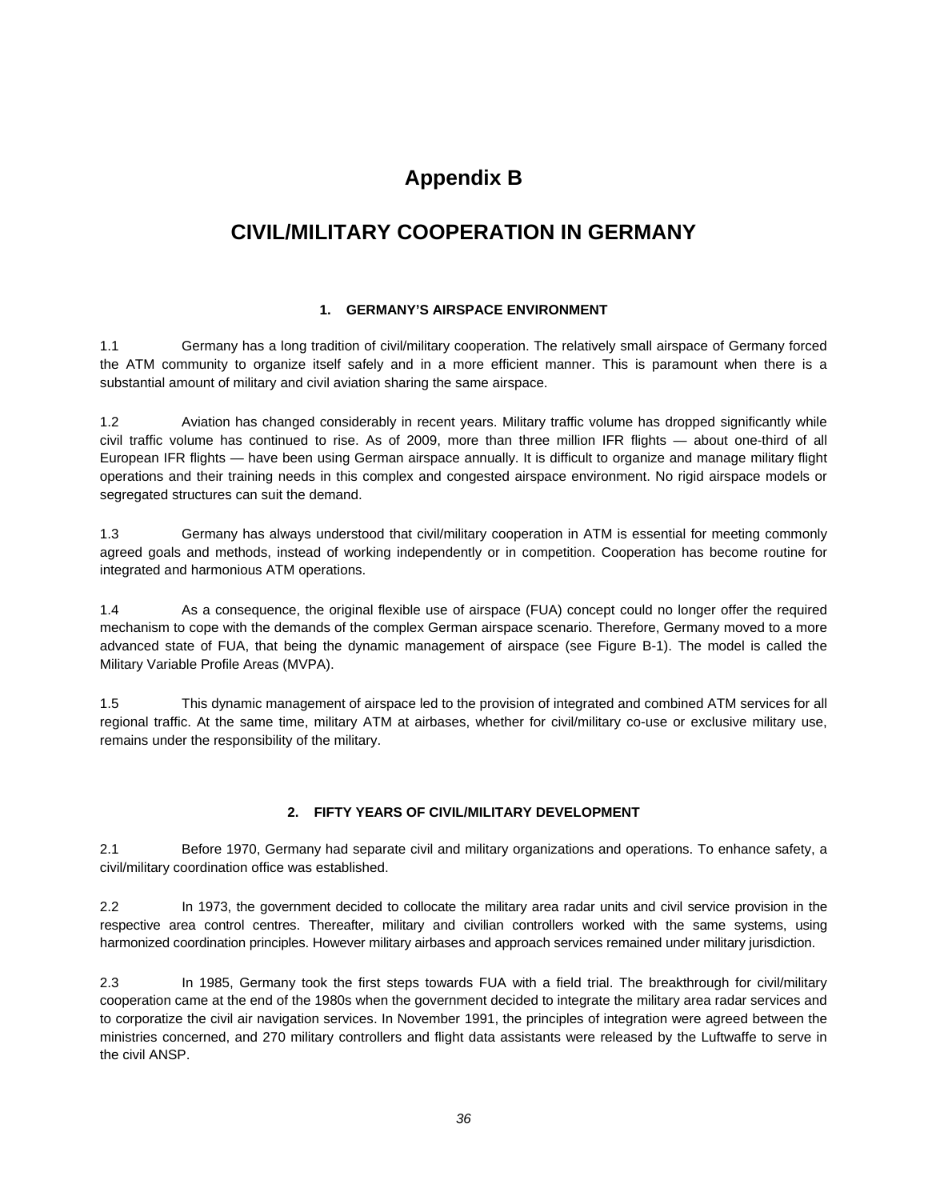# Appendix B

# CIVIL/MILITARY COOPERATION IN GERMANY

### 1. GERMANY'S AIRSPACE ENVIRONMENT

1.1 Germany has a long tradition of civil/military cooperation. The relatively small airspace of Germany forced the ATM community to organize itself safely and in a more efficient manner. This is paramount when there is a substantial amount of military and civil aviation sharing the same airspace.

1.2 Aviation has changed considerably in recent years. Military traffic volume has dropped significantly while civil traffic volume has continued to rise. As of 2009, more than three million IFR flights — about one-third of all European IFR flights — have been using German airspace annually. It is difficult to organize and manage military flight operations and their training needs in this complex and congested airspace environment. No rigid airspace models or segregated structures can suit the demand.

1.3 Germany has always understood that civil/military cooperation in ATM is essential for meeting commonly agreed goals and methods, instead of working independently or in competition. Cooperation has become routine for integrated and harmonious ATM operations.

1.4 As a consequence, the original flexible use of airspace (FUA) concept could no longer offer the required mechanism to cope with the demands of the complex German airspace scenario. Therefore, Germany moved to a more advanced state of FUA, that being the dynamic management of airspace (see Figure B-1). The model is called the Military Variable Profile Areas (MVPA).

1.5 This dynamic management of airspace led to the provision of integrated and combined ATM services for all regional traffic. At the same time, military ATM at airbases, whether for civil/military co-use or exclusive military use, remains under the responsibility of the military.

### 2. FIFTY YEARS OF CIVIL/MILITARY DEVELOPMENT

2.1 Before 1970, Germany had separate civil and military organizations and operations. To enhance safety, a civil/military coordination office was established.

2.2 In 1973, the government decided to collocate the military area radar units and civil service provision in the respective area control centres. Thereafter, military and civilian controllers worked with the same systems, using harmonized coordination principles. However military airbases and approach services remained under military jurisdiction.

2.3 In 1985, Germany took the first steps towards FUA with a field trial. The breakthrough for civil/military cooperation came at the end of the 1980s when the government decided to integrate the military area radar services and to corporatize the civil air navigation services. In November 1991, the principles of integration were agreed between the ministries concerned, and 270 military controllers and flight data assistants were released by the Luftwaffe to serve in the civil ANSP.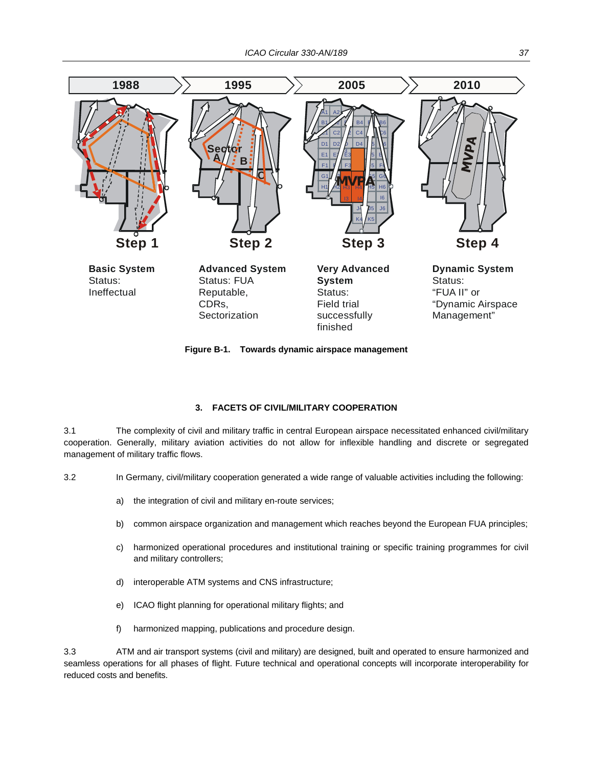| 1988 | 1995 | 2005 | 2010 |
|---|---|---|---|
| Step 1 | Step 2 | Step 3 | Step 4 |
| **Basic System** Status: Ineffectual | **Advanced System** Status: FUA Reputable, CDRs, Sectorization | **Very Advanced System** Status: Field trial successfully finished | **Dynamic System** Status: "FUA II" or "Dynamic Airspace Management" |

**Figure B-1. Towards dynamic airspace management**

### 3. FACETS OF CIVIL/MILITARY COOPERATION

3.1 The complexity of civil and military traffic in central European airspace necessitated enhanced civil/military cooperation. Generally, military aviation activities do not allow for inflexible handling and discrete or segregated management of military traffic flows.

3.2 In Germany, civil/military cooperation generated a wide range of valuable activities including the following:

a) the integration of civil and military en-route services;

b) common airspace organization and management which reaches beyond the European FUA principles;

c) harmonized operational procedures and institutional training or specific training programmes for civil and military controllers;

d) interoperable ATM systems and CNS infrastructure;

e) ICAO flight planning for operational military flights; and

f) harmonized mapping, publications and procedure design.

3.3 ATM and air transport systems (civil and military) are designed, built and operated to ensure harmonized and seamless operations for all phases of flight. Future technical and operational concepts will incorporate interoperability for reduced costs and benefits.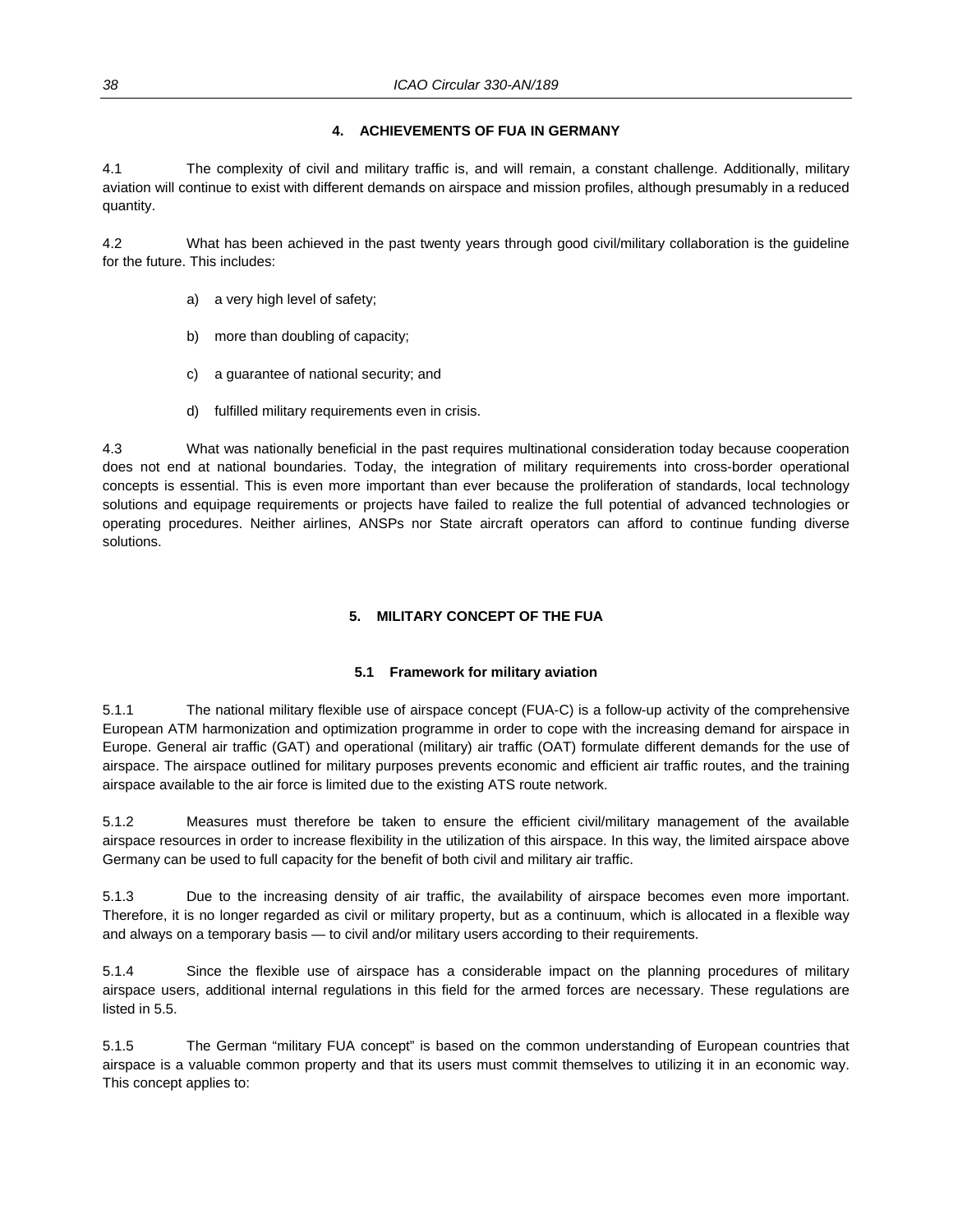## 4. ACHIEVEMENTS OF FUA IN GERMANY

4.1 The complexity of civil and military traffic is, and will remain, a constant challenge. Additionally, military aviation will continue to exist with different demands on airspace and mission profiles, although presumably in a reduced quantity.

4.2 What has been achieved in the past twenty years through good civil/military collaboration is the guideline for the future. This includes:

a) a very high level of safety;

b) more than doubling of capacity;

c) a guarantee of national security; and

d) fulfilled military requirements even in crisis.

4.3 What was nationally beneficial in the past requires multinational consideration today because cooperation does not end at national boundaries. Today, the integration of military requirements into cross-border operational concepts is essential. This is even more important than ever because the proliferation of standards, local technology solutions and equipage requirements or projects have failed to realize the full potential of advanced technologies or operating procedures. Neither airlines, ANSPs nor State aircraft operators can afford to continue funding diverse solutions.

## 5. MILITARY CONCEPT OF THE FUA

### 5.1 Framework for military aviation

5.1.1 The national military flexible use of airspace concept (FUA-C) is a follow-up activity of the comprehensive European ATM harmonization and optimization programme in order to cope with the increasing demand for airspace in Europe. General air traffic (GAT) and operational (military) air traffic (OAT) formulate different demands for the use of airspace. The airspace outlined for military purposes prevents economic and efficient air traffic routes, and the training airspace available to the air force is limited due to the existing ATS route network.

5.1.2 Measures must therefore be taken to ensure the efficient civil/military management of the available airspace resources in order to increase flexibility in the utilization of this airspace. In this way, the limited airspace above Germany can be used to full capacity for the benefit of both civil and military air traffic.

5.1.3 Due to the increasing density of air traffic, the availability of airspace becomes even more important. Therefore, it is no longer regarded as civil or military property, but as a continuum, which is allocated in a flexible way and always on a temporary basis — to civil and/or military users according to their requirements.

5.1.4 Since the flexible use of airspace has a considerable impact on the planning procedures of military airspace users, additional internal regulations in this field for the armed forces are necessary. These regulations are listed in 5.5.

5.1.5 The German "military FUA concept" is based on the common understanding of European countries that airspace is a valuable common property and that its users must commit themselves to utilizing it in an economic way. This concept applies to: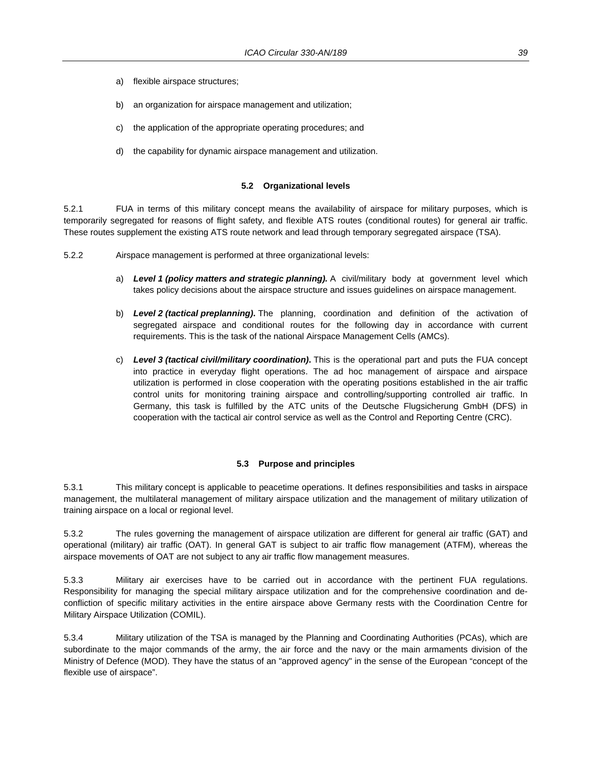a) flexible airspace structures;

b) an organization for airspace management and utilization;

c) the application of the appropriate operating procedures; and

d) the capability for dynamic airspace management and utilization.

### 5.2 Organizational levels

5.2.1 FUA in terms of this military concept means the availability of airspace for military purposes, which is temporarily segregated for reasons of flight safety, and flexible ATS routes (conditional routes) for general air traffic. These routes supplement the existing ATS route network and lead through temporary segregated airspace (TSA).

5.2.2 Airspace management is performed at three organizational levels:

a) ***Level 1 (policy matters and strategic planning).*** A civil/military body at government level which takes policy decisions about the airspace structure and issues guidelines on airspace management.

b) ***Level 2 (tactical preplanning)*****.** The planning, coordination and definition of the activation of segregated airspace and conditional routes for the following day in accordance with current requirements. This is the task of the national Airspace Management Cells (AMCs).

c) ***Level 3 (tactical civil/military coordination)*****.** This is the operational part and puts the FUA concept into practice in everyday flight operations. The ad hoc management of airspace and airspace utilization is performed in close cooperation with the operating positions established in the air traffic control units for monitoring training airspace and controlling/supporting controlled air traffic. In Germany, this task is fulfilled by the ATC units of the Deutsche Flugsicherung GmbH (DFS) in cooperation with the tactical air control service as well as the Control and Reporting Centre (CRC).

### 5.3 Purpose and principles

5.3.1 This military concept is applicable to peacetime operations. It defines responsibilities and tasks in airspace management, the multilateral management of military airspace utilization and the management of military utilization of training airspace on a local or regional level.

5.3.2 The rules governing the management of airspace utilization are different for general air traffic (GAT) and operational (military) air traffic (OAT). In general GAT is subject to air traffic flow management (ATFM), whereas the airspace movements of OAT are not subject to any air traffic flow management measures.

5.3.3 Military air exercises have to be carried out in accordance with the pertinent FUA regulations. Responsibility for managing the special military airspace utilization and for the comprehensive coordination and de-confliction of specific military activities in the entire airspace above Germany rests with the Coordination Centre for Military Airspace Utilization (COMIL).

5.3.4 Military utilization of the TSA is managed by the Planning and Coordinating Authorities (PCAs), which are subordinate to the major commands of the army, the air force and the navy or the main armaments division of the Ministry of Defence (MOD). They have the status of an "approved agency" in the sense of the European "concept of the flexible use of airspace".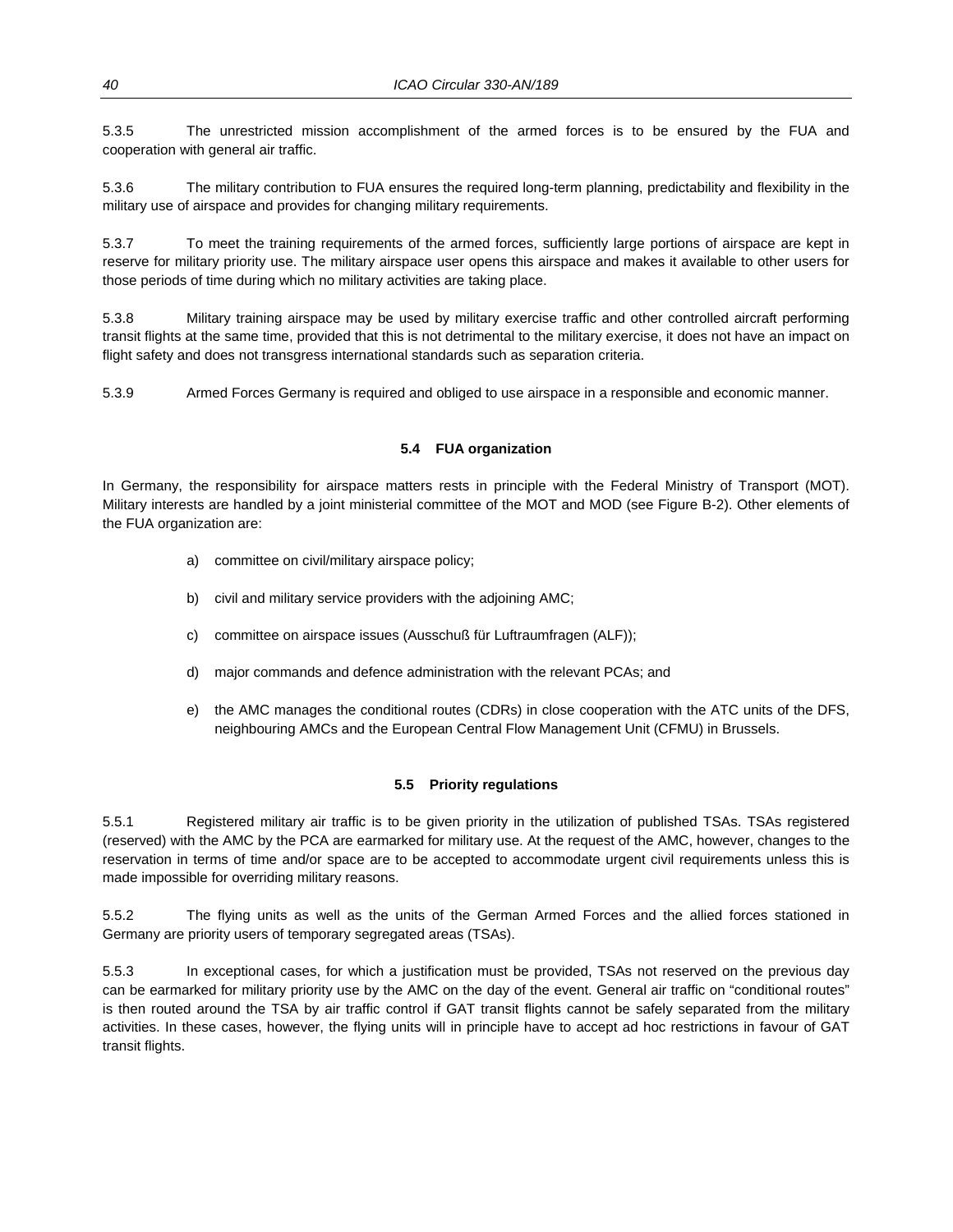5.3.5 The unrestricted mission accomplishment of the armed forces is to be ensured by the FUA and cooperation with general air traffic.

5.3.6 The military contribution to FUA ensures the required long-term planning, predictability and flexibility in the military use of airspace and provides for changing military requirements.

5.3.7 To meet the training requirements of the armed forces, sufficiently large portions of airspace are kept in reserve for military priority use. The military airspace user opens this airspace and makes it available to other users for those periods of time during which no military activities are taking place.

5.3.8 Military training airspace may be used by military exercise traffic and other controlled aircraft performing transit flights at the same time, provided that this is not detrimental to the military exercise, it does not have an impact on flight safety and does not transgress international standards such as separation criteria.

5.3.9 Armed Forces Germany is required and obliged to use airspace in a responsible and economic manner.

### 5.4 FUA organization

In Germany, the responsibility for airspace matters rests in principle with the Federal Ministry of Transport (MOT). Military interests are handled by a joint ministerial committee of the MOT and MOD (see Figure B-2). Other elements of the FUA organization are:

a) committee on civil/military airspace policy;

b) civil and military service providers with the adjoining AMC;

c) committee on airspace issues (Ausschuß für Luftraumfragen (ALF));

d) major commands and defence administration with the relevant PCAs; and

e) the AMC manages the conditional routes (CDRs) in close cooperation with the ATC units of the DFS, neighbouring AMCs and the European Central Flow Management Unit (CFMU) in Brussels.

### 5.5 Priority regulations

5.5.1 Registered military air traffic is to be given priority in the utilization of published TSAs. TSAs registered (reserved) with the AMC by the PCA are earmarked for military use. At the request of the AMC, however, changes to the reservation in terms of time and/or space are to be accepted to accommodate urgent civil requirements unless this is made impossible for overriding military reasons.

5.5.2 The flying units as well as the units of the German Armed Forces and the allied forces stationed in Germany are priority users of temporary segregated areas (TSAs).

5.5.3 In exceptional cases, for which a justification must be provided, TSAs not reserved on the previous day can be earmarked for military priority use by the AMC on the day of the event. General air traffic on "conditional routes" is then routed around the TSA by air traffic control if GAT transit flights cannot be safely separated from the military activities. In these cases, however, the flying units will in principle have to accept ad hoc restrictions in favour of GAT transit flights.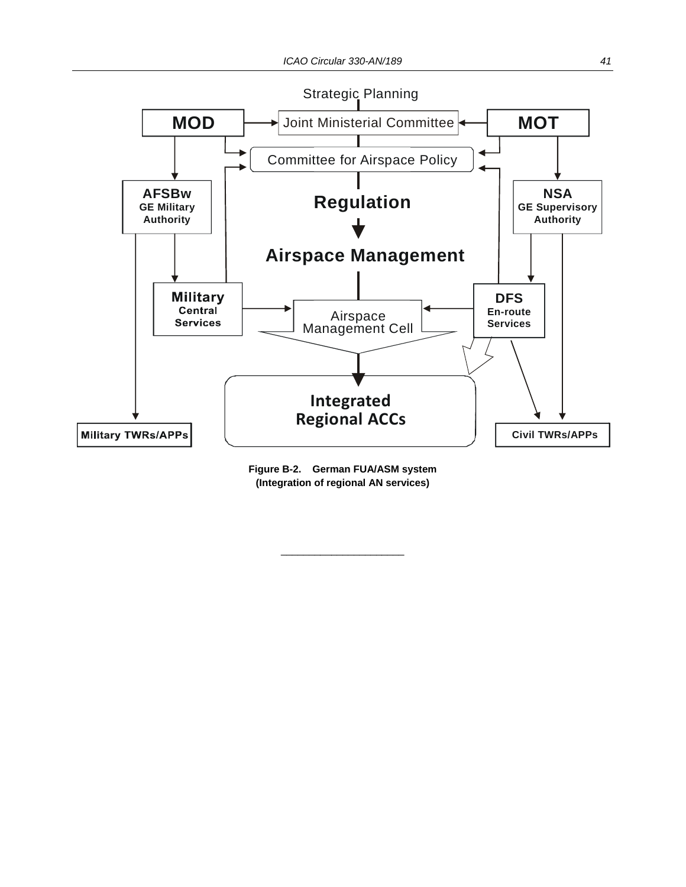Strategic Planning

MOD → Joint Ministerial Committee ← MOT

Committee for Airspace Policy

AFSBw
GE Military Authority

NSA
GE Supervisory Authority

**Regulation**

**Airspace Management**

Military Central Services

Airspace Management Cell

DFS
En-route Services

Integrated Regional ACCs

Military TWRs/APPs

Civil TWRs/APPs

**Figure B-2. German FUA/ASM system**
**(Integration of regional AN services)**

---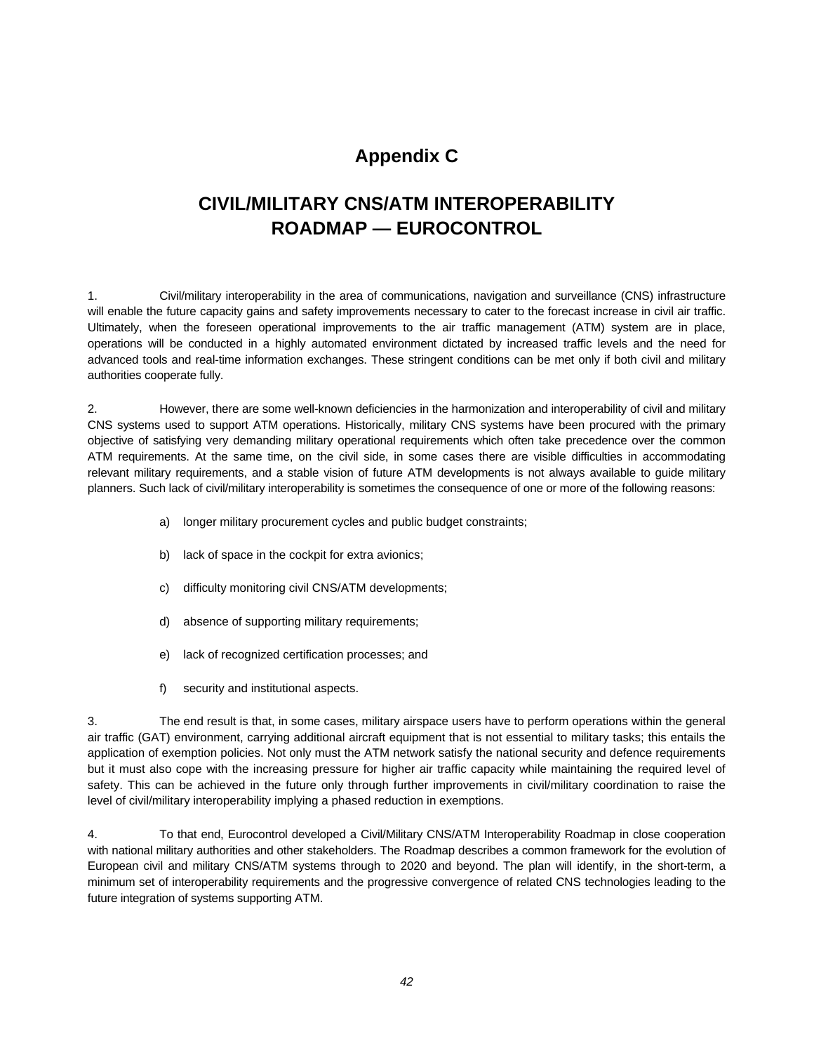# Appendix C

# CIVIL/MILITARY CNS/ATM INTEROPERABILITY ROADMAP — EUROCONTROL

1. Civil/military interoperability in the area of communications, navigation and surveillance (CNS) infrastructure will enable the future capacity gains and safety improvements necessary to cater to the forecast increase in civil air traffic. Ultimately, when the foreseen operational improvements to the air traffic management (ATM) system are in place, operations will be conducted in a highly automated environment dictated by increased traffic levels and the need for advanced tools and real-time information exchanges. These stringent conditions can be met only if both civil and military authorities cooperate fully.

2. However, there are some well-known deficiencies in the harmonization and interoperability of civil and military CNS systems used to support ATM operations. Historically, military CNS systems have been procured with the primary objective of satisfying very demanding military operational requirements which often take precedence over the common ATM requirements. At the same time, on the civil side, in some cases there are visible difficulties in accommodating relevant military requirements, and a stable vision of future ATM developments is not always available to guide military planners. Such lack of civil/military interoperability is sometimes the consequence of one or more of the following reasons:

a) longer military procurement cycles and public budget constraints;

b) lack of space in the cockpit for extra avionics;

c) difficulty monitoring civil CNS/ATM developments;

d) absence of supporting military requirements;

e) lack of recognized certification processes; and

f) security and institutional aspects.

3. The end result is that, in some cases, military airspace users have to perform operations within the general air traffic (GAT) environment, carrying additional aircraft equipment that is not essential to military tasks; this entails the application of exemption policies. Not only must the ATM network satisfy the national security and defence requirements but it must also cope with the increasing pressure for higher air traffic capacity while maintaining the required level of safety. This can be achieved in the future only through further improvements in civil/military coordination to raise the level of civil/military interoperability implying a phased reduction in exemptions.

4. To that end, Eurocontrol developed a Civil/Military CNS/ATM Interoperability Roadmap in close cooperation with national military authorities and other stakeholders. The Roadmap describes a common framework for the evolution of European civil and military CNS/ATM systems through to 2020 and beyond. The plan will identify, in the short-term, a minimum set of interoperability requirements and the progressive convergence of related CNS technologies leading to the future integration of systems supporting ATM.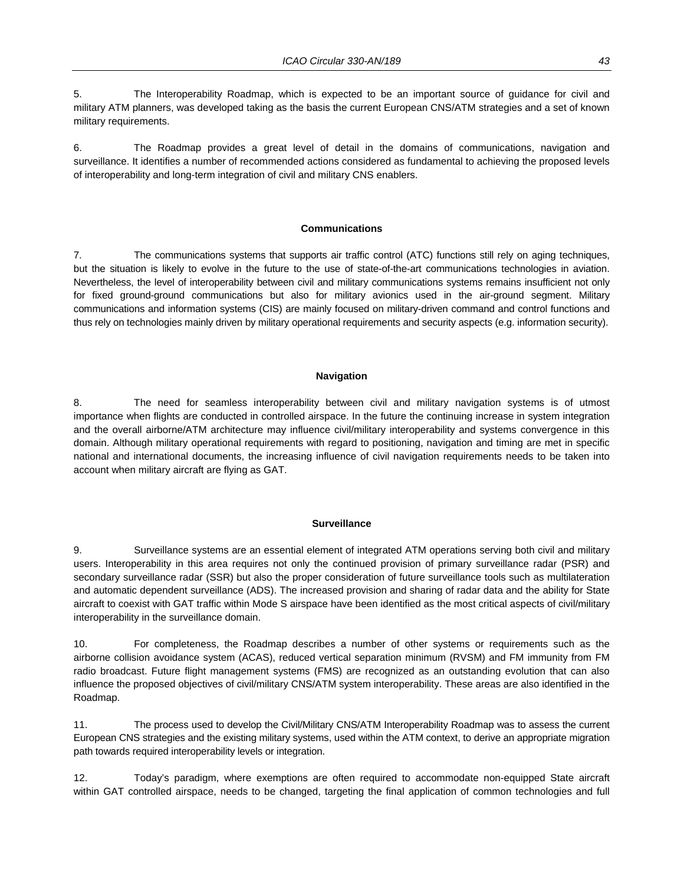5. The Interoperability Roadmap, which is expected to be an important source of guidance for civil and military ATM planners, was developed taking as the basis the current European CNS/ATM strategies and a set of known military requirements.

6. The Roadmap provides a great level of detail in the domains of communications, navigation and surveillance. It identifies a number of recommended actions considered as fundamental to achieving the proposed levels of interoperability and long-term integration of civil and military CNS enablers.

**Communications**

7. The communications systems that supports air traffic control (ATC) functions still rely on aging techniques, but the situation is likely to evolve in the future to the use of state-of-the-art communications technologies in aviation. Nevertheless, the level of interoperability between civil and military communications systems remains insufficient not only for fixed ground-ground communications but also for military avionics used in the air-ground segment. Military communications and information systems (CIS) are mainly focused on military-driven command and control functions and thus rely on technologies mainly driven by military operational requirements and security aspects (e.g. information security).

**Navigation**

8. The need for seamless interoperability between civil and military navigation systems is of utmost importance when flights are conducted in controlled airspace. In the future the continuing increase in system integration and the overall airborne/ATM architecture may influence civil/military interoperability and systems convergence in this domain. Although military operational requirements with regard to positioning, navigation and timing are met in specific national and international documents, the increasing influence of civil navigation requirements needs to be taken into account when military aircraft are flying as GAT.

**Surveillance**

9. Surveillance systems are an essential element of integrated ATM operations serving both civil and military users. Interoperability in this area requires not only the continued provision of primary surveillance radar (PSR) and secondary surveillance radar (SSR) but also the proper consideration of future surveillance tools such as multilateration and automatic dependent surveillance (ADS). The increased provision and sharing of radar data and the ability for State aircraft to coexist with GAT traffic within Mode S airspace have been identified as the most critical aspects of civil/military interoperability in the surveillance domain.

10. For completeness, the Roadmap describes a number of other systems or requirements such as the airborne collision avoidance system (ACAS), reduced vertical separation minimum (RVSM) and FM immunity from FM radio broadcast. Future flight management systems (FMS) are recognized as an outstanding evolution that can also influence the proposed objectives of civil/military CNS/ATM system interoperability. These areas are also identified in the Roadmap.

11. The process used to develop the Civil/Military CNS/ATM Interoperability Roadmap was to assess the current European CNS strategies and the existing military systems, used within the ATM context, to derive an appropriate migration path towards required interoperability levels or integration.

12. Today's paradigm, where exemptions are often required to accommodate non-equipped State aircraft within GAT controlled airspace, needs to be changed, targeting the final application of common technologies and full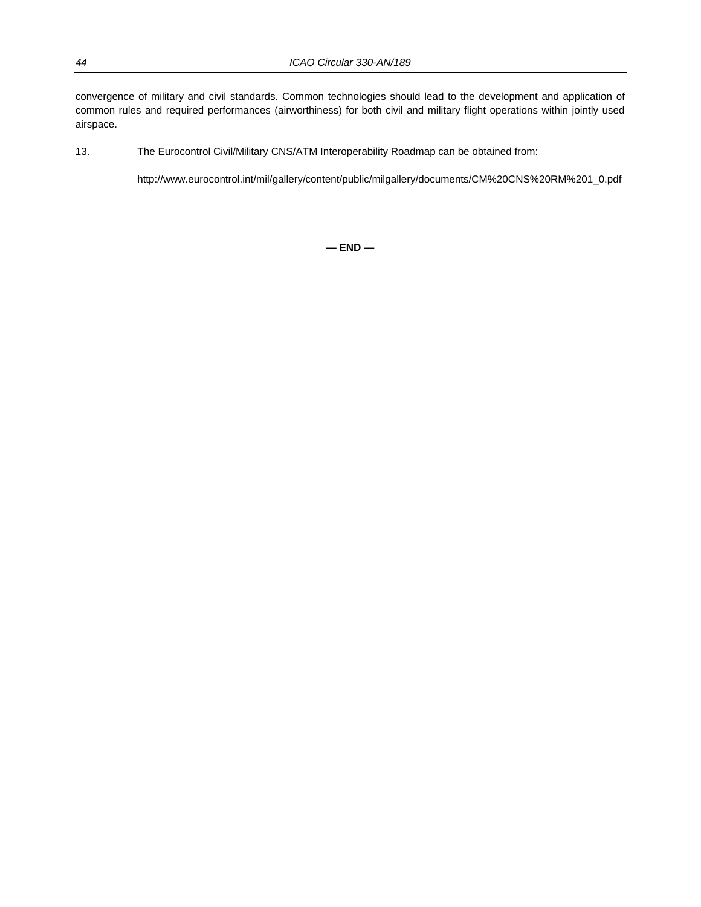convergence of military and civil standards. Common technologies should lead to the development and application of common rules and required performances (airworthiness) for both civil and military flight operations within jointly used airspace.

13. The Eurocontrol Civil/Military CNS/ATM Interoperability Roadmap can be obtained from:

http://www.eurocontrol.int/mil/gallery/content/public/milgallery/documents/CM%20CNS%20RM%201_0.pdf

**— END —**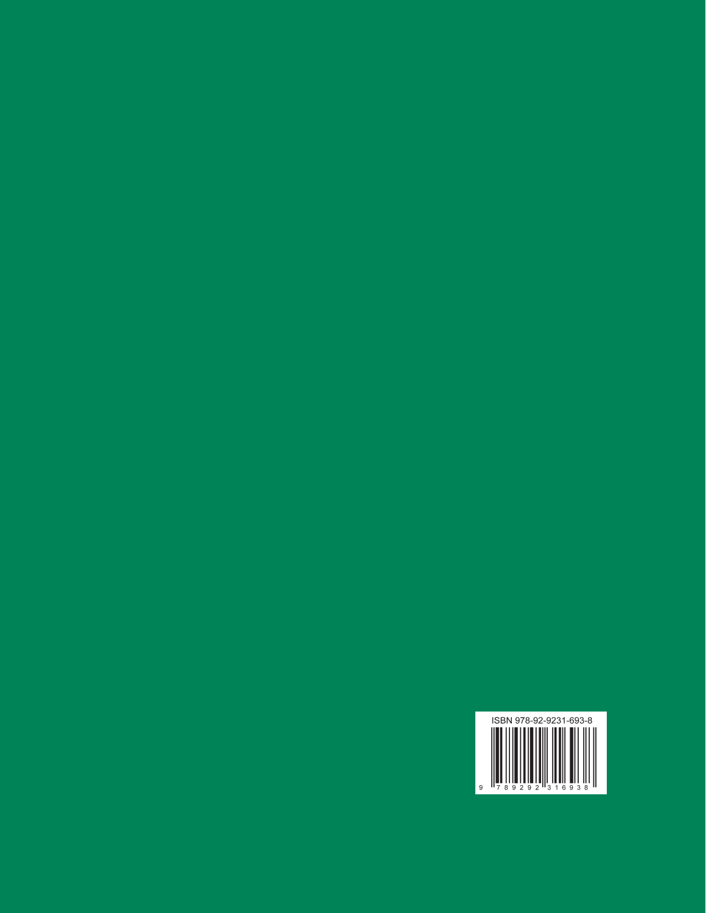ISBN 978-92-9231-693-8

9 789292 316938